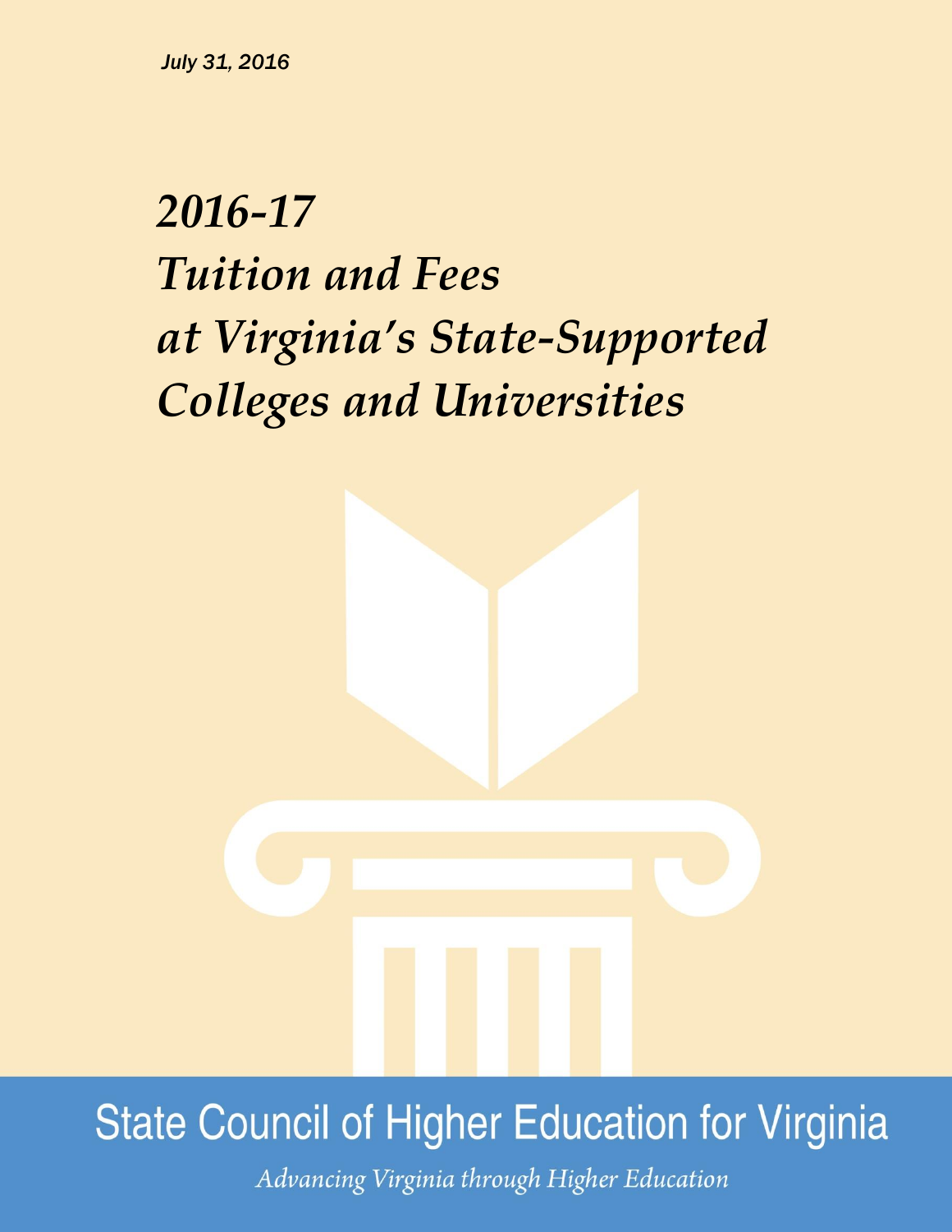*July 31, 2016*

# *2016-17 Tuition and Fees at Virginia's State-Supported Colleges and Universities*

State Council of Higher Education for Virginia

*Advancing Virginia through Higher Education*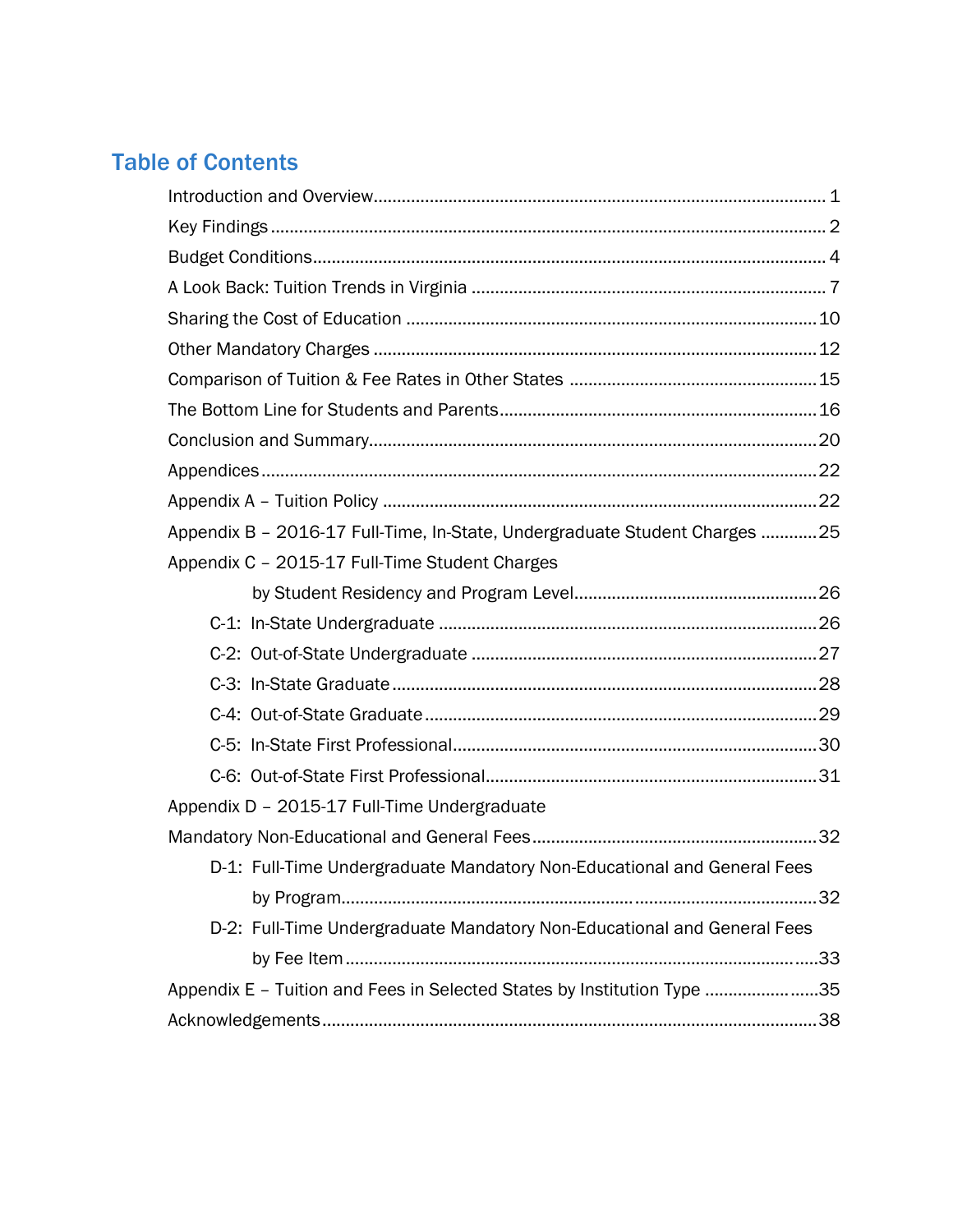## Table of Contents

| | |
|---|---|
| Introduction and Overview | 1 |
| Key Findings | 2 |
| Budget Conditions | 4 |
| A Look Back: Tuition Trends in Virginia | 7 |
| Sharing the Cost of Education | 10 |
| Other Mandatory Charges | 12 |
| Comparison of Tuition & Fee Rates in Other States | 15 |
| The Bottom Line for Students and Parents | 16 |
| Conclusion and Summary | 20 |
| Appendices | 22 |
| Appendix A – Tuition Policy | 22 |
| Appendix B – 2016-17 Full-Time, In-State, Undergraduate Student Charges | 25 |
| Appendix C – 2015-17 Full-Time Student Charges by Student Residency and Program Level | 26 |
| C-1: In-State Undergraduate | 26 |
| C-2: Out-of-State Undergraduate | 27 |
| C-3: In-State Graduate | 28 |
| C-4: Out-of-State Graduate | 29 |
| C-5: In-State First Professional | 30 |
| C-6: Out-of-State First Professional | 31 |
| Appendix D – 2015-17 Full-Time Undergraduate Mandatory Non-Educational and General Fees | 32 |
| D-1: Full-Time Undergraduate Mandatory Non-Educational and General Fees by Program | 32 |
| D-2: Full-Time Undergraduate Mandatory Non-Educational and General Fees by Fee Item | 33 |
| Appendix E – Tuition and Fees in Selected States by Institution Type | 35 |
| Acknowledgements | 38 |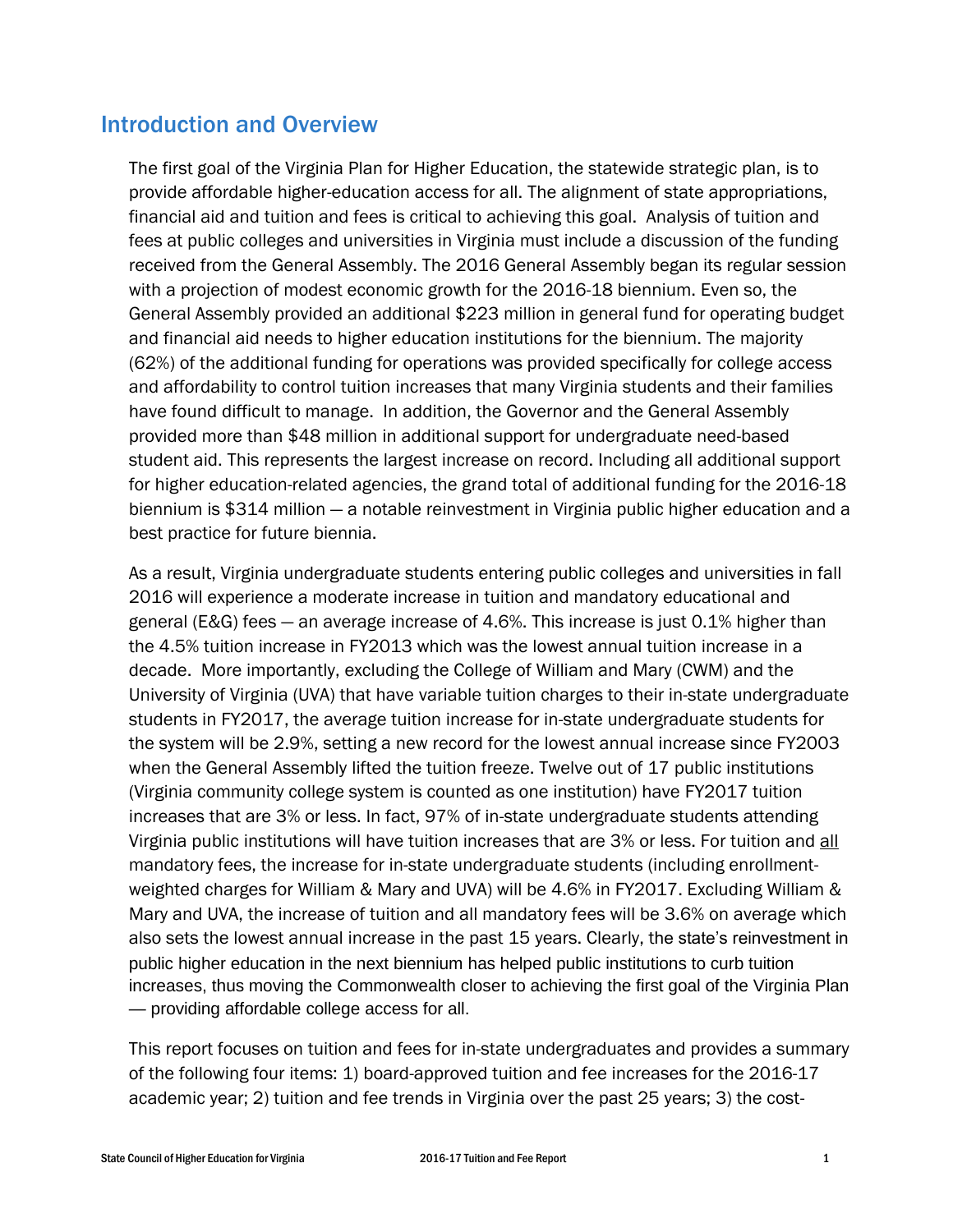## Introduction and Overview

The first goal of the Virginia Plan for Higher Education, the statewide strategic plan, is to provide affordable higher-education access for all. The alignment of state appropriations, financial aid and tuition and fees is critical to achieving this goal. Analysis of tuition and fees at public colleges and universities in Virginia must include a discussion of the funding received from the General Assembly. The 2016 General Assembly began its regular session with a projection of modest economic growth for the 2016-18 biennium. Even so, the General Assembly provided an additional $223 million in general fund for operating budget and financial aid needs to higher education institutions for the biennium. The majority (62%) of the additional funding for operations was provided specifically for college access and affordability to control tuition increases that many Virginia students and their families have found difficult to manage. In addition, the Governor and the General Assembly provided more than $48 million in additional support for undergraduate need-based student aid. This represents the largest increase on record. Including all additional support for higher education-related agencies, the grand total of additional funding for the 2016-18 biennium is $314 million — a notable reinvestment in Virginia public higher education and a best practice for future biennia.

As a result, Virginia undergraduate students entering public colleges and universities in fall 2016 will experience a moderate increase in tuition and mandatory educational and general (E&G) fees — an average increase of 4.6%. This increase is just 0.1% higher than the 4.5% tuition increase in FY2013 which was the lowest annual tuition increase in a decade. More importantly, excluding the College of William and Mary (CWM) and the University of Virginia (UVA) that have variable tuition charges to their in-state undergraduate students in FY2017, the average tuition increase for in-state undergraduate students for the system will be 2.9%, setting a new record for the lowest annual increase since FY2003 when the General Assembly lifted the tuition freeze. Twelve out of 17 public institutions (Virginia community college system is counted as one institution) have FY2017 tuition increases that are 3% or less. In fact, 97% of in-state undergraduate students attending Virginia public institutions will have tuition increases that are 3% or less. For tuition and <u>all</u> mandatory fees, the increase for in-state undergraduate students (including enrollment-weighted charges for William & Mary and UVA) will be 4.6% in FY2017. Excluding William & Mary and UVA, the increase of tuition and all mandatory fees will be 3.6% on average which also sets the lowest annual increase in the past 15 years. Clearly, the state's reinvestment in public higher education in the next biennium has helped public institutions to curb tuition increases, thus moving the Commonwealth closer to achieving the first goal of the Virginia Plan — providing affordable college access for all.

This report focuses on tuition and fees for in-state undergraduates and provides a summary of the following four items: 1) board-approved tuition and fee increases for the 2016-17 academic year; 2) tuition and fee trends in Virginia over the past 25 years; 3) the cost-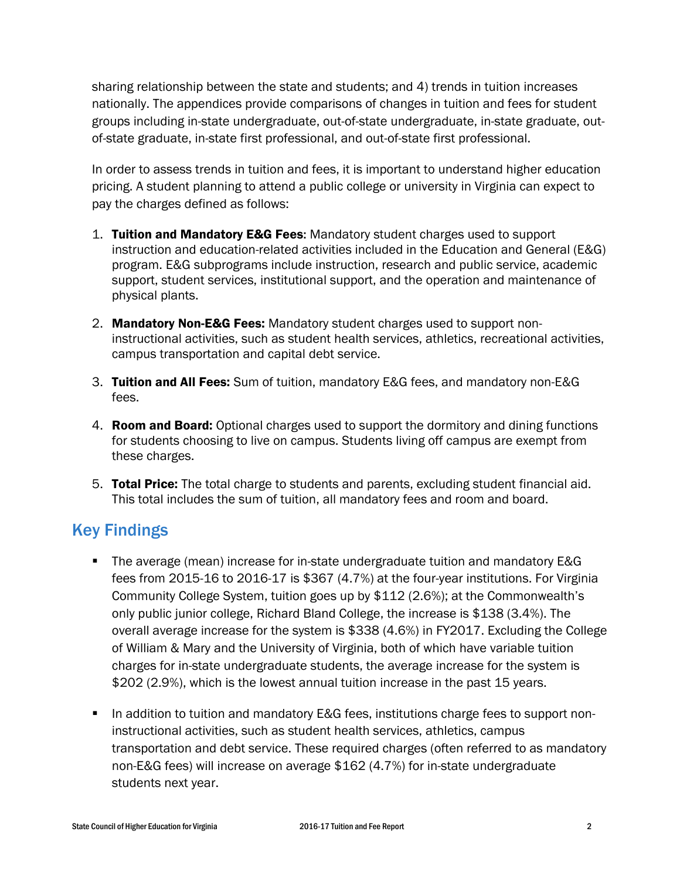sharing relationship between the state and students; and 4) trends in tuition increases nationally. The appendices provide comparisons of changes in tuition and fees for student groups including in-state undergraduate, out-of-state undergraduate, in-state graduate, out-of-state graduate, in-state first professional, and out-of-state first professional.

In order to assess trends in tuition and fees, it is important to understand higher education pricing. A student planning to attend a public college or university in Virginia can expect to pay the charges defined as follows:

1. **Tuition and Mandatory E&G Fees**: Mandatory student charges used to support instruction and education-related activities included in the Education and General (E&G) program. E&G subprograms include instruction, research and public service, academic support, student services, institutional support, and the operation and maintenance of physical plants.
2. **Mandatory Non-E&G Fees:** Mandatory student charges used to support non-instructional activities, such as student health services, athletics, recreational activities, campus transportation and capital debt service.
3. **Tuition and All Fees:** Sum of tuition, mandatory E&G fees, and mandatory non-E&G fees.
4. **Room and Board:** Optional charges used to support the dormitory and dining functions for students choosing to live on campus. Students living off campus are exempt from these charges.
5. **Total Price:** The total charge to students and parents, excluding student financial aid. This total includes the sum of tuition, all mandatory fees and room and board.

## Key Findings

- The average (mean) increase for in-state undergraduate tuition and mandatory E&G fees from 2015-16 to 2016-17 is $367 (4.7%) at the four-year institutions. For Virginia Community College System, tuition goes up by $112 (2.6%); at the Commonwealth's only public junior college, Richard Bland College, the increase is $138 (3.4%). The overall average increase for the system is $338 (4.6%) in FY2017. Excluding the College of William & Mary and the University of Virginia, both of which have variable tuition charges for in-state undergraduate students, the average increase for the system is $202 (2.9%), which is the lowest annual tuition increase in the past 15 years.
- In addition to tuition and mandatory E&G fees, institutions charge fees to support non-instructional activities, such as student health services, athletics, campus transportation and debt service. These required charges (often referred to as mandatory non-E&G fees) will increase on average $162 (4.7%) for in-state undergraduate students next year.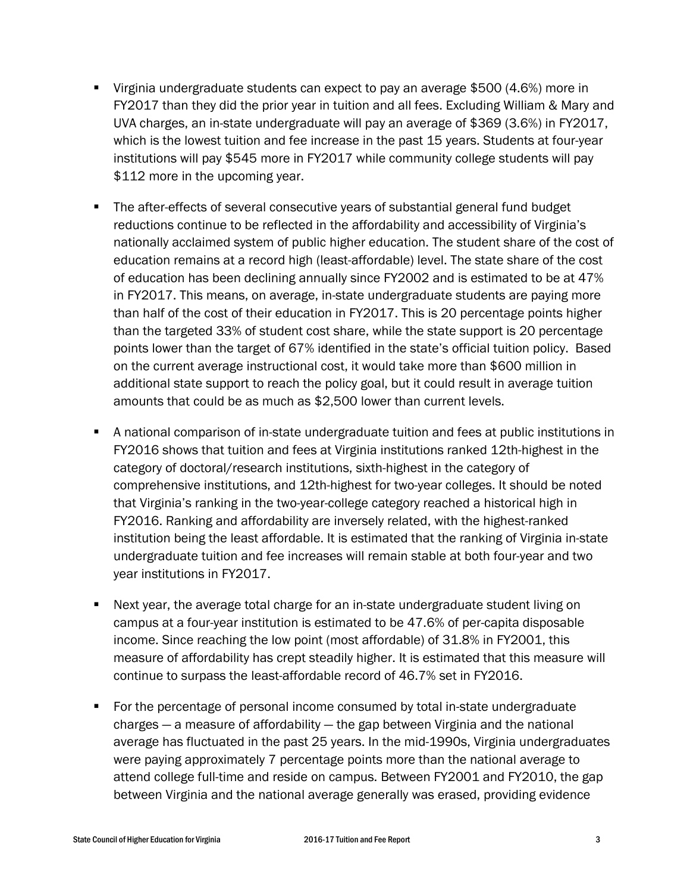- Virginia undergraduate students can expect to pay an average $500 (4.6%) more in FY2017 than they did the prior year in tuition and all fees. Excluding William & Mary and UVA charges, an in-state undergraduate will pay an average of $369 (3.6%) in FY2017, which is the lowest tuition and fee increase in the past 15 years. Students at four-year institutions will pay $545 more in FY2017 while community college students will pay $112 more in the upcoming year.

- The after-effects of several consecutive years of substantial general fund budget reductions continue to be reflected in the affordability and accessibility of Virginia's nationally acclaimed system of public higher education. The student share of the cost of education remains at a record high (least-affordable) level. The state share of the cost of education has been declining annually since FY2002 and is estimated to be at 47% in FY2017. This means, on average, in-state undergraduate students are paying more than half of the cost of their education in FY2017. This is 20 percentage points higher than the targeted 33% of student cost share, while the state support is 20 percentage points lower than the target of 67% identified in the state's official tuition policy. Based on the current average instructional cost, it would take more than $600 million in additional state support to reach the policy goal, but it could result in average tuition amounts that could be as much as $2,500 lower than current levels.

- A national comparison of in-state undergraduate tuition and fees at public institutions in FY2016 shows that tuition and fees at Virginia institutions ranked 12th-highest in the category of doctoral/research institutions, sixth-highest in the category of comprehensive institutions, and 12th-highest for two-year colleges. It should be noted that Virginia's ranking in the two-year-college category reached a historical high in FY2016. Ranking and affordability are inversely related, with the highest-ranked institution being the least affordable. It is estimated that the ranking of Virginia in-state undergraduate tuition and fee increases will remain stable at both four-year and two year institutions in FY2017.

- Next year, the average total charge for an in-state undergraduate student living on campus at a four-year institution is estimated to be 47.6% of per-capita disposable income. Since reaching the low point (most affordable) of 31.8% in FY2001, this measure of affordability has crept steadily higher. It is estimated that this measure will continue to surpass the least-affordable record of 46.7% set in FY2016.

- For the percentage of personal income consumed by total in-state undergraduate charges — a measure of affordability — the gap between Virginia and the national average has fluctuated in the past 25 years. In the mid-1990s, Virginia undergraduates were paying approximately 7 percentage points more than the national average to attend college full-time and reside on campus. Between FY2001 and FY2010, the gap between Virginia and the national average generally was erased, providing evidence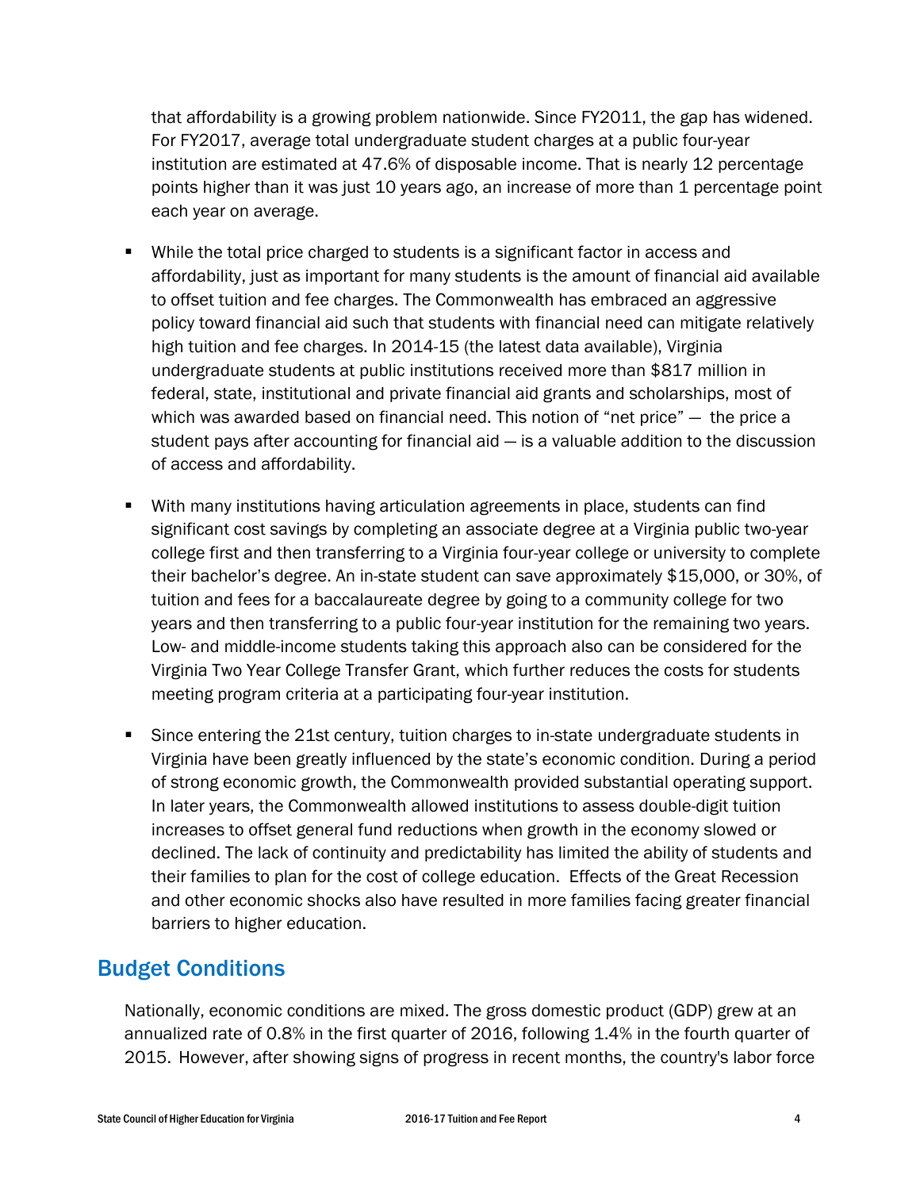that affordability is a growing problem nationwide. Since FY2011, the gap has widened. For FY2017, average total undergraduate student charges at a public four-year institution are estimated at 47.6% of disposable income. That is nearly 12 percentage points higher than it was just 10 years ago, an increase of more than 1 percentage point each year on average.

- While the total price charged to students is a significant factor in access and affordability, just as important for many students is the amount of financial aid available to offset tuition and fee charges. The Commonwealth has embraced an aggressive policy toward financial aid such that students with financial need can mitigate relatively high tuition and fee charges. In 2014-15 (the latest data available), Virginia undergraduate students at public institutions received more than $817 million in federal, state, institutional and private financial aid grants and scholarships, most of which was awarded based on financial need. This notion of "net price" — the price a student pays after accounting for financial aid — is a valuable addition to the discussion of access and affordability.

- With many institutions having articulation agreements in place, students can find significant cost savings by completing an associate degree at a Virginia public two-year college first and then transferring to a Virginia four-year college or university to complete their bachelor's degree. An in-state student can save approximately $15,000, or 30%, of tuition and fees for a baccalaureate degree by going to a community college for two years and then transferring to a public four-year institution for the remaining two years. Low- and middle-income students taking this approach also can be considered for the Virginia Two Year College Transfer Grant, which further reduces the costs for students meeting program criteria at a participating four-year institution.

- Since entering the 21st century, tuition charges to in-state undergraduate students in Virginia have been greatly influenced by the state's economic condition. During a period of strong economic growth, the Commonwealth provided substantial operating support. In later years, the Commonwealth allowed institutions to assess double-digit tuition increases to offset general fund reductions when growth in the economy slowed or declined. The lack of continuity and predictability has limited the ability of students and their families to plan for the cost of college education. Effects of the Great Recession and other economic shocks also have resulted in more families facing greater financial barriers to higher education.

## Budget Conditions

Nationally, economic conditions are mixed. The gross domestic product (GDP) grew at an annualized rate of 0.8% in the first quarter of 2016, following 1.4% in the fourth quarter of 2015. However, after showing signs of progress in recent months, the country's labor force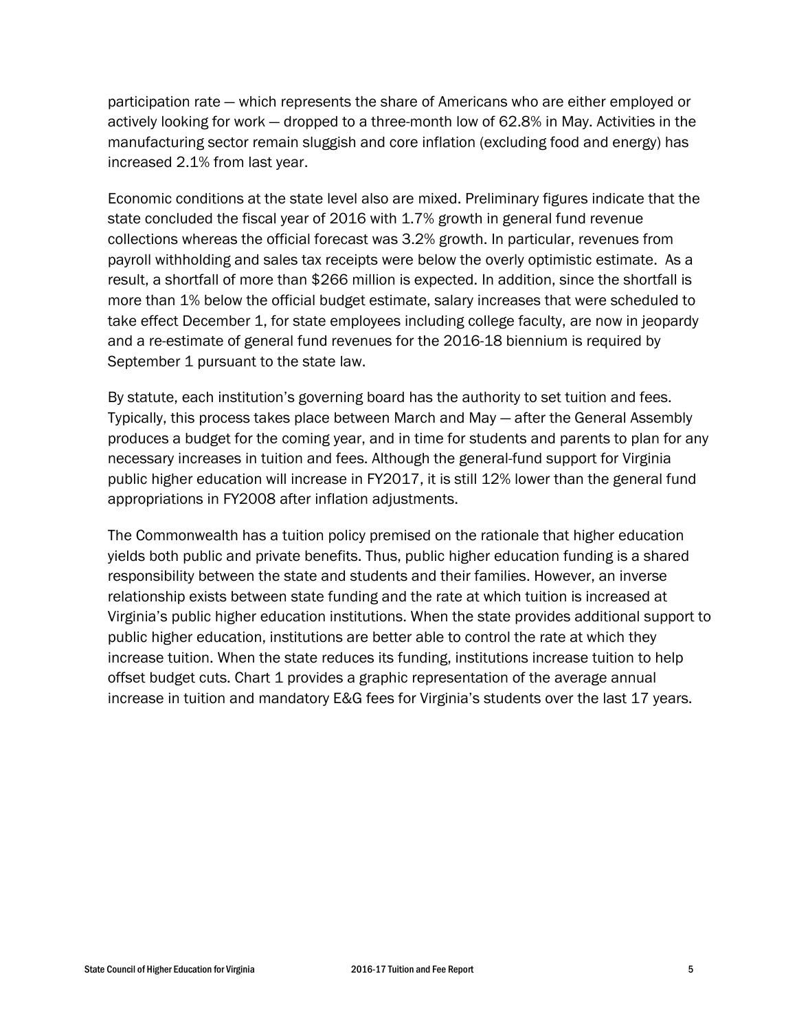participation rate — which represents the share of Americans who are either employed or actively looking for work — dropped to a three-month low of 62.8% in May. Activities in the manufacturing sector remain sluggish and core inflation (excluding food and energy) has increased 2.1% from last year.

Economic conditions at the state level also are mixed. Preliminary figures indicate that the state concluded the fiscal year of 2016 with 1.7% growth in general fund revenue collections whereas the official forecast was 3.2% growth. In particular, revenues from payroll withholding and sales tax receipts were below the overly optimistic estimate. As a result, a shortfall of more than $266 million is expected. In addition, since the shortfall is more than 1% below the official budget estimate, salary increases that were scheduled to take effect December 1, for state employees including college faculty, are now in jeopardy and a re-estimate of general fund revenues for the 2016-18 biennium is required by September 1 pursuant to the state law.

By statute, each institution's governing board has the authority to set tuition and fees. Typically, this process takes place between March and May — after the General Assembly produces a budget for the coming year, and in time for students and parents to plan for any necessary increases in tuition and fees. Although the general-fund support for Virginia public higher education will increase in FY2017, it is still 12% lower than the general fund appropriations in FY2008 after inflation adjustments.

The Commonwealth has a tuition policy premised on the rationale that higher education yields both public and private benefits. Thus, public higher education funding is a shared responsibility between the state and students and their families. However, an inverse relationship exists between state funding and the rate at which tuition is increased at Virginia's public higher education institutions. When the state provides additional support to public higher education, institutions are better able to control the rate at which they increase tuition. When the state reduces its funding, institutions increase tuition to help offset budget cuts. Chart 1 provides a graphic representation of the average annual increase in tuition and mandatory E&G fees for Virginia's students over the last 17 years.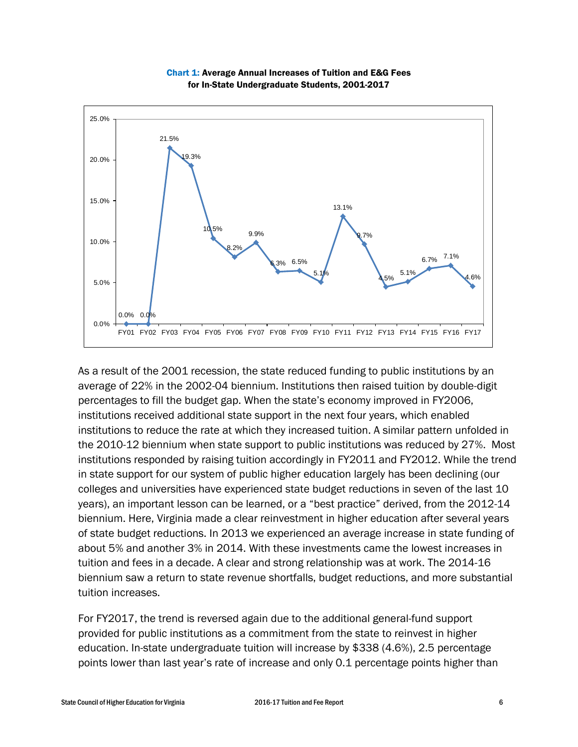**Chart 1: Average Annual Increases of Tuition and E&G Fees for In-State Undergraduate Students, 2001-2017**

| Fiscal Year | Increase |
|---|---|
| FY01 | 0.0% |
| FY02 | 0.0% |
| FY03 | 21.5% |
| FY04 | 19.3% |
| FY05 | 10.5% |
| FY06 | 8.2% |
| FY07 | 9.9% |
| FY08 | 6.3% |
| FY09 | 6.5% |
| FY10 | 5.1% |
| FY11 | 13.1% |
| FY12 | 9.7% |
| FY13 | 4.5% |
| FY14 | 5.1% |
| FY15 | 6.7% |
| FY16 | 7.1% |
| FY17 | 4.6% |

As a result of the 2001 recession, the state reduced funding to public institutions by an average of 22% in the 2002-04 biennium. Institutions then raised tuition by double-digit percentages to fill the budget gap. When the state's economy improved in FY2006, institutions received additional state support in the next four years, which enabled institutions to reduce the rate at which they increased tuition. A similar pattern unfolded in the 2010-12 biennium when state support to public institutions was reduced by 27%. Most institutions responded by raising tuition accordingly in FY2011 and FY2012. While the trend in state support for our system of public higher education largely has been declining (our colleges and universities have experienced state budget reductions in seven of the last 10 years), an important lesson can be learned, or a "best practice" derived, from the 2012-14 biennium. Here, Virginia made a clear reinvestment in higher education after several years of state budget reductions. In 2013 we experienced an average increase in state funding of about 5% and another 3% in 2014. With these investments came the lowest increases in tuition and fees in a decade. A clear and strong relationship was at work. The 2014-16 biennium saw a return to state revenue shortfalls, budget reductions, and more substantial tuition increases.

For FY2017, the trend is reversed again due to the additional general-fund support provided for public institutions as a commitment from the state to reinvest in higher education. In-state undergraduate tuition will increase by $338 (4.6%), 2.5 percentage points lower than last year's rate of increase and only 0.1 percentage points higher than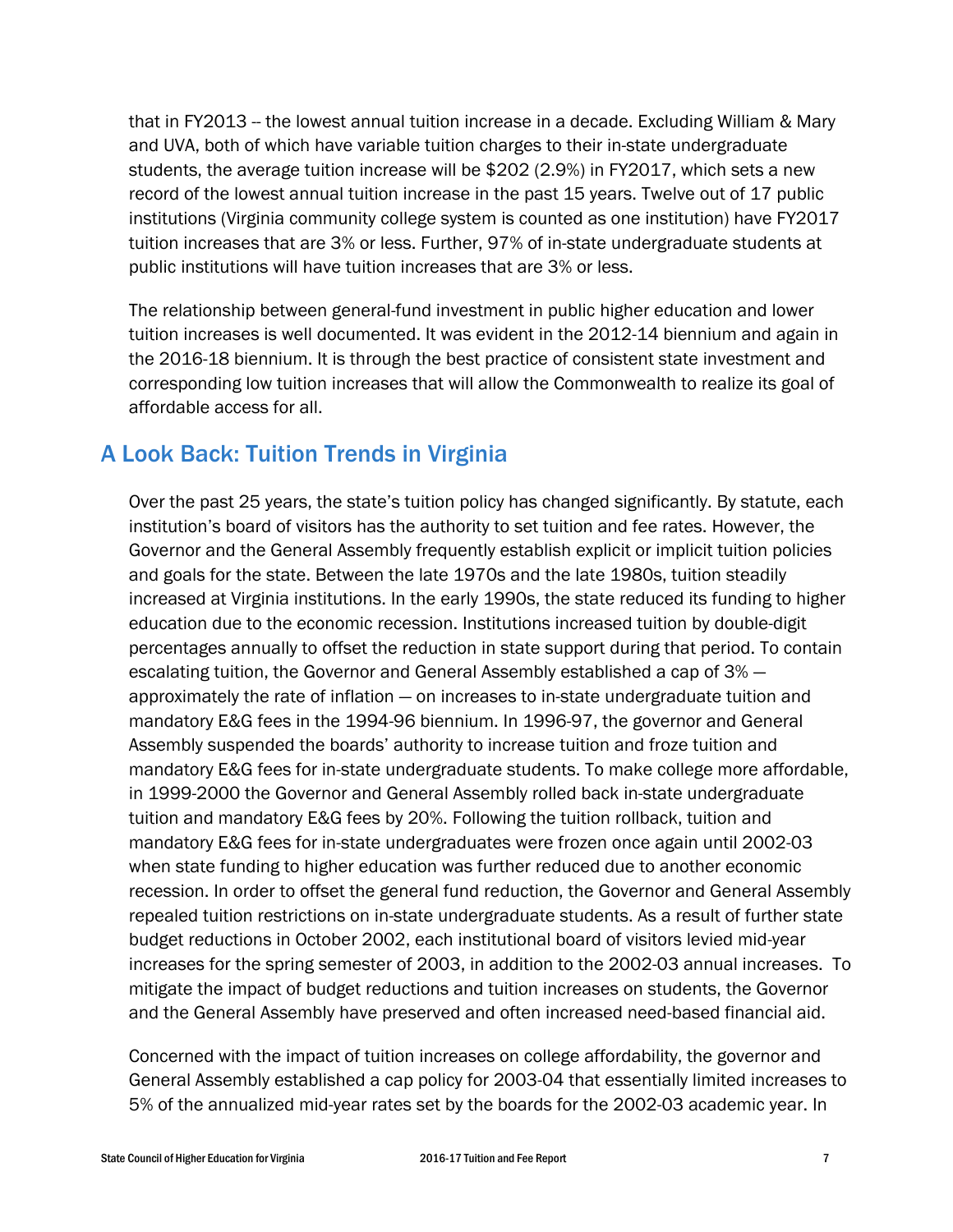that in FY2013 -- the lowest annual tuition increase in a decade. Excluding William & Mary and UVA, both of which have variable tuition charges to their in-state undergraduate students, the average tuition increase will be $202 (2.9%) in FY2017, which sets a new record of the lowest annual tuition increase in the past 15 years. Twelve out of 17 public institutions (Virginia community college system is counted as one institution) have FY2017 tuition increases that are 3% or less. Further, 97% of in-state undergraduate students at public institutions will have tuition increases that are 3% or less.

The relationship between general-fund investment in public higher education and lower tuition increases is well documented. It was evident in the 2012-14 biennium and again in the 2016-18 biennium. It is through the best practice of consistent state investment and corresponding low tuition increases that will allow the Commonwealth to realize its goal of affordable access for all.

## A Look Back: Tuition Trends in Virginia

Over the past 25 years, the state's tuition policy has changed significantly. By statute, each institution's board of visitors has the authority to set tuition and fee rates. However, the Governor and the General Assembly frequently establish explicit or implicit tuition policies and goals for the state. Between the late 1970s and the late 1980s, tuition steadily increased at Virginia institutions. In the early 1990s, the state reduced its funding to higher education due to the economic recession. Institutions increased tuition by double-digit percentages annually to offset the reduction in state support during that period. To contain escalating tuition, the Governor and General Assembly established a cap of 3% — approximately the rate of inflation — on increases to in-state undergraduate tuition and mandatory E&G fees in the 1994-96 biennium. In 1996-97, the governor and General Assembly suspended the boards' authority to increase tuition and froze tuition and mandatory E&G fees for in-state undergraduate students. To make college more affordable, in 1999-2000 the Governor and General Assembly rolled back in-state undergraduate tuition and mandatory E&G fees by 20%. Following the tuition rollback, tuition and mandatory E&G fees for in-state undergraduates were frozen once again until 2002-03 when state funding to higher education was further reduced due to another economic recession. In order to offset the general fund reduction, the Governor and General Assembly repealed tuition restrictions on in-state undergraduate students. As a result of further state budget reductions in October 2002, each institutional board of visitors levied mid-year increases for the spring semester of 2003, in addition to the 2002-03 annual increases. To mitigate the impact of budget reductions and tuition increases on students, the Governor and the General Assembly have preserved and often increased need-based financial aid.

Concerned with the impact of tuition increases on college affordability, the governor and General Assembly established a cap policy for 2003-04 that essentially limited increases to 5% of the annualized mid-year rates set by the boards for the 2002-03 academic year. In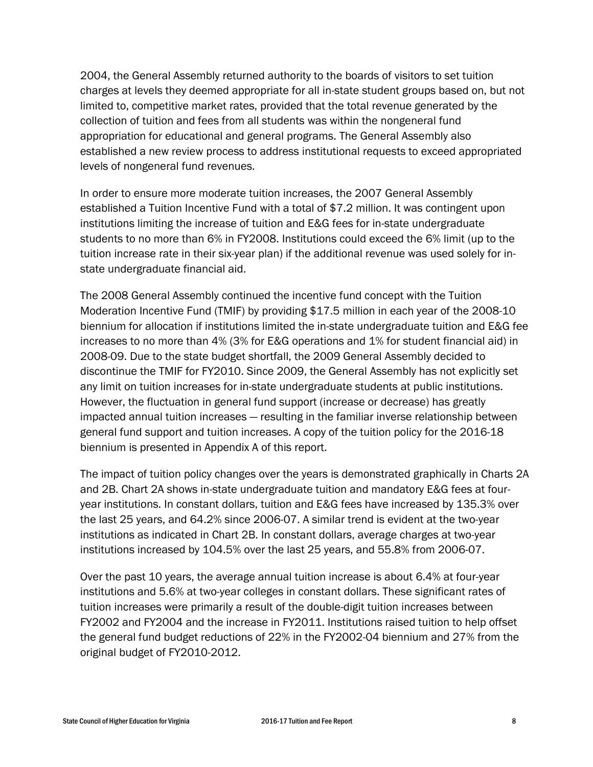2004, the General Assembly returned authority to the boards of visitors to set tuition charges at levels they deemed appropriate for all in-state student groups based on, but not limited to, competitive market rates, provided that the total revenue generated by the collection of tuition and fees from all students was within the nongeneral fund appropriation for educational and general programs. The General Assembly also established a new review process to address institutional requests to exceed appropriated levels of nongeneral fund revenues.

In order to ensure more moderate tuition increases, the 2007 General Assembly established a Tuition Incentive Fund with a total of $7.2 million. It was contingent upon institutions limiting the increase of tuition and E&G fees for in-state undergraduate students to no more than 6% in FY2008. Institutions could exceed the 6% limit (up to the tuition increase rate in their six-year plan) if the additional revenue was used solely for in-state undergraduate financial aid.

The 2008 General Assembly continued the incentive fund concept with the Tuition Moderation Incentive Fund (TMIF) by providing $17.5 million in each year of the 2008-10 biennium for allocation if institutions limited the in-state undergraduate tuition and E&G fee increases to no more than 4% (3% for E&G operations and 1% for student financial aid) in 2008-09. Due to the state budget shortfall, the 2009 General Assembly decided to discontinue the TMIF for FY2010. Since 2009, the General Assembly has not explicitly set any limit on tuition increases for in-state undergraduate students at public institutions. However, the fluctuation in general fund support (increase or decrease) has greatly impacted annual tuition increases — resulting in the familiar inverse relationship between general fund support and tuition increases. A copy of the tuition policy for the 2016-18 biennium is presented in Appendix A of this report.

The impact of tuition policy changes over the years is demonstrated graphically in Charts 2A and 2B. Chart 2A shows in-state undergraduate tuition and mandatory E&G fees at four-year institutions. In constant dollars, tuition and E&G fees have increased by 135.3% over the last 25 years, and 64.2% since 2006-07. A similar trend is evident at the two-year institutions as indicated in Chart 2B. In constant dollars, average charges at two-year institutions increased by 104.5% over the last 25 years, and 55.8% from 2006-07.

Over the past 10 years, the average annual tuition increase is about 6.4% at four-year institutions and 5.6% at two-year colleges in constant dollars. These significant rates of tuition increases were primarily a result of the double-digit tuition increases between FY2002 and FY2004 and the increase in FY2011. Institutions raised tuition to help offset the general fund budget reductions of 22% in the FY2002-04 biennium and 27% from the original budget of FY2010-2012.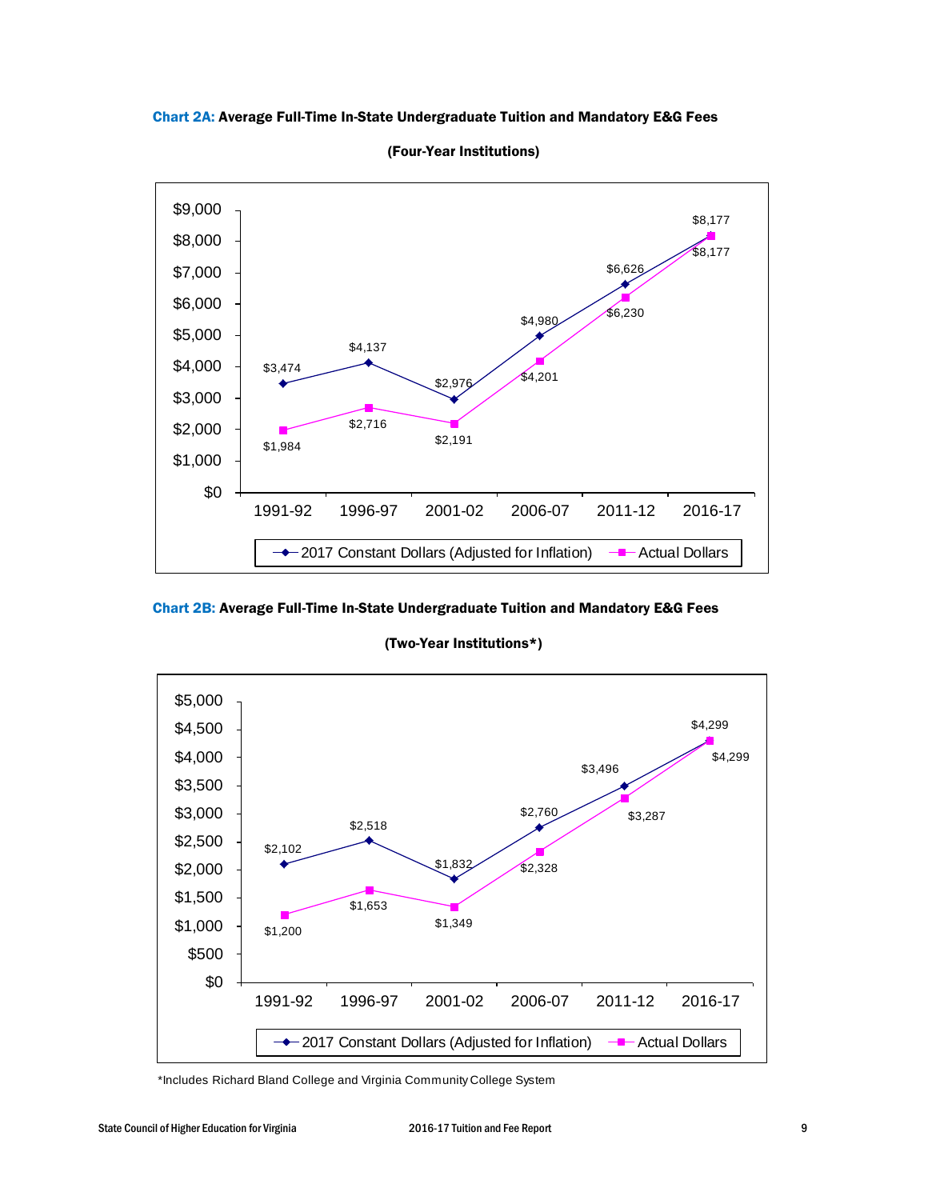**Chart 2A:** **Average Full-Time In-State Undergraduate Tuition and Mandatory E&G Fees**

**(Four-Year Institutions)**

| | 1991-92 | 1996-97 | 2001-02 | 2006-07 | 2011-12 | 2016-17 |
|---|---|---|---|---|---|---|
| 2017 Constant Dollars (Adjusted for Inflation) | $3,474 | $4,137 | $2,976 | $4,980 | $6,626 | $8,177 |
| Actual Dollars | $1,984 | $2,716 | $2,191 | $4,201 | $6,230 | $8,177 |

**Chart 2B:** **Average Full-Time In-State Undergraduate Tuition and Mandatory E&G Fees**

**(Two-Year Institutions*)**

| | 1991-92 | 1996-97 | 2001-02 | 2006-07 | 2011-12 | 2016-17 |
|---|---|---|---|---|---|---|
| 2017 Constant Dollars (Adjusted for Inflation) | $2,102 | $2,518 | $1,832 | $2,760 | $3,496 | $4,299 |
| Actual Dollars | $1,200 | $1,653 | $1,349 | $2,328 | $3,287 | $4,299 |

*Includes Richard Bland College and Virginia Community College System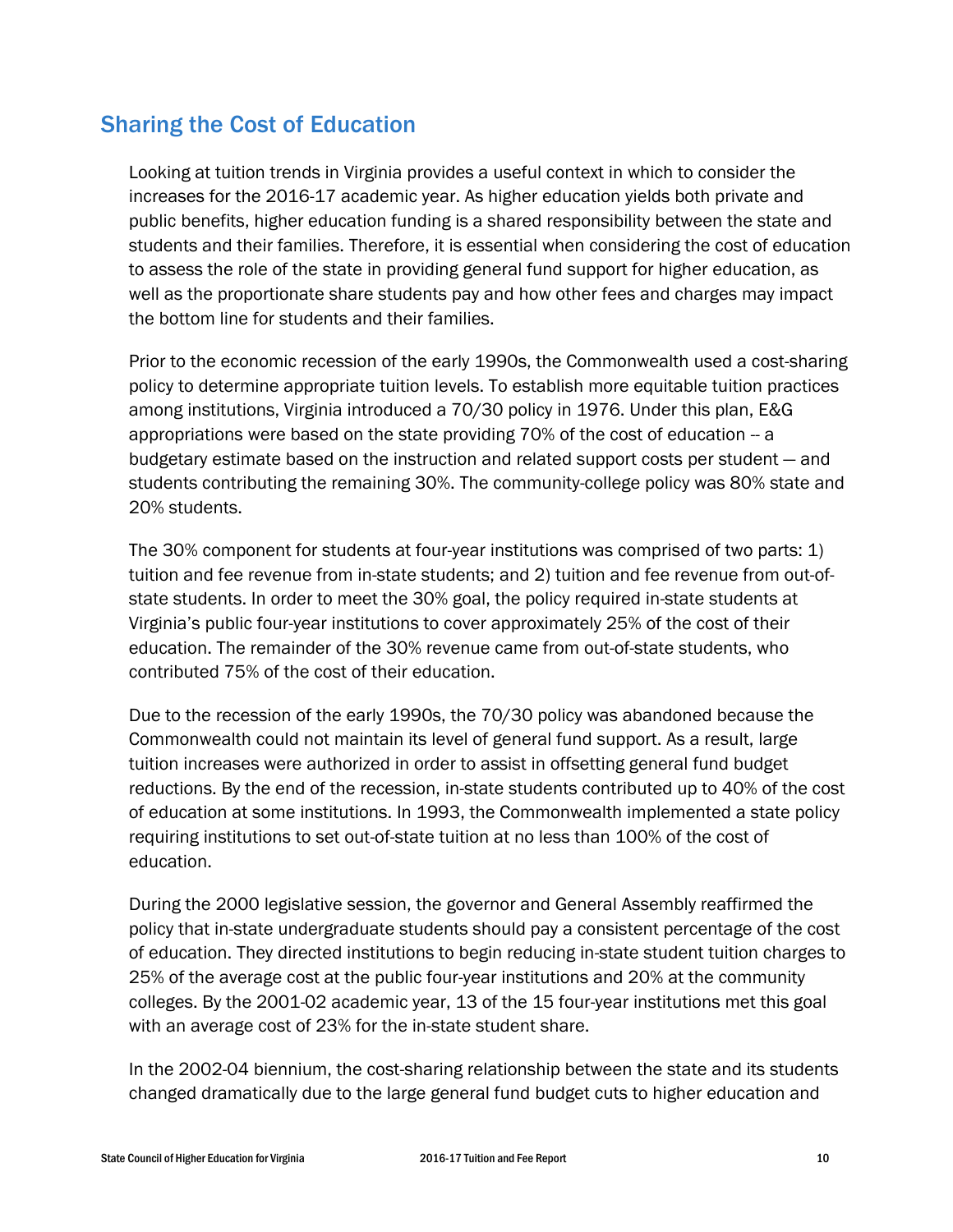## Sharing the Cost of Education

Looking at tuition trends in Virginia provides a useful context in which to consider the increases for the 2016-17 academic year. As higher education yields both private and public benefits, higher education funding is a shared responsibility between the state and students and their families. Therefore, it is essential when considering the cost of education to assess the role of the state in providing general fund support for higher education, as well as the proportionate share students pay and how other fees and charges may impact the bottom line for students and their families.

Prior to the economic recession of the early 1990s, the Commonwealth used a cost-sharing policy to determine appropriate tuition levels. To establish more equitable tuition practices among institutions, Virginia introduced a 70/30 policy in 1976. Under this plan, E&G appropriations were based on the state providing 70% of the cost of education -- a budgetary estimate based on the instruction and related support costs per student — and students contributing the remaining 30%. The community-college policy was 80% state and 20% students.

The 30% component for students at four-year institutions was comprised of two parts: 1) tuition and fee revenue from in-state students; and 2) tuition and fee revenue from out-of-state students. In order to meet the 30% goal, the policy required in-state students at Virginia's public four-year institutions to cover approximately 25% of the cost of their education. The remainder of the 30% revenue came from out-of-state students, who contributed 75% of the cost of their education.

Due to the recession of the early 1990s, the 70/30 policy was abandoned because the Commonwealth could not maintain its level of general fund support. As a result, large tuition increases were authorized in order to assist in offsetting general fund budget reductions. By the end of the recession, in-state students contributed up to 40% of the cost of education at some institutions. In 1993, the Commonwealth implemented a state policy requiring institutions to set out-of-state tuition at no less than 100% of the cost of education.

During the 2000 legislative session, the governor and General Assembly reaffirmed the policy that in-state undergraduate students should pay a consistent percentage of the cost of education. They directed institutions to begin reducing in-state student tuition charges to 25% of the average cost at the public four-year institutions and 20% at the community colleges. By the 2001-02 academic year, 13 of the 15 four-year institutions met this goal with an average cost of 23% for the in-state student share.

In the 2002-04 biennium, the cost-sharing relationship between the state and its students changed dramatically due to the large general fund budget cuts to higher education and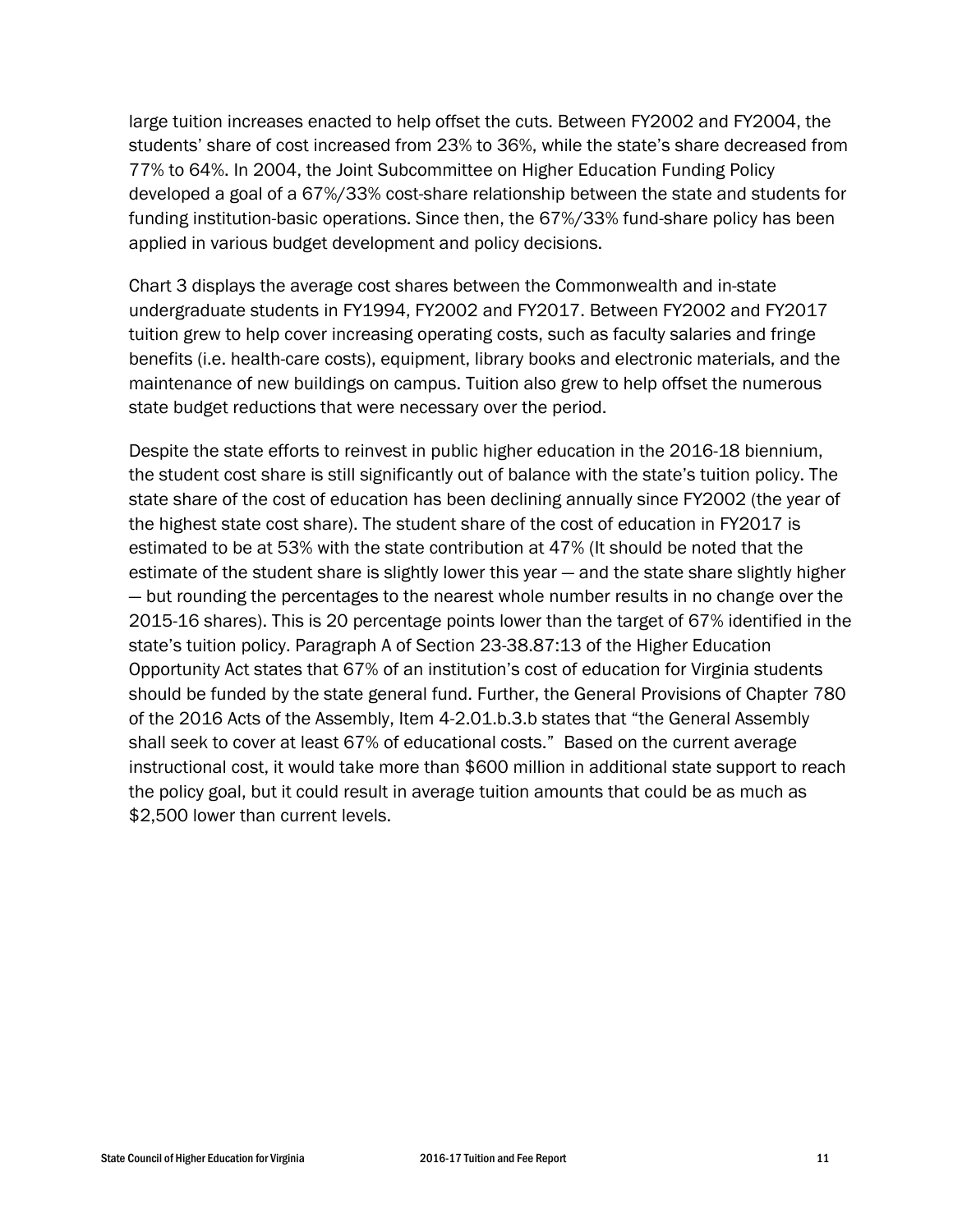large tuition increases enacted to help offset the cuts. Between FY2002 and FY2004, the students' share of cost increased from 23% to 36%, while the state's share decreased from 77% to 64%. In 2004, the Joint Subcommittee on Higher Education Funding Policy developed a goal of a 67%/33% cost-share relationship between the state and students for funding institution-basic operations. Since then, the 67%/33% fund-share policy has been applied in various budget development and policy decisions.

Chart 3 displays the average cost shares between the Commonwealth and in-state undergraduate students in FY1994, FY2002 and FY2017. Between FY2002 and FY2017 tuition grew to help cover increasing operating costs, such as faculty salaries and fringe benefits (i.e. health-care costs), equipment, library books and electronic materials, and the maintenance of new buildings on campus. Tuition also grew to help offset the numerous state budget reductions that were necessary over the period.

Despite the state efforts to reinvest in public higher education in the 2016-18 biennium, the student cost share is still significantly out of balance with the state's tuition policy. The state share of the cost of education has been declining annually since FY2002 (the year of the highest state cost share). The student share of the cost of education in FY2017 is estimated to be at 53% with the state contribution at 47% (It should be noted that the estimate of the student share is slightly lower this year — and the state share slightly higher — but rounding the percentages to the nearest whole number results in no change over the 2015-16 shares). This is 20 percentage points lower than the target of 67% identified in the state's tuition policy. Paragraph A of Section 23-38.87:13 of the Higher Education Opportunity Act states that 67% of an institution's cost of education for Virginia students should be funded by the state general fund. Further, the General Provisions of Chapter 780 of the 2016 Acts of the Assembly, Item 4-2.01.b.3.b states that "the General Assembly shall seek to cover at least 67% of educational costs." Based on the current average instructional cost, it would take more than $600 million in additional state support to reach the policy goal, but it could result in average tuition amounts that could be as much as $2,500 lower than current levels.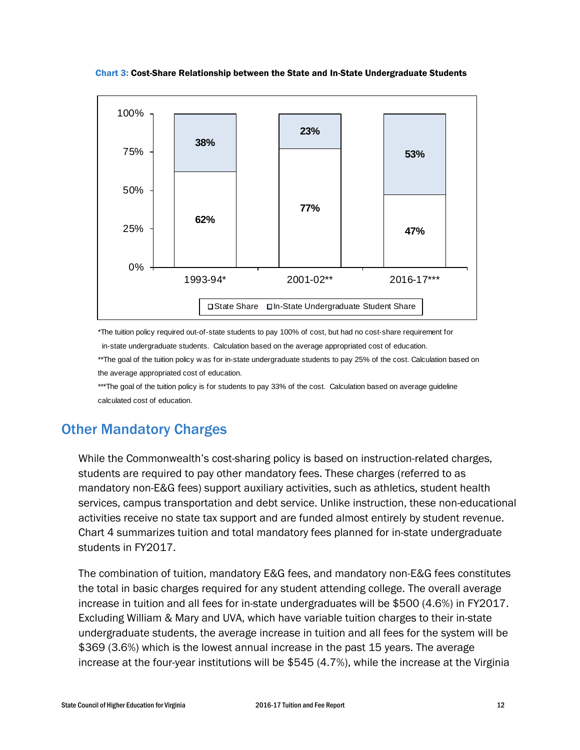**Chart 3: Cost-Share Relationship between the State and In-State Undergraduate Students**

| | 1993-94* | 2001-02** | 2016-17*** |
|---|---|---|---|
| State Share | 62% | 77% | 47% |
| In-State Undergraduate Student Share | 38% | 23% | 53% |

*The tuition policy required out-of-state students to pay 100% of cost, but had no cost-share requirement for in-state undergraduate students. Calculation based on the average appropriated cost of education.

**The goal of the tuition policy was for in-state undergraduate students to pay 25% of the cost. Calculation based on the average appropriated cost of education.

***The goal of the tuition policy is for students to pay 33% of the cost. Calculation based on average guideline calculated cost of education.

## Other Mandatory Charges

While the Commonwealth's cost-sharing policy is based on instruction-related charges, students are required to pay other mandatory fees. These charges (referred to as mandatory non-E&G fees) support auxiliary activities, such as athletics, student health services, campus transportation and debt service. Unlike instruction, these non-educational activities receive no state tax support and are funded almost entirely by student revenue. Chart 4 summarizes tuition and total mandatory fees planned for in-state undergraduate students in FY2017.

The combination of tuition, mandatory E&G fees, and mandatory non-E&G fees constitutes the total in basic charges required for any student attending college. The overall average increase in tuition and all fees for in-state undergraduates will be $500 (4.6%) in FY2017. Excluding William & Mary and UVA, which have variable tuition charges to their in-state undergraduate students, the average increase in tuition and all fees for the system will be $369 (3.6%) which is the lowest annual increase in the past 15 years. The average increase at the four-year institutions will be $545 (4.7%), while the increase at the Virginia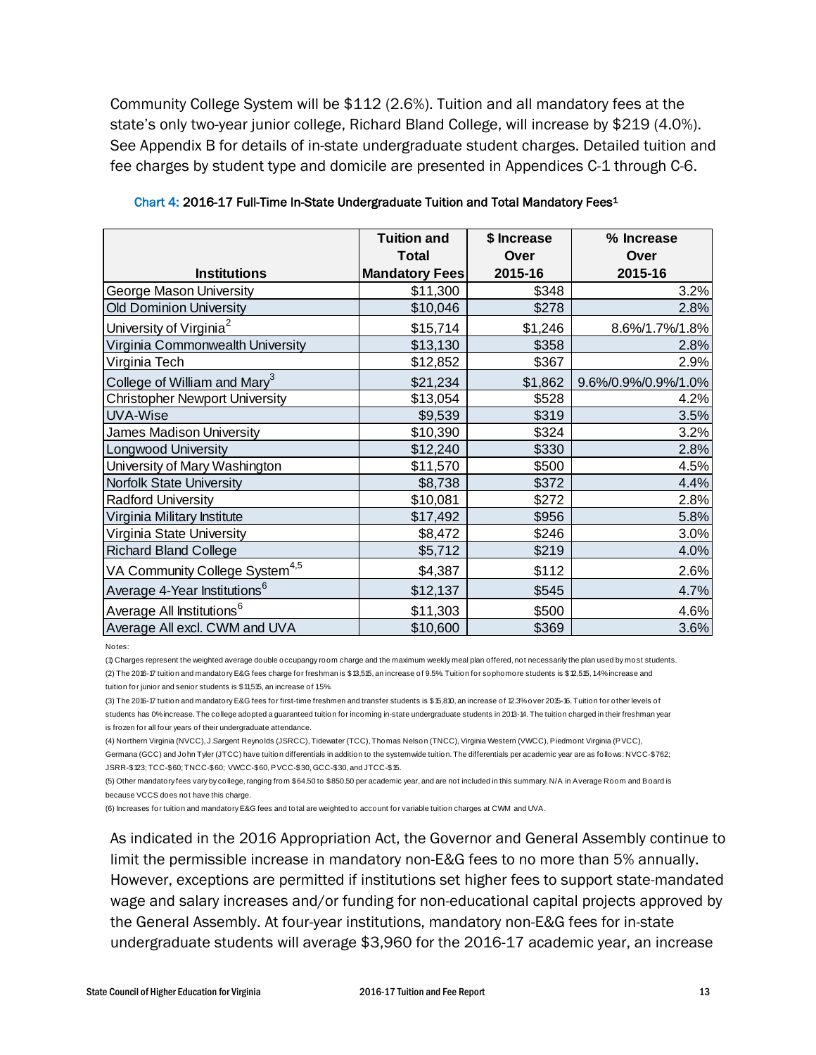Community College System will be $112 (2.6%). Tuition and all mandatory fees at the state's only two-year junior college, Richard Bland College, will increase by $219 (4.0%). See Appendix B for details of in-state undergraduate student charges. Detailed tuition and fee charges by student type and domicile are presented in Appendices C-1 through C-6.

**Chart 4: 2016-17 Full-Time In-State Undergraduate Tuition and Total Mandatory Fees[1]**

| Institutions | Tuition and Total Mandatory Fees | $ Increase Over 2015-16 | % Increase Over 2015-16 |
|---|---|---|---|
| George Mason University | $11,300 | $348 | 3.2% |
| Old Dominion University | $10,046 | $278 | 2.8% |
| University of Virginia[2] | $15,714 | $1,246 | 8.6%/1.7%/1.8% |
| Virginia Commonwealth University | $13,130 | $358 | 2.8% |
| Virginia Tech | $12,852 | $367 | 2.9% |
| College of William and Mary[3] | $21,234 | $1,862 | 9.6%/0.9%/0.9%/1.0% |
| Christopher Newport University | $13,054 | $528 | 4.2% |
| UVA-Wise | $9,539 | $319 | 3.5% |
| James Madison University | $10,390 | $324 | 3.2% |
| Longwood University | $12,240 | $330 | 2.8% |
| University of Mary Washington | $11,570 | $500 | 4.5% |
| Norfolk State University | $8,738 | $372 | 4.4% |
| Radford University | $10,081 | $272 | 2.8% |
| Virginia Military Institute | $17,492 | $956 | 5.8% |
| Virginia State University | $8,472 | $246 | 3.0% |
| Richard Bland College | $5,712 | $219 | 4.0% |
| VA Community College System[4,5] | $4,387 | $112 | 2.6% |
| Average 4-Year Institutions[6] | $12,137 | $545 | 4.7% |
| Average All Institutions[6] | $11,303 | $500 | 4.6% |
| Average All excl. CWM and UVA | $10,600 | $369 | 3.6% |

Notes:

(1) Charges represent the weighted average double occupancy room charge and the maximum weekly meal plan offered, not necessarily the plan used by most students.

(2) The 2016-17 tuition and mandatory E&G fees charge for freshman is $13,515, an increase of 9.5%. Tuition for sophomore students is $12,515, 1.4% increase and tuition for junior and senior students is $11,515, an increase of 1.5%.

(3) The 2016-17 tuition and mandatory E&G fees for first-time freshmen and transfer students is $15,810, an increase of 12.3% over 2015-16. Tuition for other levels of students has 0% increase. The college adopted a guaranteed tuition for incoming in-state undergraduate students in 2013-14. The tuition charged in their freshman year is frozen for all four years of their undergraduate attendance.

(4) Northern Virginia (NVCC), J.Sargent Reynolds (JSRCC), Tidewater (TCC), Thomas Nelson (TNCC), Virginia Western (VWCC), Piedmont Virginia (PVCC), Germana (GCC) and John Tyler (JTCC) have tuition differentials in addition to the systemwide tuition. The differentials per academic year are as follows: NVCC-$762; JSRR-$123; TCC-$60; TNCC-$60; VWCC-$60, PVCC-$30, GCC-$30, and JTCC-$15.

(5) Other mandatory fees vary by college, ranging from $64.50 to $850.50 per academic year, and are not included in this summary. N/A in Average Room and Board is because VCCS does not have this charge.

(6) Increases for tuition and mandatory E&G fees and total are weighted to account for variable tuition charges at CWM and UVA.

As indicated in the 2016 Appropriation Act, the Governor and General Assembly continue to limit the permissible increase in mandatory non-E&G fees to no more than 5% annually. However, exceptions are permitted if institutions set higher fees to support state-mandated wage and salary increases and/or funding for non-educational capital projects approved by the General Assembly. At four-year institutions, mandatory non-E&G fees for in-state undergraduate students will average $3,960 for the 2016-17 academic year, an increase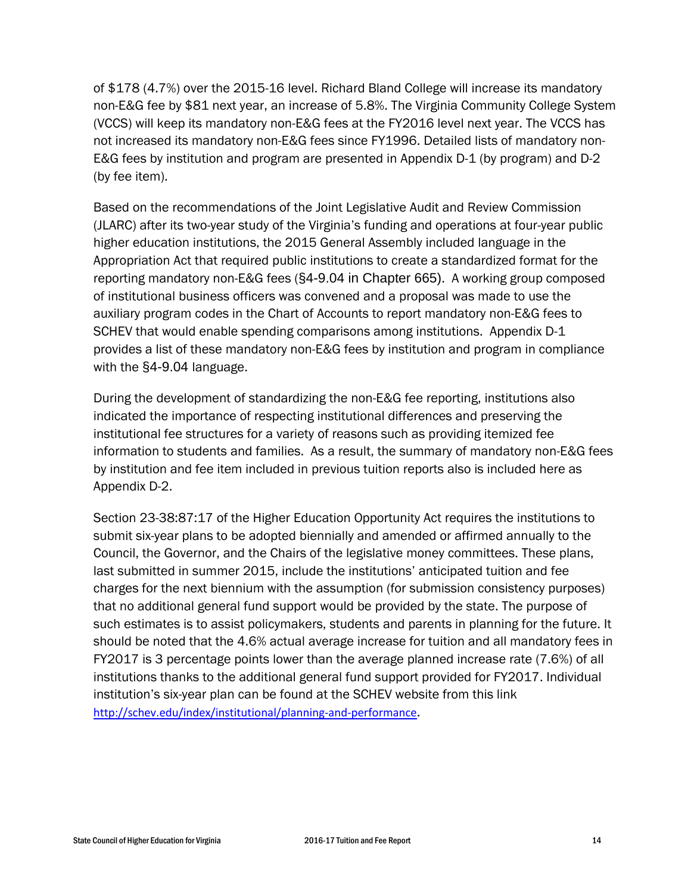of $178 (4.7%) over the 2015-16 level. Richard Bland College will increase its mandatory non-E&G fee by $81 next year, an increase of 5.8%. The Virginia Community College System (VCCS) will keep its mandatory non-E&G fees at the FY2016 level next year. The VCCS has not increased its mandatory non-E&G fees since FY1996. Detailed lists of mandatory non-E&G fees by institution and program are presented in Appendix D-1 (by program) and D-2 (by fee item).

Based on the recommendations of the Joint Legislative Audit and Review Commission (JLARC) after its two-year study of the Virginia's funding and operations at four-year public higher education institutions, the 2015 General Assembly included language in the Appropriation Act that required public institutions to create a standardized format for the reporting mandatory non-E&G fees (§4-9.04 in Chapter 665). A working group composed of institutional business officers was convened and a proposal was made to use the auxiliary program codes in the Chart of Accounts to report mandatory non-E&G fees to SCHEV that would enable spending comparisons among institutions. Appendix D-1 provides a list of these mandatory non-E&G fees by institution and program in compliance with the §4-9.04 language.

During the development of standardizing the non-E&G fee reporting, institutions also indicated the importance of respecting institutional differences and preserving the institutional fee structures for a variety of reasons such as providing itemized fee information to students and families. As a result, the summary of mandatory non-E&G fees by institution and fee item included in previous tuition reports also is included here as Appendix D-2.

Section 23-38:87:17 of the Higher Education Opportunity Act requires the institutions to submit six-year plans to be adopted biennially and amended or affirmed annually to the Council, the Governor, and the Chairs of the legislative money committees. These plans, last submitted in summer 2015, include the institutions' anticipated tuition and fee charges for the next biennium with the assumption (for submission consistency purposes) that no additional general fund support would be provided by the state. The purpose of such estimates is to assist policymakers, students and parents in planning for the future. It should be noted that the 4.6% actual average increase for tuition and all mandatory fees in FY2017 is 3 percentage points lower than the average planned increase rate (7.6%) of all institutions thanks to the additional general fund support provided for FY2017. Individual institution's six-year plan can be found at the SCHEV website from this link http://schev.edu/index/institutional/planning-and-performance.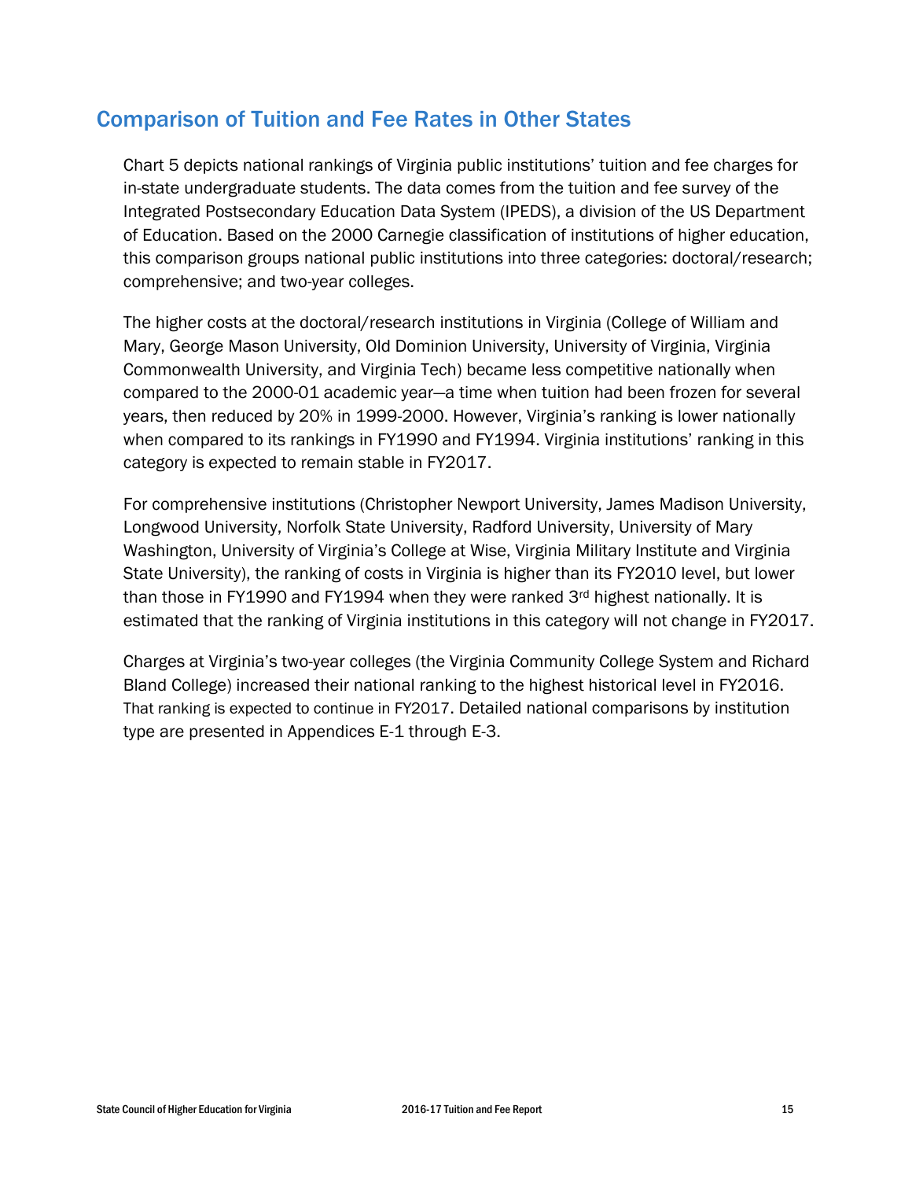## Comparison of Tuition and Fee Rates in Other States

Chart 5 depicts national rankings of Virginia public institutions' tuition and fee charges for in-state undergraduate students. The data comes from the tuition and fee survey of the Integrated Postsecondary Education Data System (IPEDS), a division of the US Department of Education. Based on the 2000 Carnegie classification of institutions of higher education, this comparison groups national public institutions into three categories: doctoral/research; comprehensive; and two-year colleges.

The higher costs at the doctoral/research institutions in Virginia (College of William and Mary, George Mason University, Old Dominion University, University of Virginia, Virginia Commonwealth University, and Virginia Tech) became less competitive nationally when compared to the 2000-01 academic year—a time when tuition had been frozen for several years, then reduced by 20% in 1999-2000. However, Virginia's ranking is lower nationally when compared to its rankings in FY1990 and FY1994. Virginia institutions' ranking in this category is expected to remain stable in FY2017.

For comprehensive institutions (Christopher Newport University, James Madison University, Longwood University, Norfolk State University, Radford University, University of Mary Washington, University of Virginia's College at Wise, Virginia Military Institute and Virginia State University), the ranking of costs in Virginia is higher than its FY2010 level, but lower than those in FY1990 and FY1994 when they were ranked 3rd highest nationally. It is estimated that the ranking of Virginia institutions in this category will not change in FY2017.

Charges at Virginia's two-year colleges (the Virginia Community College System and Richard Bland College) increased their national ranking to the highest historical level in FY2016. That ranking is expected to continue in FY2017. Detailed national comparisons by institution type are presented in Appendices E-1 through E-3.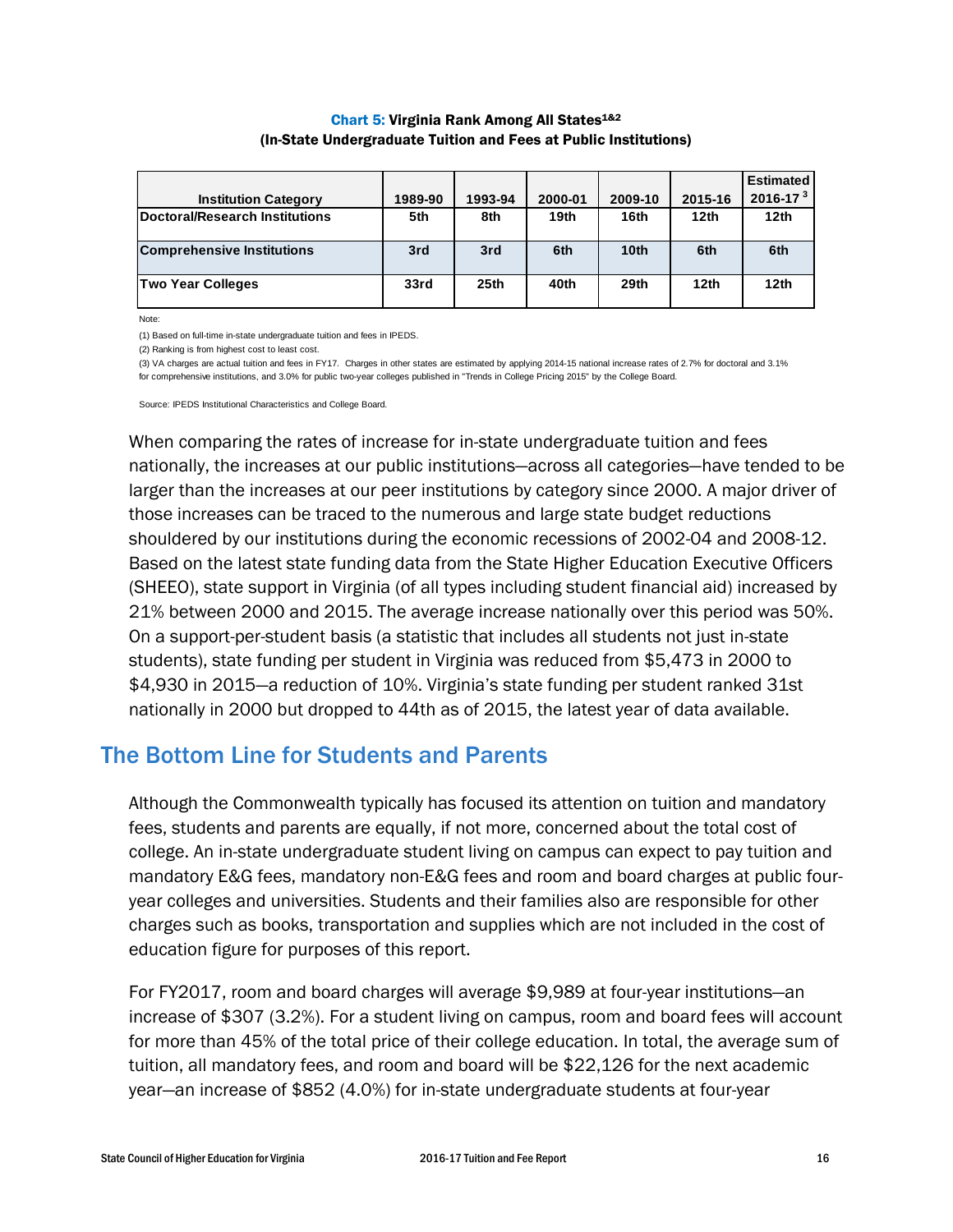**Chart 5: Virginia Rank Among All States[1&2]**
**(In-State Undergraduate Tuition and Fees at Public Institutions)**

| Institution Category | 1989-90 | 1993-94 | 2000-01 | 2009-10 | 2015-16 | Estimated 2016-17 [3] |
|---|---|---|---|---|---|---|
| Doctoral/Research Institutions | 5th | 8th | 19th | 16th | 12th | 12th |
| Comprehensive Institutions | 3rd | 3rd | 6th | 10th | 6th | 6th |
| Two Year Colleges | 33rd | 25th | 40th | 29th | 12th | 12th |

Note:

(1) Based on full-time in-state undergraduate tuition and fees in IPEDS.

(2) Ranking is from highest cost to least cost.

(3) VA charges are actual tuition and fees in FY17. Charges in other states are estimated by applying 2014-15 national increase rates of 2.7% for doctoral and 3.1% for comprehensive institutions, and 3.0% for public two-year colleges published in "Trends in College Pricing 2015" by the College Board.

Source: IPEDS Institutional Characteristics and College Board.

When comparing the rates of increase for in-state undergraduate tuition and fees nationally, the increases at our public institutions—across all categories—have tended to be larger than the increases at our peer institutions by category since 2000. A major driver of those increases can be traced to the numerous and large state budget reductions shouldered by our institutions during the economic recessions of 2002-04 and 2008-12. Based on the latest state funding data from the State Higher Education Executive Officers (SHEEO), state support in Virginia (of all types including student financial aid) increased by 21% between 2000 and 2015. The average increase nationally over this period was 50%. On a support-per-student basis (a statistic that includes all students not just in-state students), state funding per student in Virginia was reduced from $5,473 in 2000 to $4,930 in 2015—a reduction of 10%. Virginia's state funding per student ranked 31st nationally in 2000 but dropped to 44th as of 2015, the latest year of data available.

## The Bottom Line for Students and Parents

Although the Commonwealth typically has focused its attention on tuition and mandatory fees, students and parents are equally, if not more, concerned about the total cost of college. An in-state undergraduate student living on campus can expect to pay tuition and mandatory E&G fees, mandatory non-E&G fees and room and board charges at public four-year colleges and universities. Students and their families also are responsible for other charges such as books, transportation and supplies which are not included in the cost of education figure for purposes of this report.

For FY2017, room and board charges will average $9,989 at four-year institutions—an increase of $307 (3.2%). For a student living on campus, room and board fees will account for more than 45% of the total price of their college education. In total, the average sum of tuition, all mandatory fees, and room and board will be $22,126 for the next academic year—an increase of $852 (4.0%) for in-state undergraduate students at four-year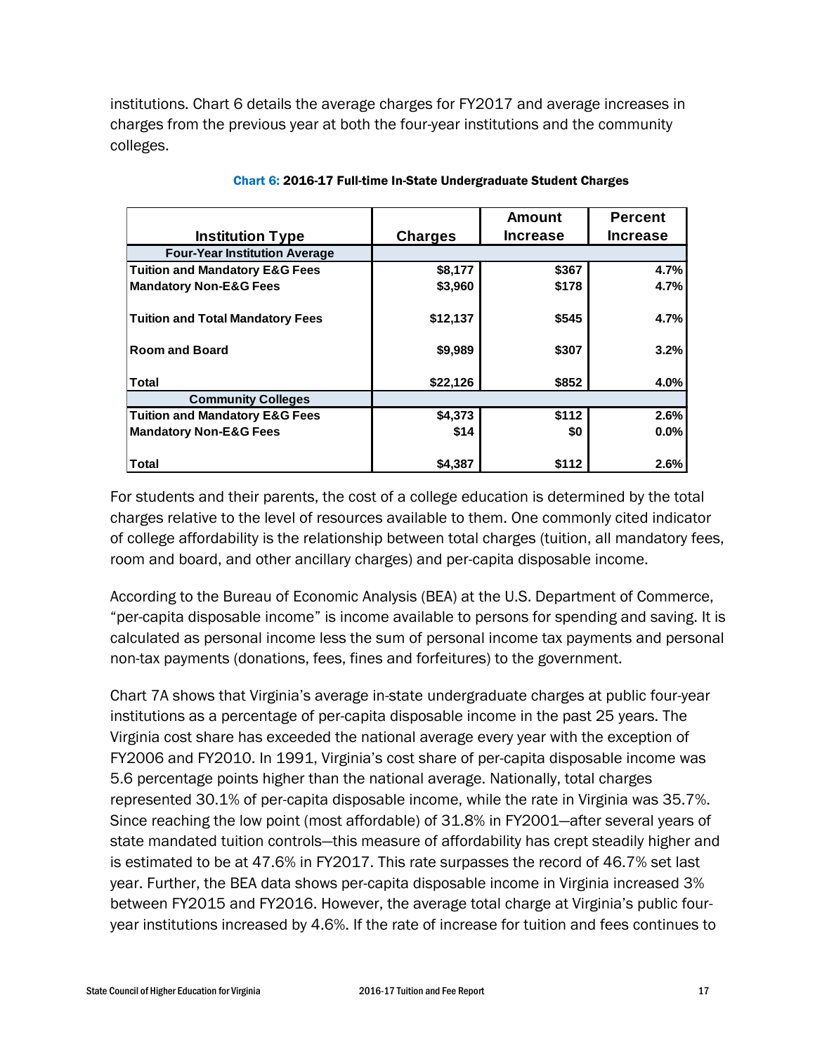institutions. Chart 6 details the average charges for FY2017 and average increases in charges from the previous year at both the four-year institutions and the community colleges.

**Chart 6: 2016-17 Full-time In-State Undergraduate Student Charges**

| Institution Type | Charges | Amount Increase | Percent Increase |
|---|---|---|---|
| **Four-Year Institution Average** | | | |
| Tuition and Mandatory E&G Fees | $8,177 | $367 | 4.7% |
| Mandatory Non-E&G Fees | $3,960 | $178 | 4.7% |
| Tuition and Total Mandatory Fees | $12,137 | $545 | 4.7% |
| Room and Board | $9,989 | $307 | 3.2% |
| Total | $22,126 | $852 | 4.0% |
| **Community Colleges** | | | |
| Tuition and Mandatory E&G Fees | $4,373 | $112 | 2.6% |
| Mandatory Non-E&G Fees | $14 | $0 | 0.0% |
| Total | $4,387 | $112 | 2.6% |

For students and their parents, the cost of a college education is determined by the total charges relative to the level of resources available to them. One commonly cited indicator of college affordability is the relationship between total charges (tuition, all mandatory fees, room and board, and other ancillary charges) and per-capita disposable income.

According to the Bureau of Economic Analysis (BEA) at the U.S. Department of Commerce, "per-capita disposable income" is income available to persons for spending and saving. It is calculated as personal income less the sum of personal income tax payments and personal non-tax payments (donations, fees, fines and forfeitures) to the government.

Chart 7A shows that Virginia's average in-state undergraduate charges at public four-year institutions as a percentage of per-capita disposable income in the past 25 years. The Virginia cost share has exceeded the national average every year with the exception of FY2006 and FY2010. In 1991, Virginia's cost share of per-capita disposable income was 5.6 percentage points higher than the national average. Nationally, total charges represented 30.1% of per-capita disposable income, while the rate in Virginia was 35.7%. Since reaching the low point (most affordable) of 31.8% in FY2001—after several years of state mandated tuition controls—this measure of affordability has crept steadily higher and is estimated to be at 47.6% in FY2017. This rate surpasses the record of 46.7% set last year. Further, the BEA data shows per-capita disposable income in Virginia increased 3% between FY2015 and FY2016. However, the average total charge at Virginia's public four-year institutions increased by 4.6%. If the rate of increase for tuition and fees continues to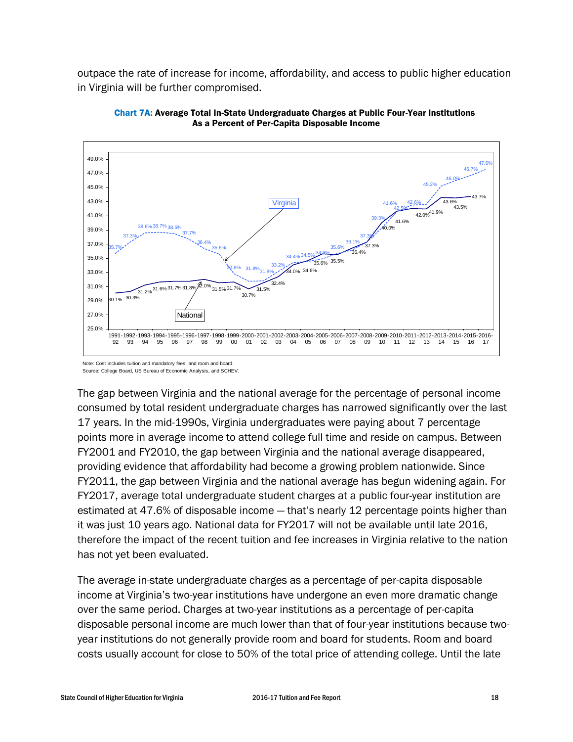outpace the rate of increase for income, affordability, and access to public higher education in Virginia will be further compromised.

**Chart 7A: Average Total In-State Undergraduate Charges at Public Four-Year Institutions As a Percent of Per-Capita Disposable Income**

Note: Cost includes tuition and mandatory fees, and room and board.
Source: College Board, US Bureau of Economic Analysis, and SCHEV.

The gap between Virginia and the national average for the percentage of personal income consumed by total resident undergraduate charges has narrowed significantly over the last 17 years. In the mid-1990s, Virginia undergraduates were paying about 7 percentage points more in average income to attend college full time and reside on campus. Between FY2001 and FY2010, the gap between Virginia and the national average disappeared, providing evidence that affordability had become a growing problem nationwide. Since FY2011, the gap between Virginia and the national average has begun widening again. For FY2017, average total undergraduate student charges at a public four-year institution are estimated at 47.6% of disposable income — that's nearly 12 percentage points higher than it was just 10 years ago. National data for FY2017 will not be available until late 2016, therefore the impact of the recent tuition and fee increases in Virginia relative to the nation has not yet been evaluated.

The average in-state undergraduate charges as a percentage of per-capita disposable income at Virginia's two-year institutions have undergone an even more dramatic change over the same period. Charges at two-year institutions as a percentage of per-capita disposable personal income are much lower than that of four-year institutions because two-year institutions do not generally provide room and board for students. Room and board costs usually account for close to 50% of the total price of attending college. Until the late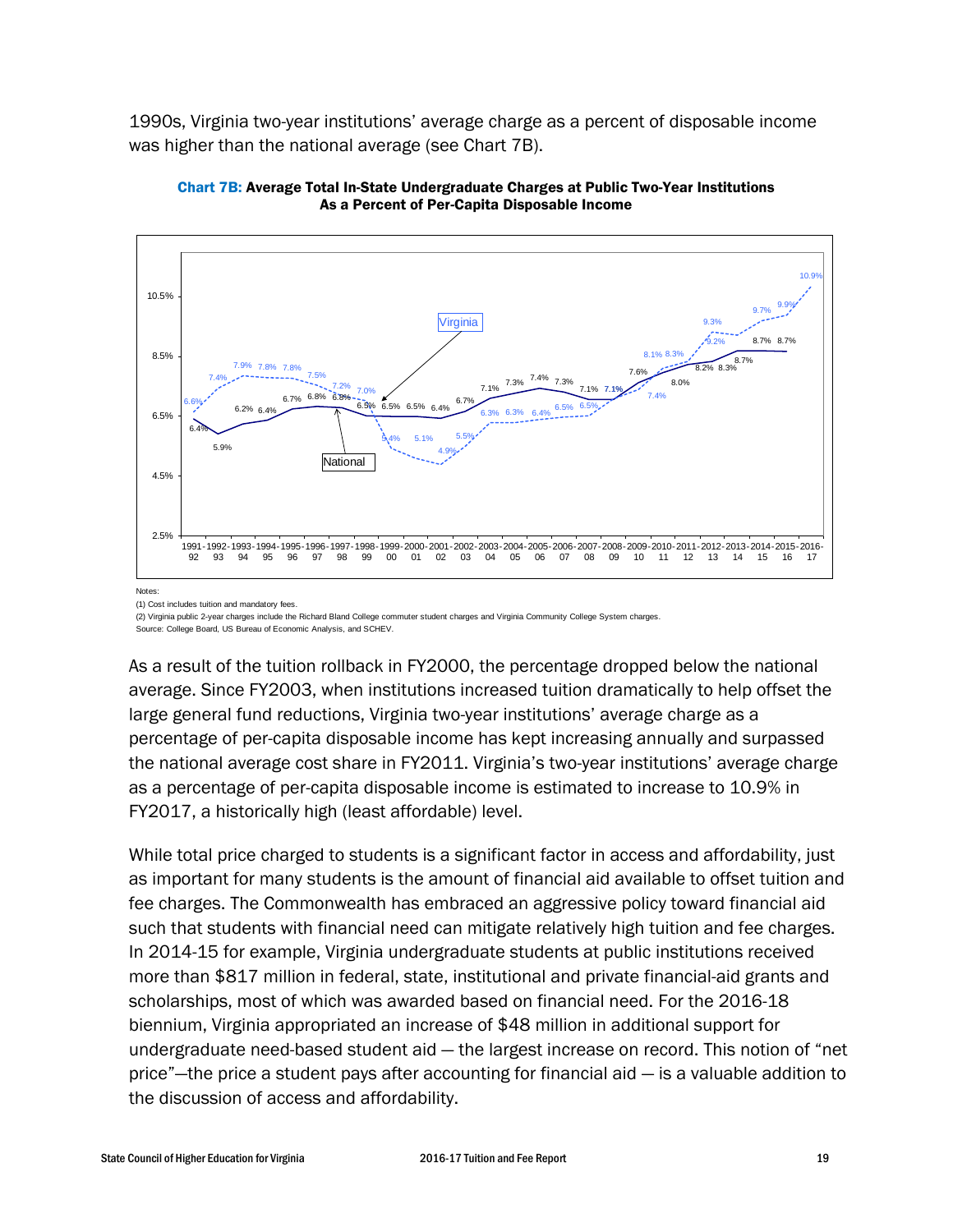1990s, Virginia two-year institutions' average charge as a percent of disposable income was higher than the national average (see Chart 7B).

**Chart 7B: Average Total In-State Undergraduate Charges at Public Two-Year Institutions As a Percent of Per-Capita Disposable Income**

Notes:

(1) Cost includes tuition and mandatory fees.

(2) Virginia public 2-year charges include the Richard Bland College commuter student charges and Virginia Community College System charges.

Source: College Board, US Bureau of Economic Analysis, and SCHEV.

As a result of the tuition rollback in FY2000, the percentage dropped below the national average. Since FY2003, when institutions increased tuition dramatically to help offset the large general fund reductions, Virginia two-year institutions' average charge as a percentage of per-capita disposable income has kept increasing annually and surpassed the national average cost share in FY2011. Virginia's two-year institutions' average charge as a percentage of per-capita disposable income is estimated to increase to 10.9% in FY2017, a historically high (least affordable) level.

While total price charged to students is a significant factor in access and affordability, just as important for many students is the amount of financial aid available to offset tuition and fee charges. The Commonwealth has embraced an aggressive policy toward financial aid such that students with financial need can mitigate relatively high tuition and fee charges. In 2014-15 for example, Virginia undergraduate students at public institutions received more than $817 million in federal, state, institutional and private financial-aid grants and scholarships, most of which was awarded based on financial need. For the 2016-18 biennium, Virginia appropriated an increase of $48 million in additional support for undergraduate need-based student aid — the largest increase on record. This notion of "net price"—the price a student pays after accounting for financial aid — is a valuable addition to the discussion of access and affordability.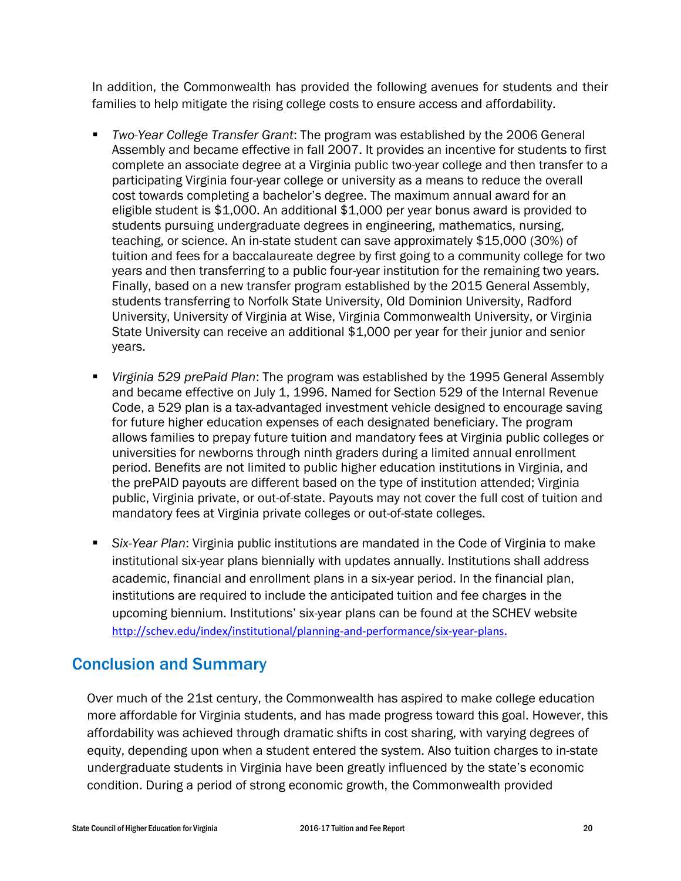In addition, the Commonwealth has provided the following avenues for students and their families to help mitigate the rising college costs to ensure access and affordability.

- *Two-Year College Transfer Grant*: The program was established by the 2006 General Assembly and became effective in fall 2007. It provides an incentive for students to first complete an associate degree at a Virginia public two-year college and then transfer to a participating Virginia four-year college or university as a means to reduce the overall cost towards completing a bachelor's degree. The maximum annual award for an eligible student is $1,000. An additional $1,000 per year bonus award is provided to students pursuing undergraduate degrees in engineering, mathematics, nursing, teaching, or science. An in-state student can save approximately $15,000 (30%) of tuition and fees for a baccalaureate degree by first going to a community college for two years and then transferring to a public four-year institution for the remaining two years. Finally, based on a new transfer program established by the 2015 General Assembly, students transferring to Norfolk State University, Old Dominion University, Radford University, University of Virginia at Wise, Virginia Commonwealth University, or Virginia State University can receive an additional $1,000 per year for their junior and senior years.

- *Virginia 529 prePaid Plan*: The program was established by the 1995 General Assembly and became effective on July 1, 1996. Named for Section 529 of the Internal Revenue Code, a 529 plan is a tax-advantaged investment vehicle designed to encourage saving for future higher education expenses of each designated beneficiary. The program allows families to prepay future tuition and mandatory fees at Virginia public colleges or universities for newborns through ninth graders during a limited annual enrollment period. Benefits are not limited to public higher education institutions in Virginia, and the prePAID payouts are different based on the type of institution attended; Virginia public, Virginia private, or out-of-state. Payouts may not cover the full cost of tuition and mandatory fees at Virginia private colleges or out-of-state colleges.

- *Six-Year Plan*: Virginia public institutions are mandated in the Code of Virginia to make institutional six-year plans biennially with updates annually. Institutions shall address academic, financial and enrollment plans in a six-year period. In the financial plan, institutions are required to include the anticipated tuition and fee charges in the upcoming biennium. Institutions' six-year plans can be found at the SCHEV website http://schev.edu/index/institutional/planning-and-performance/six-year-plans.

## Conclusion and Summary

Over much of the 21st century, the Commonwealth has aspired to make college education more affordable for Virginia students, and has made progress toward this goal. However, this affordability was achieved through dramatic shifts in cost sharing, with varying degrees of equity, depending upon when a student entered the system. Also tuition charges to in-state undergraduate students in Virginia have been greatly influenced by the state's economic condition. During a period of strong economic growth, the Commonwealth provided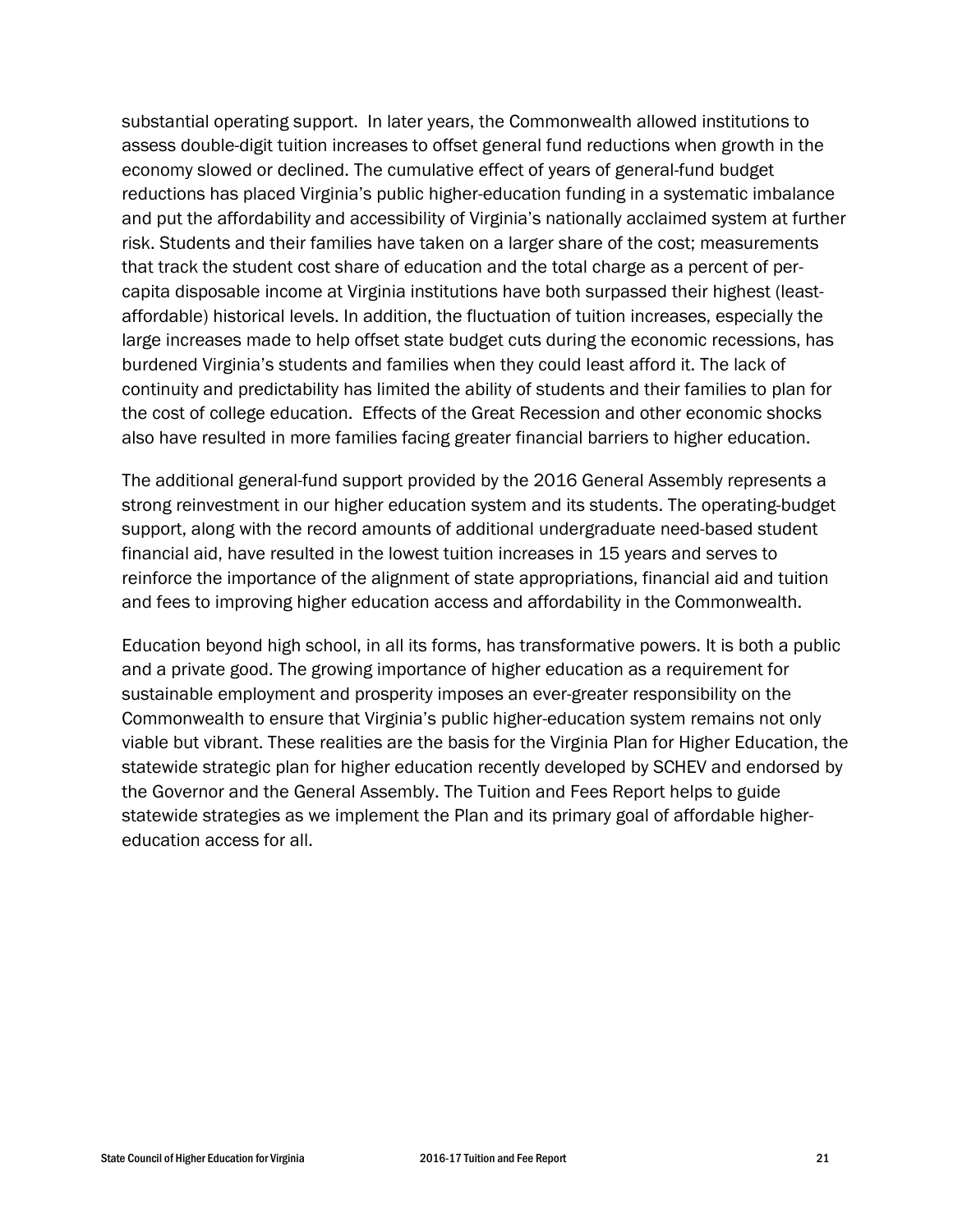substantial operating support. In later years, the Commonwealth allowed institutions to assess double-digit tuition increases to offset general fund reductions when growth in the economy slowed or declined. The cumulative effect of years of general-fund budget reductions has placed Virginia's public higher-education funding in a systematic imbalance and put the affordability and accessibility of Virginia's nationally acclaimed system at further risk. Students and their families have taken on a larger share of the cost; measurements that track the student cost share of education and the total charge as a percent of per-capita disposable income at Virginia institutions have both surpassed their highest (least-affordable) historical levels. In addition, the fluctuation of tuition increases, especially the large increases made to help offset state budget cuts during the economic recessions, has burdened Virginia's students and families when they could least afford it. The lack of continuity and predictability has limited the ability of students and their families to plan for the cost of college education. Effects of the Great Recession and other economic shocks also have resulted in more families facing greater financial barriers to higher education.

The additional general-fund support provided by the 2016 General Assembly represents a strong reinvestment in our higher education system and its students. The operating-budget support, along with the record amounts of additional undergraduate need-based student financial aid, have resulted in the lowest tuition increases in 15 years and serves to reinforce the importance of the alignment of state appropriations, financial aid and tuition and fees to improving higher education access and affordability in the Commonwealth.

Education beyond high school, in all its forms, has transformative powers. It is both a public and a private good. The growing importance of higher education as a requirement for sustainable employment and prosperity imposes an ever-greater responsibility on the Commonwealth to ensure that Virginia's public higher-education system remains not only viable but vibrant. These realities are the basis for the Virginia Plan for Higher Education, the statewide strategic plan for higher education recently developed by SCHEV and endorsed by the Governor and the General Assembly. The Tuition and Fees Report helps to guide statewide strategies as we implement the Plan and its primary goal of affordable higher-education access for all.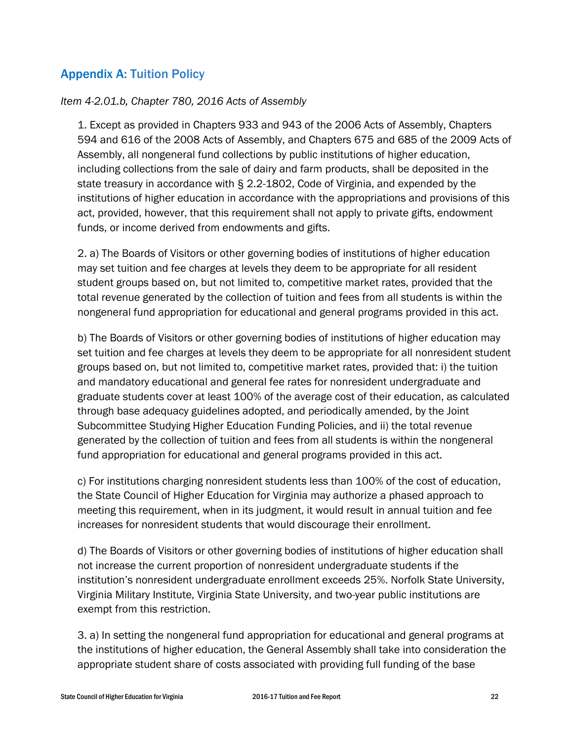## Appendix A: Tuition Policy

*Item 4-2.01.b, Chapter 780, 2016 Acts of Assembly*

1. Except as provided in Chapters 933 and 943 of the 2006 Acts of Assembly, Chapters 594 and 616 of the 2008 Acts of Assembly, and Chapters 675 and 685 of the 2009 Acts of Assembly, all nongeneral fund collections by public institutions of higher education, including collections from the sale of dairy and farm products, shall be deposited in the state treasury in accordance with § 2.2-1802, Code of Virginia, and expended by the institutions of higher education in accordance with the appropriations and provisions of this act, provided, however, that this requirement shall not apply to private gifts, endowment funds, or income derived from endowments and gifts.

2. a) The Boards of Visitors or other governing bodies of institutions of higher education may set tuition and fee charges at levels they deem to be appropriate for all resident student groups based on, but not limited to, competitive market rates, provided that the total revenue generated by the collection of tuition and fees from all students is within the nongeneral fund appropriation for educational and general programs provided in this act.

b) The Boards of Visitors or other governing bodies of institutions of higher education may set tuition and fee charges at levels they deem to be appropriate for all nonresident student groups based on, but not limited to, competitive market rates, provided that: i) the tuition and mandatory educational and general fee rates for nonresident undergraduate and graduate students cover at least 100% of the average cost of their education, as calculated through base adequacy guidelines adopted, and periodically amended, by the Joint Subcommittee Studying Higher Education Funding Policies, and ii) the total revenue generated by the collection of tuition and fees from all students is within the nongeneral fund appropriation for educational and general programs provided in this act.

c) For institutions charging nonresident students less than 100% of the cost of education, the State Council of Higher Education for Virginia may authorize a phased approach to meeting this requirement, when in its judgment, it would result in annual tuition and fee increases for nonresident students that would discourage their enrollment.

d) The Boards of Visitors or other governing bodies of institutions of higher education shall not increase the current proportion of nonresident undergraduate students if the institution's nonresident undergraduate enrollment exceeds 25%. Norfolk State University, Virginia Military Institute, Virginia State University, and two-year public institutions are exempt from this restriction.

3. a) In setting the nongeneral fund appropriation for educational and general programs at the institutions of higher education, the General Assembly shall take into consideration the appropriate student share of costs associated with providing full funding of the base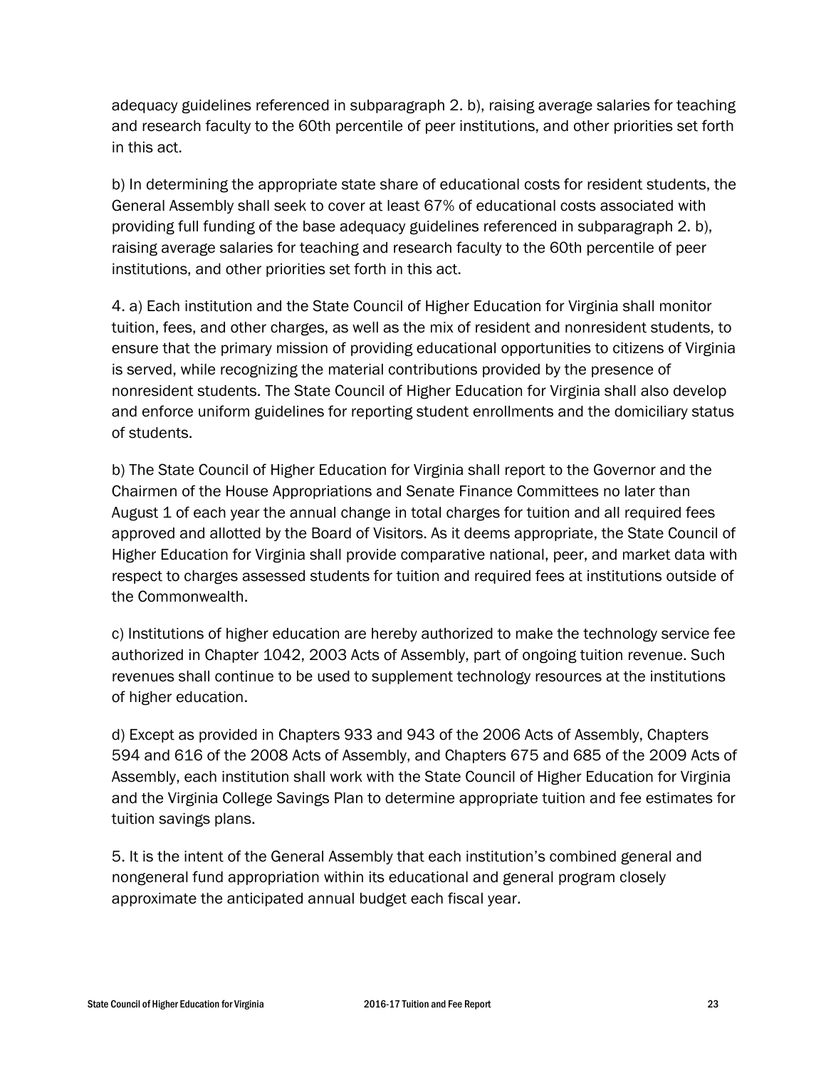adequacy guidelines referenced in subparagraph 2. b), raising average salaries for teaching and research faculty to the 60th percentile of peer institutions, and other priorities set forth in this act.

b) In determining the appropriate state share of educational costs for resident students, the General Assembly shall seek to cover at least 67% of educational costs associated with providing full funding of the base adequacy guidelines referenced in subparagraph 2. b), raising average salaries for teaching and research faculty to the 60th percentile of peer institutions, and other priorities set forth in this act.

4. a) Each institution and the State Council of Higher Education for Virginia shall monitor tuition, fees, and other charges, as well as the mix of resident and nonresident students, to ensure that the primary mission of providing educational opportunities to citizens of Virginia is served, while recognizing the material contributions provided by the presence of nonresident students. The State Council of Higher Education for Virginia shall also develop and enforce uniform guidelines for reporting student enrollments and the domiciliary status of students.

b) The State Council of Higher Education for Virginia shall report to the Governor and the Chairmen of the House Appropriations and Senate Finance Committees no later than August 1 of each year the annual change in total charges for tuition and all required fees approved and allotted by the Board of Visitors. As it deems appropriate, the State Council of Higher Education for Virginia shall provide comparative national, peer, and market data with respect to charges assessed students for tuition and required fees at institutions outside of the Commonwealth.

c) Institutions of higher education are hereby authorized to make the technology service fee authorized in Chapter 1042, 2003 Acts of Assembly, part of ongoing tuition revenue. Such revenues shall continue to be used to supplement technology resources at the institutions of higher education.

d) Except as provided in Chapters 933 and 943 of the 2006 Acts of Assembly, Chapters 594 and 616 of the 2008 Acts of Assembly, and Chapters 675 and 685 of the 2009 Acts of Assembly, each institution shall work with the State Council of Higher Education for Virginia and the Virginia College Savings Plan to determine appropriate tuition and fee estimates for tuition savings plans.

5. It is the intent of the General Assembly that each institution's combined general and nongeneral fund appropriation within its educational and general program closely approximate the anticipated annual budget each fiscal year.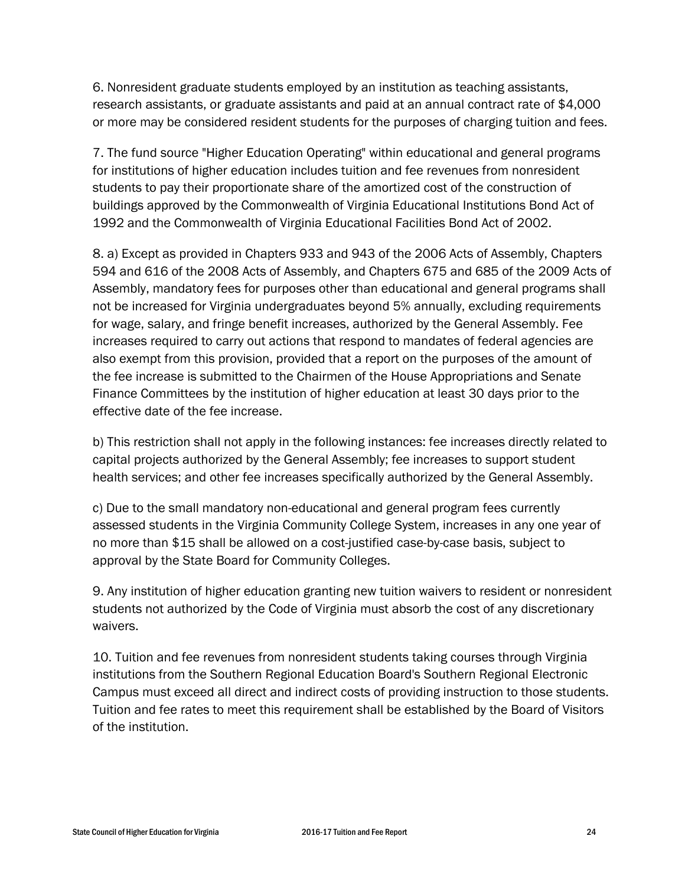6. Nonresident graduate students employed by an institution as teaching assistants, research assistants, or graduate assistants and paid at an annual contract rate of $4,000 or more may be considered resident students for the purposes of charging tuition and fees.

7. The fund source "Higher Education Operating" within educational and general programs for institutions of higher education includes tuition and fee revenues from nonresident students to pay their proportionate share of the amortized cost of the construction of buildings approved by the Commonwealth of Virginia Educational Institutions Bond Act of 1992 and the Commonwealth of Virginia Educational Facilities Bond Act of 2002.

8. a) Except as provided in Chapters 933 and 943 of the 2006 Acts of Assembly, Chapters 594 and 616 of the 2008 Acts of Assembly, and Chapters 675 and 685 of the 2009 Acts of Assembly, mandatory fees for purposes other than educational and general programs shall not be increased for Virginia undergraduates beyond 5% annually, excluding requirements for wage, salary, and fringe benefit increases, authorized by the General Assembly. Fee increases required to carry out actions that respond to mandates of federal agencies are also exempt from this provision, provided that a report on the purposes of the amount of the fee increase is submitted to the Chairmen of the House Appropriations and Senate Finance Committees by the institution of higher education at least 30 days prior to the effective date of the fee increase.

b) This restriction shall not apply in the following instances: fee increases directly related to capital projects authorized by the General Assembly; fee increases to support student health services; and other fee increases specifically authorized by the General Assembly.

c) Due to the small mandatory non-educational and general program fees currently assessed students in the Virginia Community College System, increases in any one year of no more than $15 shall be allowed on a cost-justified case-by-case basis, subject to approval by the State Board for Community Colleges.

9. Any institution of higher education granting new tuition waivers to resident or nonresident students not authorized by the Code of Virginia must absorb the cost of any discretionary waivers.

10. Tuition and fee revenues from nonresident students taking courses through Virginia institutions from the Southern Regional Education Board's Southern Regional Electronic Campus must exceed all direct and indirect costs of providing instruction to those students. Tuition and fee rates to meet this requirement shall be established by the Board of Visitors of the institution.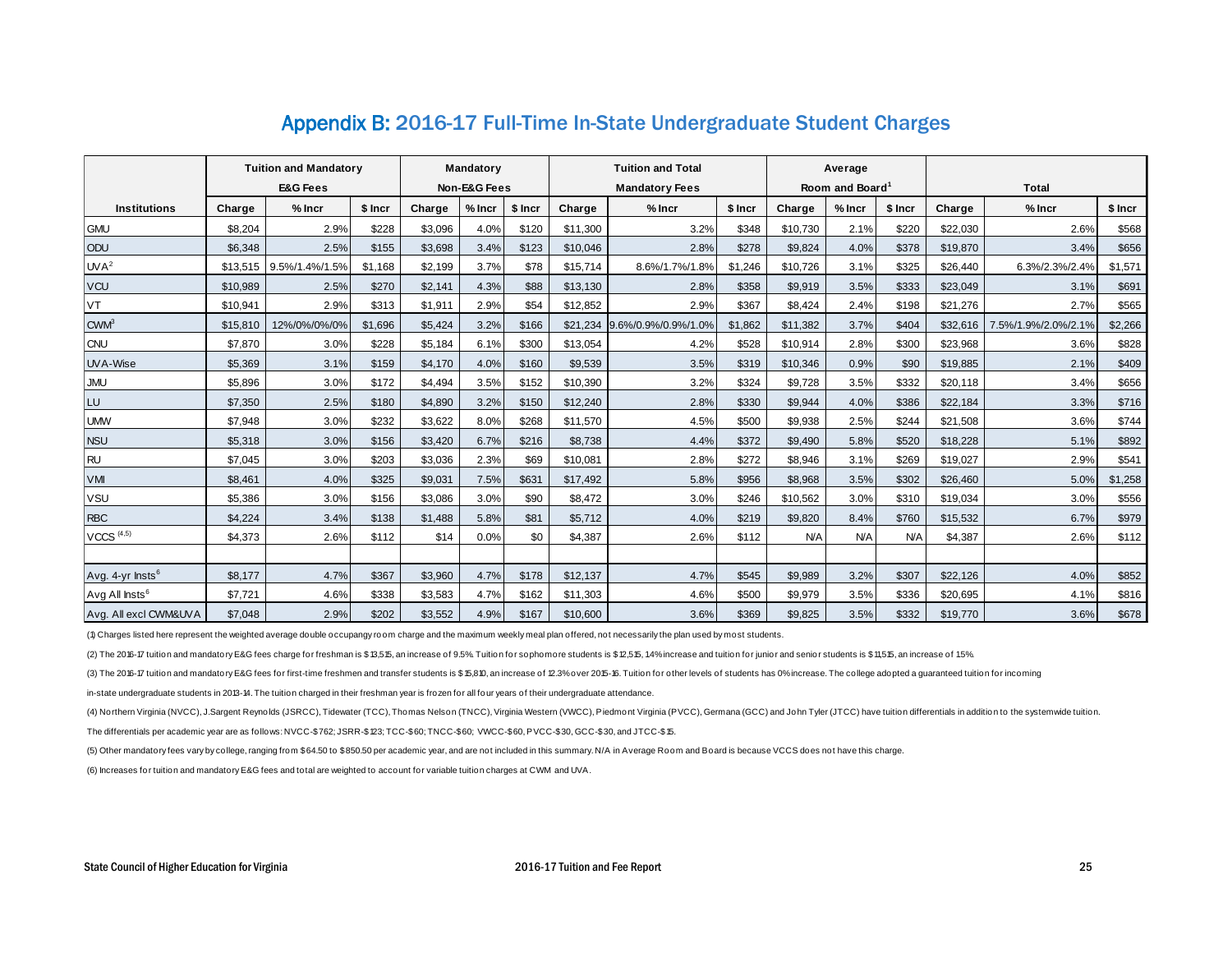# Appendix B: 2016-17 Full-Time In-State Undergraduate Student Charges

| | Tuition and Mandatory E&G Fees | | | Mandatory Non-E&G Fees | | | Tuition and Total Mandatory Fees | | | Average Room and Board[1] | | | Total | | |
|---|---|---|---|---|---|---|---|---|---|---|---|---|---|---|---|
| Institutions | Charge | % Incr | $ Incr | Charge | % Incr | $ Incr | Charge | % Incr | $ Incr | Charge | % Incr | $ Incr | Charge | % Incr | $ Incr |
| GMU | $8,204 | 2.9% | $228 | $3,096 | 4.0% | $120 | $11,300 | 3.2% | $348 | $10,730 | 2.1% | $220 | $22,030 | 2.6% | $568 |
| ODU | $6,348 | 2.5% | $155 | $3,698 | 3.4% | $123 | $10,046 | 2.8% | $278 | $9,824 | 4.0% | $378 | $19,870 | 3.4% | $656 |
| UVA[2] | $13,515 | 9.5%/1.4%/1.5% | $1,168 | $2,199 | 3.7% | $78 | $15,714 | 8.6%/1.7%/1.8% | $1,246 | $10,726 | 3.1% | $325 | $26,440 | 6.3%/2.3%/2.4% | $1,571 |
| VCU | $10,989 | 2.5% | $270 | $2,141 | 4.3% | $88 | $13,130 | 2.8% | $358 | $9,919 | 3.5% | $333 | $23,049 | 3.1% | $691 |
| VT | $10,941 | 2.9% | $313 | $1,911 | 2.9% | $54 | $12,852 | 2.9% | $367 | $8,424 | 2.4% | $198 | $21,276 | 2.7% | $565 |
| CWM[3] | $15,810 | 12%/0%/0%/0% | $1,696 | $5,424 | 3.2% | $166 | $21,234 | 9.6%/0.9%/0.9%/1.0% | $1,862 | $11,382 | 3.7% | $404 | $32,616 | 7.5%/1.9%/2.0%/2.1% | $2,266 |
| CNU | $7,870 | 3.0% | $228 | $5,184 | 6.1% | $300 | $13,054 | 4.2% | $528 | $10,914 | 2.8% | $300 | $23,968 | 3.6% | $828 |
| UVA-Wise | $5,369 | 3.1% | $159 | $4,170 | 4.0% | $160 | $9,539 | 3.5% | $319 | $10,346 | 0.9% | $90 | $19,885 | 2.1% | $409 |
| JMU | $5,896 | 3.0% | $172 | $4,494 | 3.5% | $152 | $10,390 | 3.2% | $324 | $9,728 | 3.5% | $332 | $20,118 | 3.4% | $656 |
| LU | $7,350 | 2.5% | $180 | $4,890 | 3.2% | $150 | $12,240 | 2.8% | $330 | $9,944 | 4.0% | $386 | $22,184 | 3.3% | $716 |
| UMW | $7,948 | 3.0% | $232 | $3,622 | 8.0% | $268 | $11,570 | 4.5% | $500 | $9,938 | 2.5% | $244 | $21,508 | 3.6% | $744 |
| NSU | $5,318 | 3.0% | $156 | $3,420 | 6.7% | $216 | $8,738 | 4.4% | $372 | $9,490 | 5.8% | $520 | $18,228 | 5.1% | $892 |
| RU | $7,045 | 3.0% | $203 | $3,036 | 2.3% | $69 | $10,081 | 2.8% | $272 | $8,946 | 3.1% | $269 | $19,027 | 2.9% | $541 |
| VMI | $8,461 | 4.0% | $325 | $9,031 | 7.5% | $631 | $17,492 | 5.8% | $956 | $8,968 | 3.5% | $302 | $26,460 | 5.0% | $1,258 |
| VSU | $5,386 | 3.0% | $156 | $3,086 | 3.0% | $90 | $8,472 | 3.0% | $246 | $10,562 | 3.0% | $310 | $19,034 | 3.0% | $556 |
| RBC | $4,224 | 3.4% | $138 | $1,488 | 5.8% | $81 | $5,712 | 4.0% | $219 | $9,820 | 8.4% | $760 | $15,532 | 6.7% | $979 |
| VCCS [4,5] | $4,373 | 2.6% | $112 | $14 | 0.0% | $0 | $4,387 | 2.6% | $112 | N/A | N/A | N/A | $4,387 | 2.6% | $112 |
| | | | | | | | | | | | | | | | |
| Avg. 4-yr Insts[6] | $8,177 | 4.7% | $367 | $3,960 | 4.7% | $178 | $12,137 | 4.7% | $545 | $9,989 | 3.2% | $307 | $22,126 | 4.0% | $852 |
| Avg All Insts[6] | $7,721 | 4.6% | $338 | $3,583 | 4.7% | $162 | $11,303 | 4.6% | $500 | $9,979 | 3.5% | $336 | $20,695 | 4.1% | $816 |
| Avg. All excl CWM&UVA | $7,048 | 2.9% | $202 | $3,552 | 4.9% | $167 | $10,600 | 3.6% | $369 | $9,825 | 3.5% | $332 | $19,770 | 3.6% | $678 |

(1) Charges listed here represent the weighted average double occupancy room charge and the maximum weekly meal plan offered, not necessarily the plan used by most students.

(2) The 2016-17 tuition and mandatory E&G fees charge for freshman is $13,515, an increase of 9.5%. Tuition for sophomore students is $12,515, 14% increase and tuition for junior and senior students is $11,515, an increase of 15%.

(3) The 2016-17 tuition and mandatory E&G fees for first-time freshmen and transfer students is $15,810, an increase of 12.3% over 2015-16. Tuition for other levels of students has 0% increase. The college adopted a guaranteed tuition for incoming in-state undergraduate students in 2013-14. The tuition charged in their freshman year is frozen for all four years of their undergraduate attendance.

(4) Northern Virginia (NVCC), J.Sargent Reynolds (JSRCC), Tidewater (TCC), Thomas Nelson (TNCC), Virginia Western (VWCC), Piedmont Virginia (PVCC), Germana (GCC) and John Tyler (JTCC) have tuition differentials in addition to the systemwide tuition. The differentials per academic year are as follows: NVCC-$762; JSRR-$123; TCC-$60; TNCC-$60; VWCC-$60, PVCC-$30, GCC-$30, and JTCC-$15.

(5) Other mandatory fees vary by college, ranging from $64.50 to $850.50 per academic year, and are not included in this summary. N/A in Average Room and Board is because VCCS does not have this charge.

(6) Increases for tuition and mandatory E&G fees and total are weighted to account for variable tuition charges at CWM and UVA.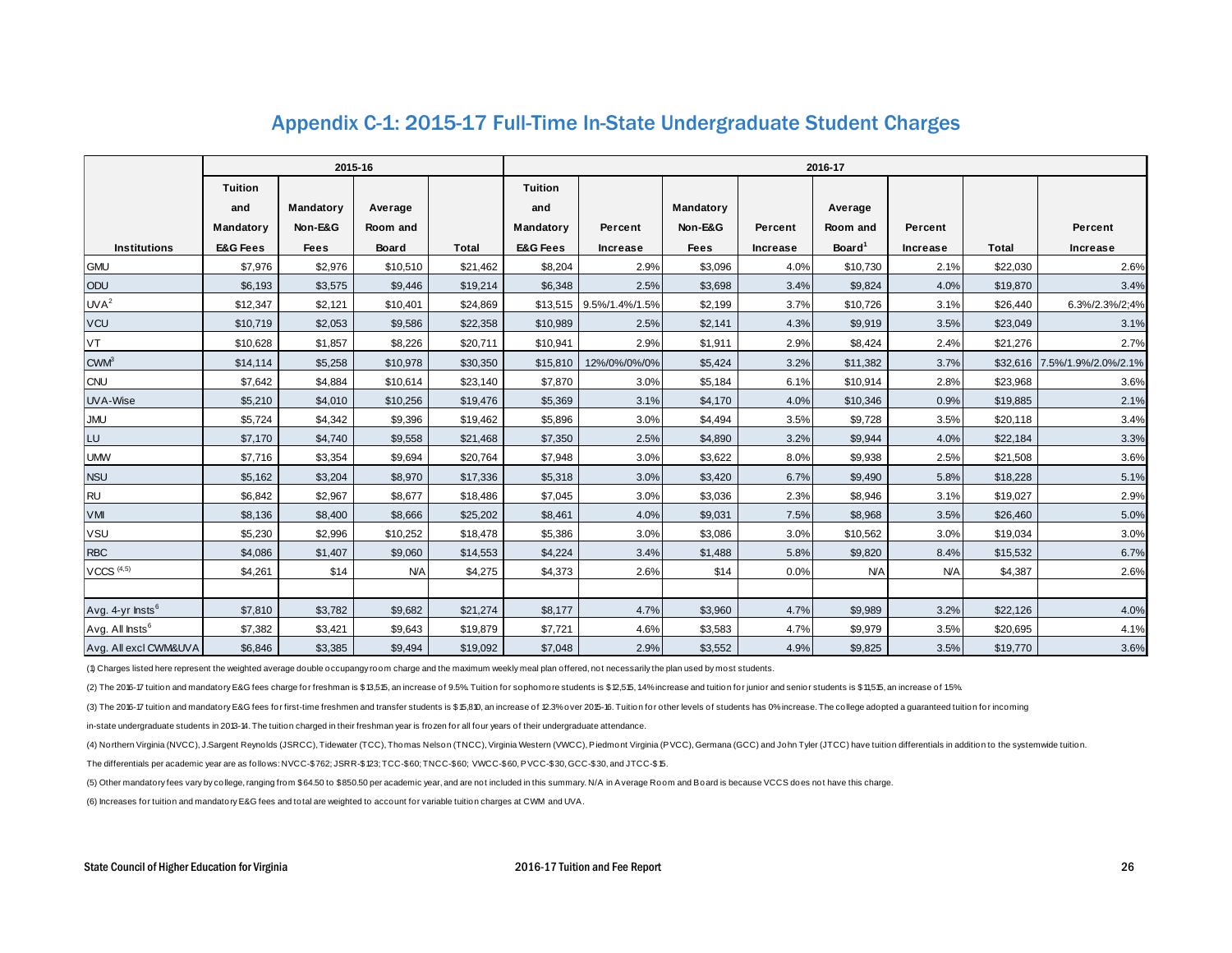# Appendix C-1: 2015-17 Full-Time In-State Undergraduate Student Charges

| | 2015-16 | | | | 2016-17 | | | | | | | |
|---|---|---|---|---|---|---|---|---|---|---|---|---|
| Institutions | Tuition and Mandatory E&G Fees | Mandatory Non-E&G Fees | Average Room and Board | Total | Tuition and Mandatory E&G Fees | Percent Increase | Mandatory Non-E&G Fees | Percent Increase | Average Room and Board[1] | Percent Increase | Total | Percent Increase |
| GMU | $7,976 | $2,976 | $10,510 | $21,462 | $8,204 | 2.9% | $3,096 | 4.0% | $10,730 | 2.1% | $22,030 | 2.6% |
| ODU | $6,193 | $3,575 | $9,446 | $19,214 | $6,348 | 2.5% | $3,698 | 3.4% | $9,824 | 4.0% | $19,870 | 3.4% |
| UVA[2] | $12,347 | $2,121 | $10,401 | $24,869 | $13,515 | 9.5%/1.4%/1.5% | $2,199 | 3.7% | $10,726 | 3.1% | $26,440 | 6.3%/2.3%/2;4% |
| VCU | $10,719 | $2,053 | $9,586 | $22,358 | $10,989 | 2.5% | $2,141 | 4.3% | $9,919 | 3.5% | $23,049 | 3.1% |
| VT | $10,628 | $1,857 | $8,226 | $20,711 | $10,941 | 2.9% | $1,911 | 2.9% | $8,424 | 2.4% | $21,276 | 2.7% |
| CWM[3] | $14,114 | $5,258 | $10,978 | $30,350 | $15,810 | 12%/0%/0%/0% | $5,424 | 3.2% | $11,382 | 3.7% | $32,616 | 7.5%/1.9%/2.0%/2.1% |
| CNU | $7,642 | $4,884 | $10,614 | $23,140 | $7,870 | 3.0% | $5,184 | 6.1% | $10,914 | 2.8% | $23,968 | 3.6% |
| UVA-Wise | $5,210 | $4,010 | $10,256 | $19,476 | $5,369 | 3.1% | $4,170 | 4.0% | $10,346 | 0.9% | $19,885 | 2.1% |
| JMU | $5,724 | $4,342 | $9,396 | $19,462 | $5,896 | 3.0% | $4,494 | 3.5% | $9,728 | 3.5% | $20,118 | 3.4% |
| LU | $7,170 | $4,740 | $9,558 | $21,468 | $7,350 | 2.5% | $4,890 | 3.2% | $9,944 | 4.0% | $22,184 | 3.3% |
| UMW | $7,716 | $3,354 | $9,694 | $20,764 | $7,948 | 3.0% | $3,622 | 8.0% | $9,938 | 2.5% | $21,508 | 3.6% |
| NSU | $5,162 | $3,204 | $8,970 | $17,336 | $5,318 | 3.0% | $3,420 | 6.7% | $9,490 | 5.8% | $18,228 | 5.1% |
| RU | $6,842 | $2,967 | $8,677 | $18,486 | $7,045 | 3.0% | $3,036 | 2.3% | $8,946 | 3.1% | $19,027 | 2.9% |
| VMI | $8,136 | $8,400 | $8,666 | $25,202 | $8,461 | 4.0% | $9,031 | 7.5% | $8,968 | 3.5% | $26,460 | 5.0% |
| VSU | $5,230 | $2,996 | $10,252 | $18,478 | $5,386 | 3.0% | $3,086 | 3.0% | $10,562 | 3.0% | $19,034 | 3.0% |
| RBC | $4,086 | $1,407 | $9,060 | $14,553 | $4,224 | 3.4% | $1,488 | 5.8% | $9,820 | 8.4% | $15,532 | 6.7% |
| VCCS [(4,5)] | $4,261 | $14 | N/A | $4,275 | $4,373 | 2.6% | $14 | 0.0% | N/A | N/A | $4,387 | 2.6% |
| | | | | | | | | | | | | |
| Avg. 4-yr Insts[6] | $7,810 | $3,782 | $9,682 | $21,274 | $8,177 | 4.7% | $3,960 | 4.7% | $9,989 | 3.2% | $22,126 | 4.0% |
| Avg. All Insts[6] | $7,382 | $3,421 | $9,643 | $19,879 | $7,721 | 4.6% | $3,583 | 4.7% | $9,979 | 3.5% | $20,695 | 4.1% |
| Avg. All excl CWM&UVA | $6,846 | $3,385 | $9,494 | $19,092 | $7,048 | 2.9% | $3,552 | 4.9% | $9,825 | 3.5% | $19,770 | 3.6% |

(1) Charges listed here represent the weighted average double occupancy room charge and the maximum weekly meal plan offered, not necessarily the plan used by most students.

(2) The 2016-17 tuition and mandatory E&G fees charge for freshman is $13,515, an increase of 9.5%. Tuition for sophomore students is $12,515, 1.4% increase and tuition for junior and senior students is $11,515, an increase of 1.5%.

(3) The 2016-17 tuition and mandatory E&G fees for first-time freshmen and transfer students is $15,810, an increase of 12.3% over 2015-16. Tuition for other levels of students has 0% increase. The college adopted a guaranteed tuition for incoming in-state undergraduate students in 2013-14. The tuition charged in their freshman year is frozen for all four years of their undergraduate attendance.

(4) Northern Virginia (NVCC), J.Sargent Reynolds (JSRCC), Tidewater (TCC), Thomas Nelson (TNCC), Virginia Western (VWCC), Piedmont Virginia (PVCC), Germana (GCC) and John Tyler (JTCC) have tuition differentials in addition to the systemwide tuition. The differentials per academic year are as follows: NVCC-$762; JSRR-$123; TCC-$60; TNCC-$60; VWCC-$60, PVCC-$30, GCC-$30, and JTCC-$15.

(5) Other mandatory fees vary by college, ranging from $64.50 to $850.50 per academic year, and are not included in this summary. N/A in Average Room and Board is because VCCS does not have this charge.

(6) Increases for tuition and mandatory E&G fees and total are weighted to account for variable tuition charges at CWM and UVA.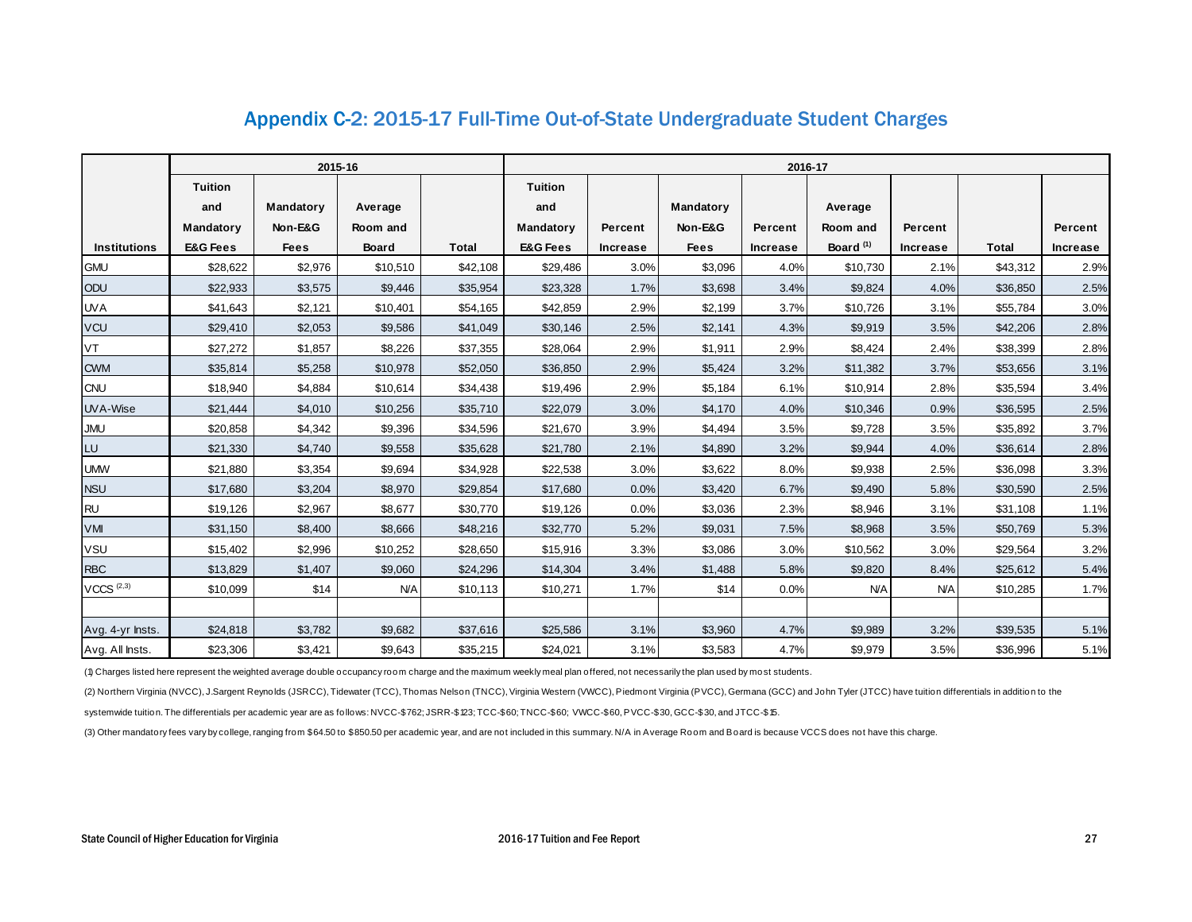## Appendix C-2: 2015-17 Full-Time Out-of-State Undergraduate Student Charges

| Institutions | 2015-16 | | | | 2016-17 | | | | | | | |
|---|---|---|---|---|---|---|---|---|---|---|---|---|
| | Tuition and Mandatory E&G Fees | Mandatory Non-E&G Fees | Average Room and Board | Total | Tuition and Mandatory E&G Fees | Percent Increase | Mandatory Non-E&G Fees | Percent Increase | Average Room and Board [1] | Percent Increase | Total | Percent Increase |
| GMU | $28,622 | $2,976 | $10,510 | $42,108 | $29,486 | 3.0% | $3,096 | 4.0% | $10,730 | 2.1% | $43,312 | 2.9% |
| ODU | $22,933 | $3,575 | $9,446 | $35,954 | $23,328 | 1.7% | $3,698 | 3.4% | $9,824 | 4.0% | $36,850 | 2.5% |
| UVA | $41,643 | $2,121 | $10,401 | $54,165 | $42,859 | 2.9% | $2,199 | 3.7% | $10,726 | 3.1% | $55,784 | 3.0% |
| VCU | $29,410 | $2,053 | $9,586 | $41,049 | $30,146 | 2.5% | $2,141 | 4.3% | $9,919 | 3.5% | $42,206 | 2.8% |
| VT | $27,272 | $1,857 | $8,226 | $37,355 | $28,064 | 2.9% | $1,911 | 2.9% | $8,424 | 2.4% | $38,399 | 2.8% |
| CWM | $35,814 | $5,258 | $10,978 | $52,050 | $36,850 | 2.9% | $5,424 | 3.2% | $11,382 | 3.7% | $53,656 | 3.1% |
| CNU | $18,940 | $4,884 | $10,614 | $34,438 | $19,496 | 2.9% | $5,184 | 6.1% | $10,914 | 2.8% | $35,594 | 3.4% |
| UVA-Wise | $21,444 | $4,010 | $10,256 | $35,710 | $22,079 | 3.0% | $4,170 | 4.0% | $10,346 | 0.9% | $36,595 | 2.5% |
| JMU | $20,858 | $4,342 | $9,396 | $34,596 | $21,670 | 3.9% | $4,494 | 3.5% | $9,728 | 3.5% | $35,892 | 3.7% |
| LU | $21,330 | $4,740 | $9,558 | $35,628 | $21,780 | 2.1% | $4,890 | 3.2% | $9,944 | 4.0% | $36,614 | 2.8% |
| UMW | $21,880 | $3,354 | $9,694 | $34,928 | $22,538 | 3.0% | $3,622 | 8.0% | $9,938 | 2.5% | $36,098 | 3.3% |
| NSU | $17,680 | $3,204 | $8,970 | $29,854 | $17,680 | 0.0% | $3,420 | 6.7% | $9,490 | 5.8% | $30,590 | 2.5% |
| RU | $19,126 | $2,967 | $8,677 | $30,770 | $19,126 | 0.0% | $3,036 | 2.3% | $8,946 | 3.1% | $31,108 | 1.1% |
| VMI | $31,150 | $8,400 | $8,666 | $48,216 | $32,770 | 5.2% | $9,031 | 7.5% | $8,968 | 3.5% | $50,769 | 5.3% |
| VSU | $15,402 | $2,996 | $10,252 | $28,650 | $15,916 | 3.3% | $3,086 | 3.0% | $10,562 | 3.0% | $29,564 | 3.2% |
| RBC | $13,829 | $1,407 | $9,060 | $24,296 | $14,304 | 3.4% | $1,488 | 5.8% | $9,820 | 8.4% | $25,612 | 5.4% |
| VCCS [2,3] | $10,099 | $14 | N/A | $10,113 | $10,271 | 1.7% | $14 | 0.0% | N/A | N/A | $10,285 | 1.7% |
| | | | | | | | | | | | | |
| Avg. 4-yr Insts. | $24,818 | $3,782 | $9,682 | $37,616 | $25,586 | 3.1% | $3,960 | 4.7% | $9,989 | 3.2% | $39,535 | 5.1% |
| Avg. All Insts. | $23,306 | $3,421 | $9,643 | $35,215 | $24,021 | 3.1% | $3,583 | 4.7% | $9,979 | 3.5% | $36,996 | 5.1% |

(1) Charges listed here represent the weighted average double occupancy room charge and the maximum weekly meal plan offered, not necessarily the plan used by most students.

(2) Northern Virginia (NVCC), J.Sargent Reynolds (JSRCC), Tidewater (TCC), Thomas Nelson (TNCC), Virginia Western (VWCC), Piedmont Virginia (PVCC), Germana (GCC) and John Tyler (JTCC) have tuition differentials in addition to the systemwide tuition. The differentials per academic year are as follows: NVCC-$762; JSRR-$123; TCC-$60; TNCC-$60; VWCC-$60, PVCC-$30, GCC-$30, and JTCC-$15.

(3) Other mandatory fees vary by college, ranging from $64.50 to $850.50 per academic year, and are not included in this summary. N/A in Average Room and Board is because VCCS does not have this charge.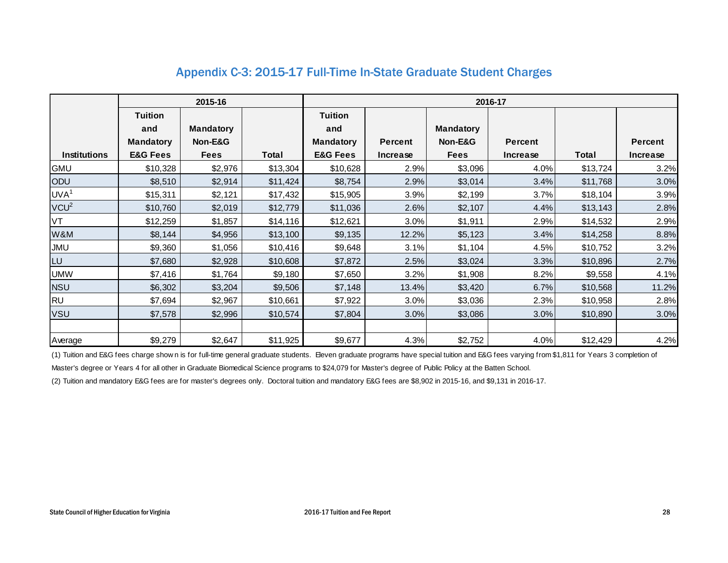## Appendix C-3: 2015-17 Full-Time In-State Graduate Student Charges

| Institutions | 2015-16 | | | 2016-17 | | | | | |
|---|---|---|---|---|---|---|---|---|---|
| | Tuition and Mandatory E&G Fees | Mandatory Non-E&G Fees | Total | Tuition and Mandatory E&G Fees | Percent Increase | Mandatory Non-E&G Fees | Percent Increase | Total | Percent Increase |
| GMU | $10,328 | $2,976 | $13,304 | $10,628 | 2.9% | $3,096 | 4.0% | $13,724 | 3.2% |
| ODU | $8,510 | $2,914 | $11,424 | $8,754 | 2.9% | $3,014 | 3.4% | $11,768 | 3.0% |
| UVA[1] | $15,311 | $2,121 | $17,432 | $15,905 | 3.9% | $2,199 | 3.7% | $18,104 | 3.9% |
| VCU[2] | $10,760 | $2,019 | $12,779 | $11,036 | 2.6% | $2,107 | 4.4% | $13,143 | 2.8% |
| VT | $12,259 | $1,857 | $14,116 | $12,621 | 3.0% | $1,911 | 2.9% | $14,532 | 2.9% |
| W&M | $8,144 | $4,956 | $13,100 | $9,135 | 12.2% | $5,123 | 3.4% | $14,258 | 8.8% |
| JMU | $9,360 | $1,056 | $10,416 | $9,648 | 3.1% | $1,104 | 4.5% | $10,752 | 3.2% |
| LU | $7,680 | $2,928 | $10,608 | $7,872 | 2.5% | $3,024 | 3.3% | $10,896 | 2.7% |
| UMW | $7,416 | $1,764 | $9,180 | $7,650 | 3.2% | $1,908 | 8.2% | $9,558 | 4.1% |
| NSU | $6,302 | $3,204 | $9,506 | $7,148 | 13.4% | $3,420 | 6.7% | $10,568 | 11.2% |
| RU | $7,694 | $2,967 | $10,661 | $7,922 | 3.0% | $3,036 | 2.3% | $10,958 | 2.8% |
| VSU | $7,578 | $2,996 | $10,574 | $7,804 | 3.0% | $3,086 | 3.0% | $10,890 | 3.0% |
| | | | | | | | | | |
| Average | $9,279 | $2,647 | $11,925 | $9,677 | 4.3% | $2,752 | 4.0% | $12,429 | 4.2% |

(1) Tuition and E&G fees charge shown is for full-time general graduate students. Eleven graduate programs have special tuition and E&G fees varying from $1,811 for Years 3 completion of Master's degree or Years 4 for all other in Graduate Biomedical Science programs to $24,079 for Master's degree of Public Policy at the Batten School.

(2) Tuition and mandatory E&G fees are for master's degrees only. Doctoral tuition and mandatory E&G fees are $8,902 in 2015-16, and $9,131 in 2016-17.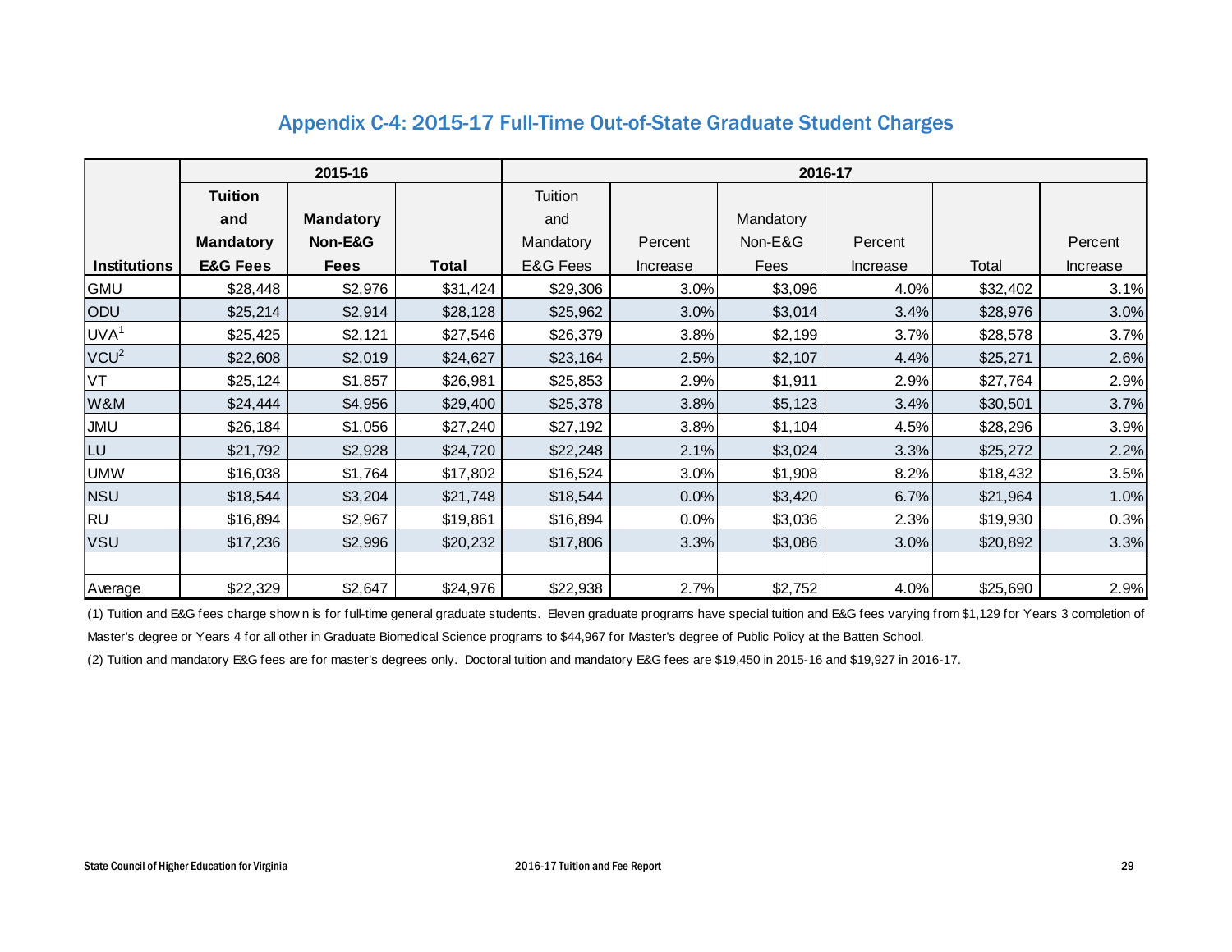## Appendix C-4: 2015-17 Full-Time Out-of-State Graduate Student Charges

| Institutions | 2015-16 | | | 2016-17 | | | | | |
|---|---|---|---|---|---|---|---|---|---|
| | Tuition and Mandatory E&G Fees | Mandatory Non-E&G Fees | Total | Tuition and Mandatory E&G Fees | Percent Increase | Mandatory Non-E&G Fees | Percent Increase | Total | Percent Increase |
| GMU | $28,448 | $2,976 | $31,424 | $29,306 | 3.0% | $3,096 | 4.0% | $32,402 | 3.1% |
| ODU | $25,214 | $2,914 | $28,128 | $25,962 | 3.0% | $3,014 | 3.4% | $28,976 | 3.0% |
| UVA[1] | $25,425 | $2,121 | $27,546 | $26,379 | 3.8% | $2,199 | 3.7% | $28,578 | 3.7% |
| VCU[2] | $22,608 | $2,019 | $24,627 | $23,164 | 2.5% | $2,107 | 4.4% | $25,271 | 2.6% |
| VT | $25,124 | $1,857 | $26,981 | $25,853 | 2.9% | $1,911 | 2.9% | $27,764 | 2.9% |
| W&M | $24,444 | $4,956 | $29,400 | $25,378 | 3.8% | $5,123 | 3.4% | $30,501 | 3.7% |
| JMU | $26,184 | $1,056 | $27,240 | $27,192 | 3.8% | $1,104 | 4.5% | $28,296 | 3.9% |
| LU | $21,792 | $2,928 | $24,720 | $22,248 | 2.1% | $3,024 | 3.3% | $25,272 | 2.2% |
| UMW | $16,038 | $1,764 | $17,802 | $16,524 | 3.0% | $1,908 | 8.2% | $18,432 | 3.5% |
| NSU | $18,544 | $3,204 | $21,748 | $18,544 | 0.0% | $3,420 | 6.7% | $21,964 | 1.0% |
| RU | $16,894 | $2,967 | $19,861 | $16,894 | 0.0% | $3,036 | 2.3% | $19,930 | 0.3% |
| VSU | $17,236 | $2,996 | $20,232 | $17,806 | 3.3% | $3,086 | 3.0% | $20,892 | 3.3% |
| | | | | | | | | | |
| Average | $22,329 | $2,647 | $24,976 | $22,938 | 2.7% | $2,752 | 4.0% | $25,690 | 2.9% |

(1) Tuition and E&G fees charge shown is for full-time general graduate students. Eleven graduate programs have special tuition and E&G fees varying from $1,129 for Years 3 completion of Master's degree or Years 4 for all other in Graduate Biomedical Science programs to $44,967 for Master's degree of Public Policy at the Batten School.

(2) Tuition and mandatory E&G fees are for master's degrees only. Doctoral tuition and mandatory E&G fees are $19,450 in 2015-16 and $19,927 in 2016-17.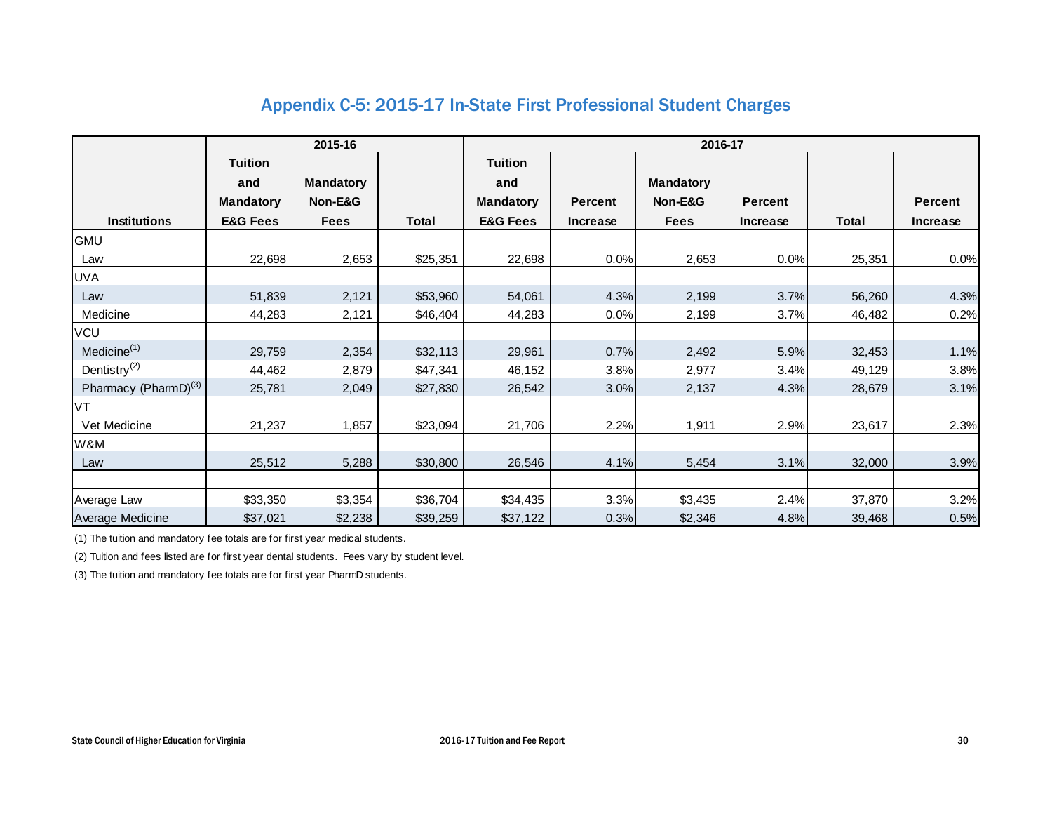## Appendix C-5: 2015-17 In-State First Professional Student Charges

| | 2015-16 | | | 2016-17 | | | | | |
|---|---|---|---|---|---|---|---|---|---|
| Institutions | Tuition and Mandatory E&G Fees | Mandatory Non-E&G Fees | Total | Tuition and Mandatory E&G Fees | Percent Increase | Mandatory Non-E&G Fees | Percent Increase | Total | Percent Increase |
| GMU | | | | | | | | | |
| Law | 22,698 | 2,653 | $25,351 | 22,698 | 0.0% | 2,653 | 0.0% | 25,351 | 0.0% |
| UVA | | | | | | | | | |
| Law | 51,839 | 2,121 | $53,960 | 54,061 | 4.3% | 2,199 | 3.7% | 56,260 | 4.3% |
| Medicine | 44,283 | 2,121 | $46,404 | 44,283 | 0.0% | 2,199 | 3.7% | 46,482 | 0.2% |
| VCU | | | | | | | | | |
| Medicine(1) | 29,759 | 2,354 | $32,113 | 29,961 | 0.7% | 2,492 | 5.9% | 32,453 | 1.1% |
| Dentistry(2) | 44,462 | 2,879 | $47,341 | 46,152 | 3.8% | 2,977 | 3.4% | 49,129 | 3.8% |
| Pharmacy (PharmD)(3) | 25,781 | 2,049 | $27,830 | 26,542 | 3.0% | 2,137 | 4.3% | 28,679 | 3.1% |
| VT | | | | | | | | | |
| Vet Medicine | 21,237 | 1,857 | $23,094 | 21,706 | 2.2% | 1,911 | 2.9% | 23,617 | 2.3% |
| W&M | | | | | | | | | |
| Law | 25,512 | 5,288 | $30,800 | 26,546 | 4.1% | 5,454 | 3.1% | 32,000 | 3.9% |
| | | | | | | | | | |
| Average Law | $33,350 | $3,354 | $36,704 | $34,435 | 3.3% | $3,435 | 2.4% | 37,870 | 3.2% |
| Average Medicine | $37,021 | $2,238 | $39,259 | $37,122 | 0.3% | $2,346 | 4.8% | 39,468 | 0.5% |

(1) The tuition and mandatory fee totals are for first year medical students.

(2) Tuition and fees listed are for first year dental students. Fees vary by student level.

(3) The tuition and mandatory fee totals are for first year PharmD students.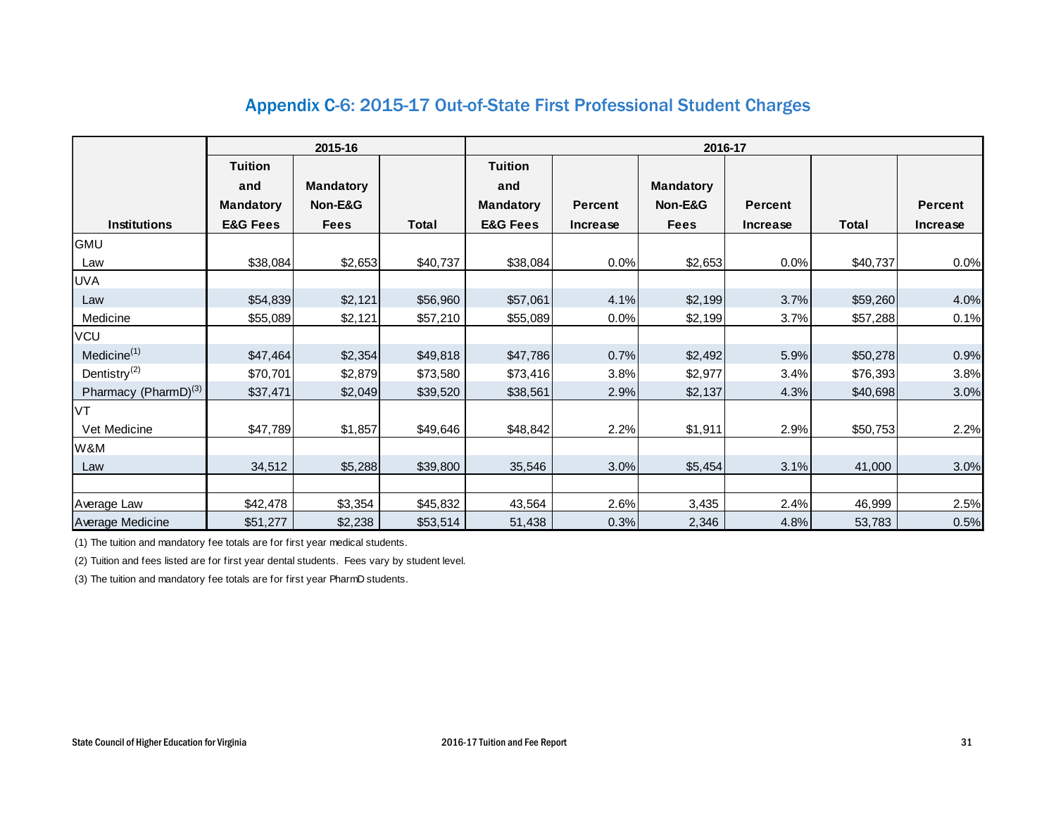## Appendix C-6: 2015-17 Out-of-State First Professional Student Charges

| | 2015-16 | | | 2016-17 | | | | | |
|---|---|---|---|---|---|---|---|---|---|
| Institutions | Tuition and Mandatory E&G Fees | Mandatory Non-E&G Fees | Total | Tuition and Mandatory E&G Fees | Percent Increase | Mandatory Non-E&G Fees | Percent Increase | Total | Percent Increase |
| GMU | | | | | | | | | |
| Law | $38,084 | $2,653 | $40,737 | $38,084 | 0.0% | $2,653 | 0.0% | $40,737 | 0.0% |
| UVA | | | | | | | | | |
| Law | $54,839 | $2,121 | $56,960 | $57,061 | 4.1% | $2,199 | 3.7% | $59,260 | 4.0% |
| Medicine | $55,089 | $2,121 | $57,210 | $55,089 | 0.0% | $2,199 | 3.7% | $57,288 | 0.1% |
| VCU | | | | | | | | | |
| Medicine[1] | $47,464 | $2,354 | $49,818 | $47,786 | 0.7% | $2,492 | 5.9% | $50,278 | 0.9% |
| Dentistry[2] | $70,701 | $2,879 | $73,580 | $73,416 | 3.8% | $2,977 | 3.4% | $76,393 | 3.8% |
| Pharmacy (PharmD)[3] | $37,471 | $2,049 | $39,520 | $38,561 | 2.9% | $2,137 | 4.3% | $40,698 | 3.0% |
| VT | | | | | | | | | |
| Vet Medicine | $47,789 | $1,857 | $49,646 | $48,842 | 2.2% | $1,911 | 2.9% | $50,753 | 2.2% |
| W&M | | | | | | | | | |
| Law | 34,512 | $5,288 | $39,800 | 35,546 | 3.0% | $5,454 | 3.1% | 41,000 | 3.0% |
| | | | | | | | | | |
| Average Law | $42,478 | $3,354 | $45,832 | 43,564 | 2.6% | 3,435 | 2.4% | 46,999 | 2.5% |
| Average Medicine | $51,277 | $2,238 | $53,514 | 51,438 | 0.3% | 2,346 | 4.8% | 53,783 | 0.5% |

(1) The tuition and mandatory fee totals are for first year medical students.

(2) Tuition and fees listed are for first year dental students. Fees vary by student level.

(3) The tuition and mandatory fee totals are for first year PharmD students.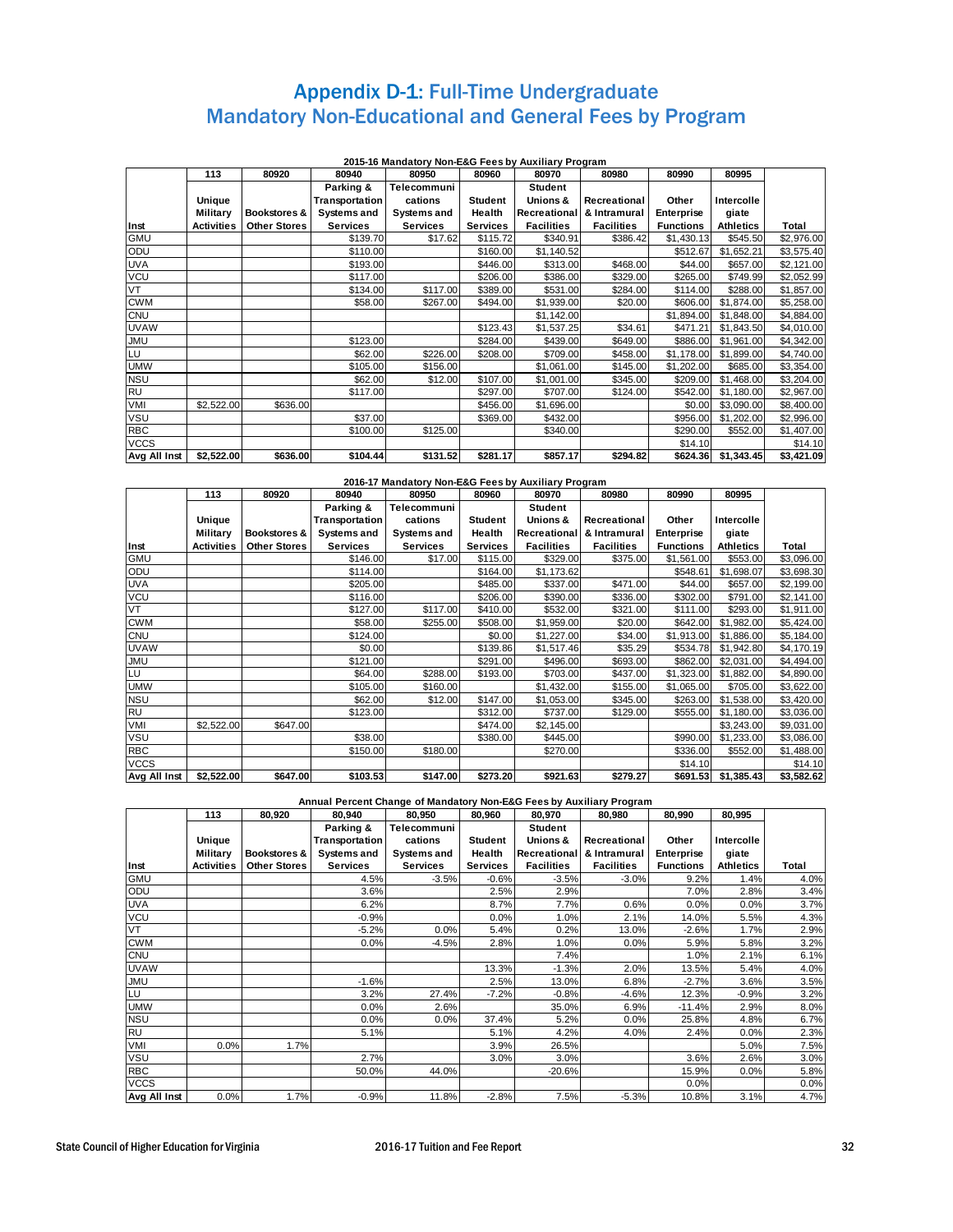# Appendix D-1: Full-Time Undergraduate Mandatory Non-Educational and General Fees by Program

**2015-16 Mandatory Non-E&G Fees by Auxiliary Program**

| Inst | 113 Unique Military Activities | 80920 Bookstores & Other Stores | 80940 Parking & Transportation Systems and Services | 80950 Telecommunications Systems and Services | 80960 Student Health Services | 80970 Student Unions & Recreational Facilities | 80980 Recreational & Intramural Facilities | 80990 Other Enterprise Functions | 80995 Intercollegiate Athletics | Total |
|---|---|---|---|---|---|---|---|---|---|---|
| GMU | | | $139.70 | $17.62 | $115.72 | $340.91 | $386.42 | $1,430.13 | $545.50 | $2,976.00 |
| ODU | | | $110.00 | | $160.00 | $1,140.52 | | $512.67 | $1,652.21 | $3,575.40 |
| UVA | | | $193.00 | | $446.00 | $313.00 | $468.00 | $44.00 | $657.00 | $2,121.00 |
| VCU | | | $117.00 | | $206.00 | $386.00 | $329.00 | $265.00 | $749.99 | $2,052.99 |
| VT | | | $134.00 | $117.00 | $389.00 | $531.00 | $284.00 | $114.00 | $288.00 | $1,857.00 |
| CWM | | | $58.00 | $267.00 | $494.00 | $1,939.00 | $20.00 | $606.00 | $1,874.00 | $5,258.00 |
| CNU | | | | | | $1,142.00 | | $1,894.00 | $1,848.00 | $4,884.00 |
| UVAW | | | | | $123.43 | $1,537.25 | $34.61 | $471.21 | $1,843.50 | $4,010.00 |
| JMU | | | $123.00 | | $284.00 | $439.00 | $649.00 | $886.00 | $1,961.00 | $4,342.00 |
| LU | | | $62.00 | $226.00 | $208.00 | $709.00 | $458.00 | $1,178.00 | $1,899.00 | $4,740.00 |
| UMW | | | $105.00 | $156.00 | | $1,061.00 | $145.00 | $1,202.00 | $685.00 | $3,354.00 |
| NSU | | | $62.00 | $12.00 | $107.00 | $1,001.00 | $345.00 | $209.00 | $1,468.00 | $3,204.00 |
| RU | | | $117.00 | | $297.00 | $707.00 | $124.00 | $542.00 | $1,180.00 | $2,967.00 |
| VMI | $2,522.00 | $636.00 | | | $456.00 | $1,696.00 | | $0.00 | $3,090.00 | $8,400.00 |
| VSU | | | $37.00 | | $369.00 | $432.00 | | $956.00 | $1,202.00 | $2,996.00 |
| RBC | | | $100.00 | $125.00 | | $340.00 | | $290.00 | $552.00 | $1,407.00 |
| VCCS | | | | | | | | $14.10 | | $14.10 |
| **Avg All Inst** | **$2,522.00** | **$636.00** | **$104.44** | **$131.52** | **$281.17** | **$857.17** | **$294.82** | **$624.36** | **$1,343.45** | **$3,421.09** |

**2016-17 Mandatory Non-E&G Fees by Auxiliary Program**

| Inst | 113 Unique Military Activities | 80920 Bookstores & Other Stores | 80940 Parking & Transportation Systems and Services | 80950 Telecommunications Systems and Services | 80960 Student Health Services | 80970 Student Unions & Recreational Facilities | 80980 Recreational & Intramural Facilities | 80990 Other Enterprise Functions | 80995 Intercollegiate Athletics | Total |
|---|---|---|---|---|---|---|---|---|---|---|
| GMU | | | $146.00 | $17.00 | $115.00 | $329.00 | $375.00 | $1,561.00 | $553.00 | $3,096.00 |
| ODU | | | $114.00 | | $164.00 | $1,173.62 | | $548.61 | $1,698.07 | $3,698.30 |
| UVA | | | $205.00 | | $485.00 | $337.00 | $471.00 | $44.00 | $657.00 | $2,199.00 |
| VCU | | | $116.00 | | $206.00 | $390.00 | $336.00 | $302.00 | $791.00 | $2,141.00 |
| VT | | | $127.00 | $117.00 | $410.00 | $532.00 | $321.00 | $111.00 | $293.00 | $1,911.00 |
| CWM | | | $58.00 | $255.00 | $508.00 | $1,959.00 | $20.00 | $642.00 | $1,982.00 | $5,424.00 |
| CNU | | | $124.00 | | $0.00 | $1,227.00 | $34.00 | $1,913.00 | $1,886.00 | $5,184.00 |
| UVAW | | | $0.00 | | $139.86 | $1,517.46 | $35.29 | $534.78 | $1,942.80 | $4,170.19 |
| JMU | | | $121.00 | | $291.00 | $496.00 | $693.00 | $862.00 | $2,031.00 | $4,494.00 |
| LU | | | $64.00 | $288.00 | $193.00 | $703.00 | $437.00 | $1,323.00 | $1,882.00 | $4,890.00 |
| UMW | | | $105.00 | $160.00 | | $1,432.00 | $155.00 | $1,065.00 | $705.00 | $3,622.00 |
| NSU | | | $62.00 | $12.00 | $147.00 | $1,053.00 | $345.00 | $263.00 | $1,538.00 | $3,420.00 |
| RU | | | $123.00 | | $312.00 | $737.00 | $129.00 | $555.00 | $1,180.00 | $3,036.00 |
| VMI | $2,522.00 | $647.00 | | | $474.00 | $2,145.00 | | | $3,243.00 | $9,031.00 |
| VSU | | | $38.00 | | $380.00 | $445.00 | | $990.00 | $1,233.00 | $3,086.00 |
| RBC | | | $150.00 | $180.00 | | $270.00 | | $336.00 | $552.00 | $1,488.00 |
| VCCS | | | | | | | | $14.10 | | $14.10 |
| **Avg All Inst** | **$2,522.00** | **$647.00** | **$103.53** | **$147.00** | **$273.20** | **$921.63** | **$279.27** | **$691.53** | **$1,385.43** | **$3,582.62** |

**Annual Percent Change of Mandatory Non-E&G Fees by Auxiliary Program**

| Inst | 113 Unique Military Activities | 80,920 Bookstores & Other Stores | 80,940 Parking & Transportation Systems and Services | 80,950 Telecommunications Systems and Services | 80,960 Student Health Services | 80,970 Student Unions & Recreational Facilities | 80,980 Recreational & Intramural Facilities | 80,990 Other Enterprise Functions | 80,995 Intercollegiate Athletics | Total |
|---|---|---|---|---|---|---|---|---|---|---|
| GMU | | | 4.5% | -3.5% | -0.6% | -3.5% | -3.0% | 9.2% | 1.4% | 4.0% |
| ODU | | | 3.6% | | 2.5% | 2.9% | | 7.0% | 2.8% | 3.4% |
| UVA | | | 6.2% | | 8.7% | 7.7% | 0.6% | 0.0% | 0.0% | 3.7% |
| VCU | | | -0.9% | | 0.0% | 1.0% | 2.1% | 14.0% | 5.5% | 4.3% |
| VT | | | -5.2% | 0.0% | 5.4% | 0.2% | 13.0% | -2.6% | 1.7% | 2.9% |
| CWM | | | 0.0% | -4.5% | 2.8% | 1.0% | 0.0% | 5.9% | 5.8% | 3.2% |
| CNU | | | | | | 7.4% | | 1.0% | 2.1% | 6.1% |
| UVAW | | | | | 13.3% | -1.3% | 2.0% | 13.5% | 5.4% | 4.0% |
| JMU | | | -1.6% | | 2.5% | 13.0% | 6.8% | -2.7% | 3.6% | 3.5% |
| LU | | | 3.2% | 27.4% | -7.2% | -0.8% | -4.6% | 12.3% | -0.9% | 3.2% |
| UMW | | | 0.0% | 2.6% | | 35.0% | 6.9% | -11.4% | 2.9% | 8.0% |
| NSU | | | 0.0% | 0.0% | 37.4% | 5.2% | 0.0% | 25.8% | 4.8% | 6.7% |
| RU | | | 5.1% | | 5.1% | 4.2% | 4.0% | 2.4% | 0.0% | 2.3% |
| VMI | 0.0% | 1.7% | | | 3.9% | 26.5% | | | 5.0% | 7.5% |
| VSU | | | 2.7% | | 3.0% | 3.0% | | 3.6% | 2.6% | 3.0% |
| RBC | | | 50.0% | 44.0% | | -20.6% | | 15.9% | 0.0% | 5.8% |
| VCCS | | | | | | | | 0.0% | | 0.0% |
| **Avg All Inst** | **0.0%** | **1.7%** | **-0.9%** | **11.8%** | **-2.8%** | **7.5%** | **-5.3%** | **10.8%** | **3.1%** | **4.7%** |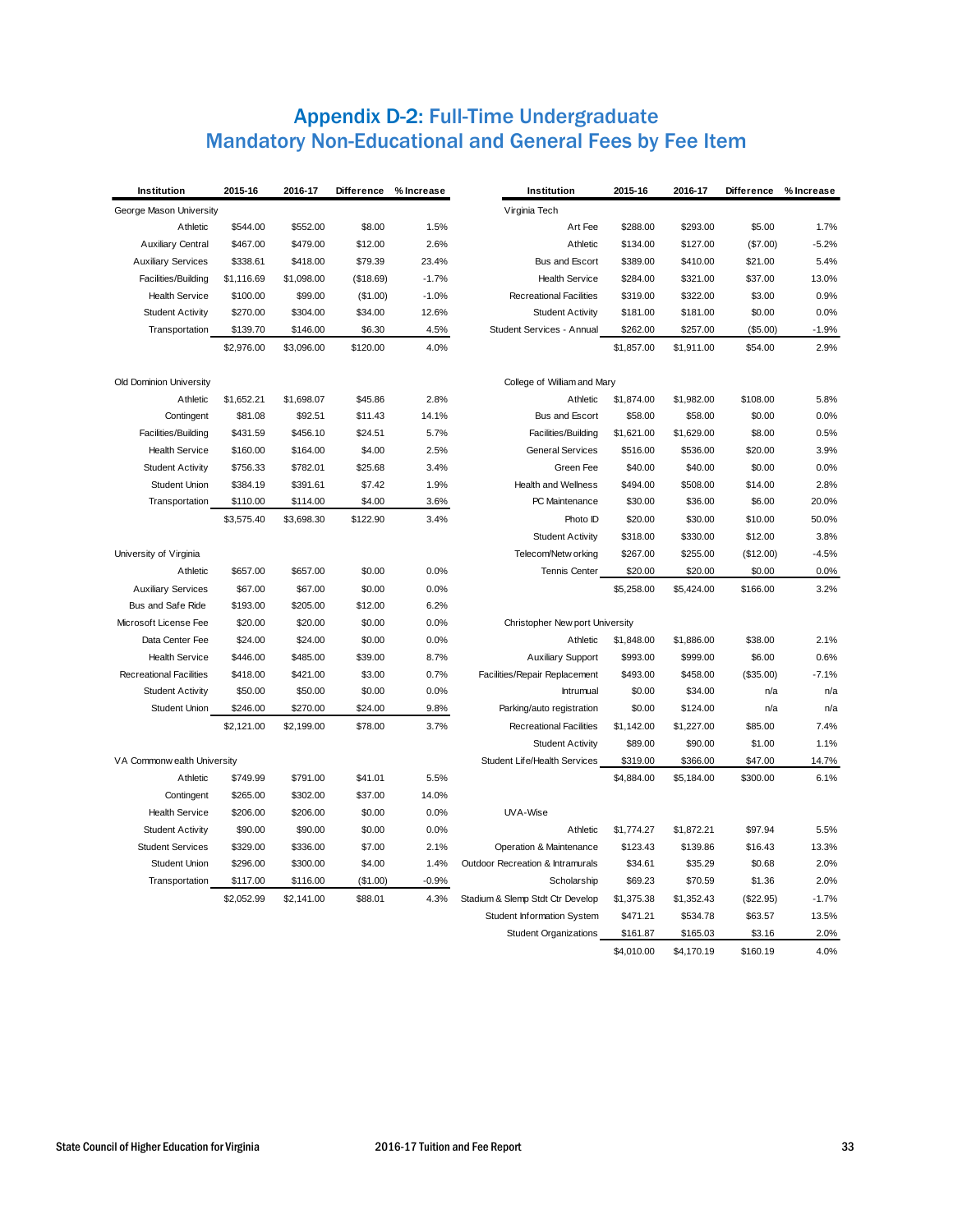# Appendix D-2: Full-Time Undergraduate Mandatory Non-Educational and General Fees by Fee Item

| Institution | 2015-16 | 2016-17 | Difference | % Increase |
|---|---|---|---|---|
| **George Mason University** | | | | |
| Athletic | $544.00 | $552.00 | $8.00 | 1.5% |
| Auxiliary Central | $467.00 | $479.00 | $12.00 | 2.6% |
| Auxiliary Services | $338.61 | $418.00 | $79.39 | 23.4% |
| Facilities/Building | $1,116.69 | $1,098.00 | ($18.69) | -1.7% |
| Health Service | $100.00 | $99.00 | ($1.00) | -1.0% |
| Student Activity | $270.00 | $304.00 | $34.00 | 12.6% |
| Transportation | $139.70 | $146.00 | $6.30 | 4.5% |
| | $2,976.00 | $3,096.00 | $120.00 | 4.0% |
| **Old Dominion University** | | | | |
| Athletic | $1,652.21 | $1,698.07 | $45.86 | 2.8% |
| Contingent | $81.08 | $92.51 | $11.43 | 14.1% |
| Facilities/Building | $431.59 | $456.10 | $24.51 | 5.7% |
| Health Service | $160.00 | $164.00 | $4.00 | 2.5% |
| Student Activity | $756.33 | $782.01 | $25.68 | 3.4% |
| Student Union | $384.19 | $391.61 | $7.42 | 1.9% |
| Transportation | $110.00 | $114.00 | $4.00 | 3.6% |
| | $3,575.40 | $3,698.30 | $122.90 | 3.4% |
| **University of Virginia** | | | | |
| Athletic | $657.00 | $657.00 | $0.00 | 0.0% |
| Auxiliary Services | $67.00 | $67.00 | $0.00 | 0.0% |
| Bus and Safe Ride | $193.00 | $205.00 | $12.00 | 6.2% |
| Microsoft License Fee | $20.00 | $20.00 | $0.00 | 0.0% |
| Data Center Fee | $24.00 | $24.00 | $0.00 | 0.0% |
| Health Service | $446.00 | $485.00 | $39.00 | 8.7% |
| Recreational Facilities | $418.00 | $421.00 | $3.00 | 0.7% |
| Student Activity | $50.00 | $50.00 | $0.00 | 0.0% |
| Student Union | $246.00 | $270.00 | $24.00 | 9.8% |
| | $2,121.00 | $2,199.00 | $78.00 | 3.7% |
| **VA Commonwealth University** | | | | |
| Athletic | $749.99 | $791.00 | $41.01 | 5.5% |
| Contingent | $265.00 | $302.00 | $37.00 | 14.0% |
| Health Service | $206.00 | $206.00 | $0.00 | 0.0% |
| Student Activity | $90.00 | $90.00 | $0.00 | 0.0% |
| Student Services | $329.00 | $336.00 | $7.00 | 2.1% |
| Student Union | $296.00 | $300.00 | $4.00 | 1.4% |
| Transportation | $117.00 | $116.00 | ($1.00) | -0.9% |
| | $2,052.99 | $2,141.00 | $88.01 | 4.3% |

| Institution | 2015-16 | 2016-17 | Difference | % Increase |
|---|---|---|---|---|
| **Virginia Tech** | | | | |
| Art Fee | $288.00 | $293.00 | $5.00 | 1.7% |
| Athletic | $134.00 | $127.00 | ($7.00) | -5.2% |
| Bus and Escort | $389.00 | $410.00 | $21.00 | 5.4% |
| Health Service | $284.00 | $321.00 | $37.00 | 13.0% |
| Recreational Facilities | $319.00 | $322.00 | $3.00 | 0.9% |
| Student Activity | $181.00 | $181.00 | $0.00 | 0.0% |
| Student Services - Annual | $262.00 | $257.00 | ($5.00) | -1.9% |
| | $1,857.00 | $1,911.00 | $54.00 | 2.9% |
| **College of William and Mary** | | | | |
| Athletic | $1,874.00 | $1,982.00 | $108.00 | 5.8% |
| Bus and Escort | $58.00 | $58.00 | $0.00 | 0.0% |
| Facilities/Building | $1,621.00 | $1,629.00 | $8.00 | 0.5% |
| General Services | $516.00 | $536.00 | $20.00 | 3.9% |
| Green Fee | $40.00 | $40.00 | $0.00 | 0.0% |
| Health and Wellness | $494.00 | $508.00 | $14.00 | 2.8% |
| PC Maintenance | $30.00 | $36.00 | $6.00 | 20.0% |
| Photo ID | $20.00 | $30.00 | $10.00 | 50.0% |
| Student Activity | $318.00 | $330.00 | $12.00 | 3.8% |
| Telecom/Networking | $267.00 | $255.00 | ($12.00) | -4.5% |
| Tennis Center | $20.00 | $20.00 | $0.00 | 0.0% |
| | $5,258.00 | $5,424.00 | $166.00 | 3.2% |
| **Christopher Newport University** | | | | |
| Athletic | $1,848.00 | $1,886.00 | $38.00 | 2.1% |
| Auxiliary Support | $993.00 | $999.00 | $6.00 | 0.6% |
| Facilities/Repair Replacement | $493.00 | $458.00 | ($35.00) | -7.1% |
| Intrumual | $0.00 | $34.00 | n/a | n/a |
| Parking/auto registration | $0.00 | $124.00 | n/a | n/a |
| Recreational Facilities | $1,142.00 | $1,227.00 | $85.00 | 7.4% |
| Student Activity | $89.00 | $90.00 | $1.00 | 1.1% |
| Student Life/Health Services | $319.00 | $366.00 | $47.00 | 14.7% |
| | $4,884.00 | $5,184.00 | $300.00 | 6.1% |
| **UVA-Wise** | | | | |
| Athletic | $1,774.27 | $1,872.21 | $97.94 | 5.5% |
| Operation & Maintenance | $123.43 | $139.86 | $16.43 | 13.3% |
| Outdoor Recreation & Intramurals | $34.61 | $35.29 | $0.68 | 2.0% |
| Scholarship | $69.23 | $70.59 | $1.36 | 2.0% |
| Stadium & Slemp Stdt Ctr Develop | $1,375.38 | $1,352.43 | ($22.95) | -1.7% |
| Student Information System | $471.21 | $534.78 | $63.57 | 13.5% |
| Student Organizations | $161.87 | $165.03 | $3.16 | 2.0% |
| | $4,010.00 | $4,170.19 | $160.19 | 4.0% |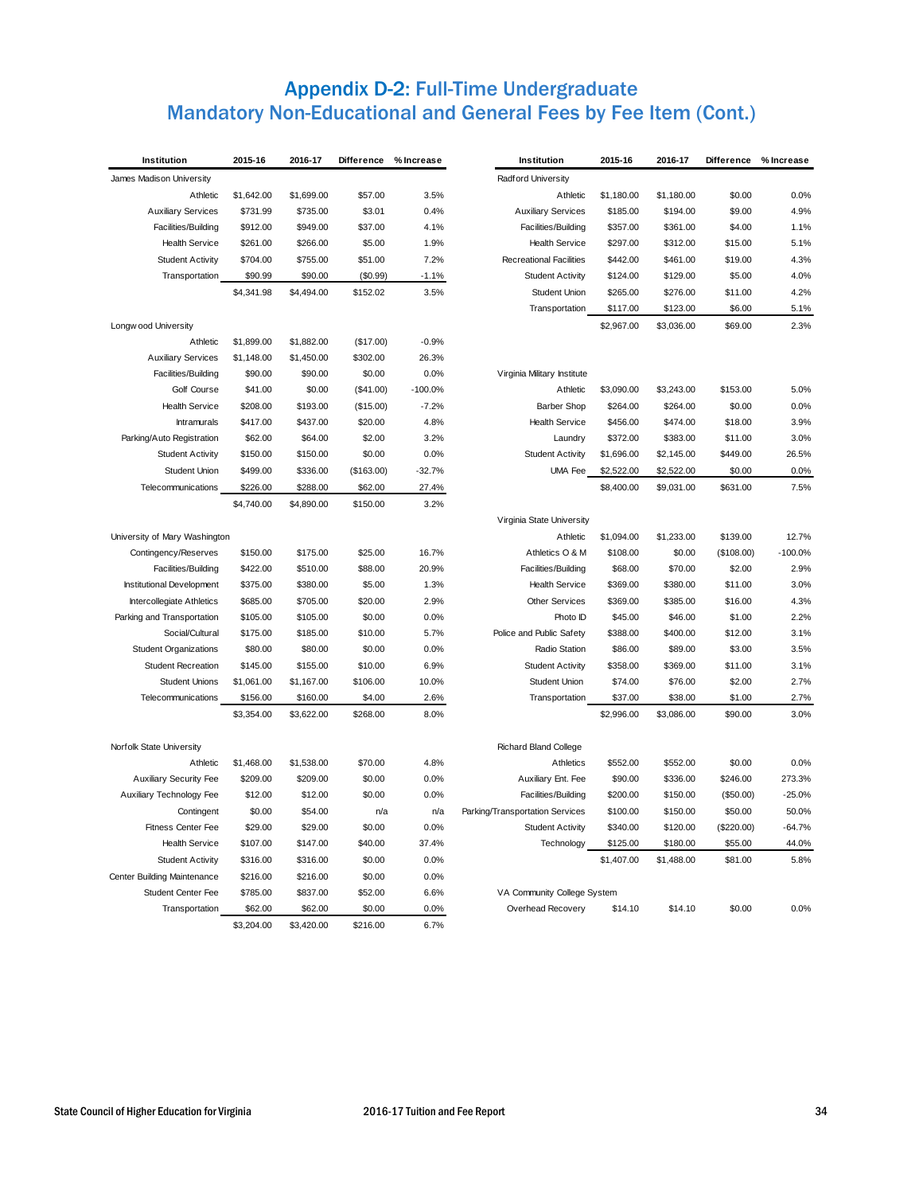# Appendix D-2: Full-Time Undergraduate Mandatory Non-Educational and General Fees by Fee Item (Cont.)

| Institution | 2015-16 | 2016-17 | Difference | % Increase |
|---|---|---|---|---|
| James Madison University | | | | |
| Athletic | $1,642.00 | $1,699.00 | $57.00 | 3.5% |
| Auxiliary Services | $731.99 | $735.00 | $3.01 | 0.4% |
| Facilities/Building | $912.00 | $949.00 | $37.00 | 4.1% |
| Health Service | $261.00 | $266.00 | $5.00 | 1.9% |
| Student Activity | $704.00 | $755.00 | $51.00 | 7.2% |
| Transportation | $90.99 | $90.00 | ($0.99) | -1.1% |
| | $4,341.98 | $4,494.00 | $152.02 | 3.5% |
| Longwood University | | | | |
| Athletic | $1,899.00 | $1,882.00 | ($17.00) | -0.9% |
| Auxiliary Services | $1,148.00 | $1,450.00 | $302.00 | 26.3% |
| Facilities/Building | $90.00 | $90.00 | $0.00 | 0.0% |
| Golf Course | $41.00 | $0.00 | ($41.00) | -100.0% |
| Health Service | $208.00 | $193.00 | ($15.00) | -7.2% |
| Intramurals | $417.00 | $437.00 | $20.00 | 4.8% |
| Parking/Auto Registration | $62.00 | $64.00 | $2.00 | 3.2% |
| Student Activity | $150.00 | $150.00 | $0.00 | 0.0% |
| Student Union | $499.00 | $336.00 | ($163.00) | -32.7% |
| Telecommunications | $226.00 | $288.00 | $62.00 | 27.4% |
| | $4,740.00 | $4,890.00 | $150.00 | 3.2% |
| University of Mary Washington | | | | |
| Contingency/Reserves | $150.00 | $175.00 | $25.00 | 16.7% |
| Facilities/Building | $422.00 | $510.00 | $88.00 | 20.9% |
| Institutional Development | $375.00 | $380.00 | $5.00 | 1.3% |
| Intercollegiate Athletics | $685.00 | $705.00 | $20.00 | 2.9% |
| Parking and Transportation | $105.00 | $105.00 | $0.00 | 0.0% |
| Social/Cultural | $175.00 | $185.00 | $10.00 | 5.7% |
| Student Organizations | $80.00 | $80.00 | $0.00 | 0.0% |
| Student Recreation | $145.00 | $155.00 | $10.00 | 6.9% |
| Student Unions | $1,061.00 | $1,167.00 | $106.00 | 10.0% |
| Telecommunications | $156.00 | $160.00 | $4.00 | 2.6% |
| | $3,354.00 | $3,622.00 | $268.00 | 8.0% |
| Norfolk State University | | | | |
| Athletic | $1,468.00 | $1,538.00 | $70.00 | 4.8% |
| Auxiliary Security Fee | $209.00 | $209.00 | $0.00 | 0.0% |
| Auxiliary Technology Fee | $12.00 | $12.00 | $0.00 | 0.0% |
| Contingent | $0.00 | $54.00 | n/a | n/a |
| Fitness Center Fee | $29.00 | $29.00 | $0.00 | 0.0% |
| Health Service | $107.00 | $147.00 | $40.00 | 37.4% |
| Student Activity | $316.00 | $316.00 | $0.00 | 0.0% |
| Center Building Maintenance | $216.00 | $216.00 | $0.00 | 0.0% |
| Student Center Fee | $785.00 | $837.00 | $52.00 | 6.6% |
| Transportation | $62.00 | $62.00 | $0.00 | 0.0% |
| | $3,204.00 | $3,420.00 | $216.00 | 6.7% |

| Institution | 2015-16 | 2016-17 | Difference | % Increase |
|---|---|---|---|---|
| Radford University | | | | |
| Athletic | $1,180.00 | $1,180.00 | $0.00 | 0.0% |
| Auxiliary Services | $185.00 | $194.00 | $9.00 | 4.9% |
| Facilities/Building | $357.00 | $361.00 | $4.00 | 1.1% |
| Health Service | $297.00 | $312.00 | $15.00 | 5.1% |
| Recreational Facilities | $442.00 | $461.00 | $19.00 | 4.3% |
| Student Activity | $124.00 | $129.00 | $5.00 | 4.0% |
| Student Union | $265.00 | $276.00 | $11.00 | 4.2% |
| Transportation | $117.00 | $123.00 | $6.00 | 5.1% |
| | $2,967.00 | $3,036.00 | $69.00 | 2.3% |
| Virginia Military Institute | | | | |
| Athletic | $3,090.00 | $3,243.00 | $153.00 | 5.0% |
| Barber Shop | $264.00 | $264.00 | $0.00 | 0.0% |
| Health Service | $456.00 | $474.00 | $18.00 | 3.9% |
| Laundry | $372.00 | $383.00 | $11.00 | 3.0% |
| Student Activity | $1,696.00 | $2,145.00 | $449.00 | 26.5% |
| UMA Fee | $2,522.00 | $2,522.00 | $0.00 | 0.0% |
| | $8,400.00 | $9,031.00 | $631.00 | 7.5% |
| Virginia State University | | | | |
| Athletic | $1,094.00 | $1,233.00 | $139.00 | 12.7% |
| Athletics O & M | $108.00 | $0.00 | ($108.00) | -100.0% |
| Facilities/Building | $68.00 | $70.00 | $2.00 | 2.9% |
| Health Service | $369.00 | $380.00 | $11.00 | 3.0% |
| Other Services | $369.00 | $385.00 | $16.00 | 4.3% |
| Photo ID | $45.00 | $46.00 | $1.00 | 2.2% |
| Police and Public Safety | $388.00 | $400.00 | $12.00 | 3.1% |
| Radio Station | $86.00 | $89.00 | $3.00 | 3.5% |
| Student Activity | $358.00 | $369.00 | $11.00 | 3.1% |
| Student Union | $74.00 | $76.00 | $2.00 | 2.7% |
| Transportation | $37.00 | $38.00 | $1.00 | 2.7% |
| | $2,996.00 | $3,086.00 | $90.00 | 3.0% |
| Richard Bland College | | | | |
| Athletics | $552.00 | $552.00 | $0.00 | 0.0% |
| Auxiliary Ent. Fee | $90.00 | $336.00 | $246.00 | 273.3% |
| Facilities/Building | $200.00 | $150.00 | ($50.00) | -25.0% |
| Parking/Transportation Services | $100.00 | $150.00 | $50.00 | 50.0% |
| Student Activity | $340.00 | $120.00 | ($220.00) | -64.7% |
| Technology | $125.00 | $180.00 | $55.00 | 44.0% |
| | $1,407.00 | $1,488.00 | $81.00 | 5.8% |
| VA Community College System | | | | |
| Overhead Recovery | $14.10 | $14.10 | $0.00 | 0.0% |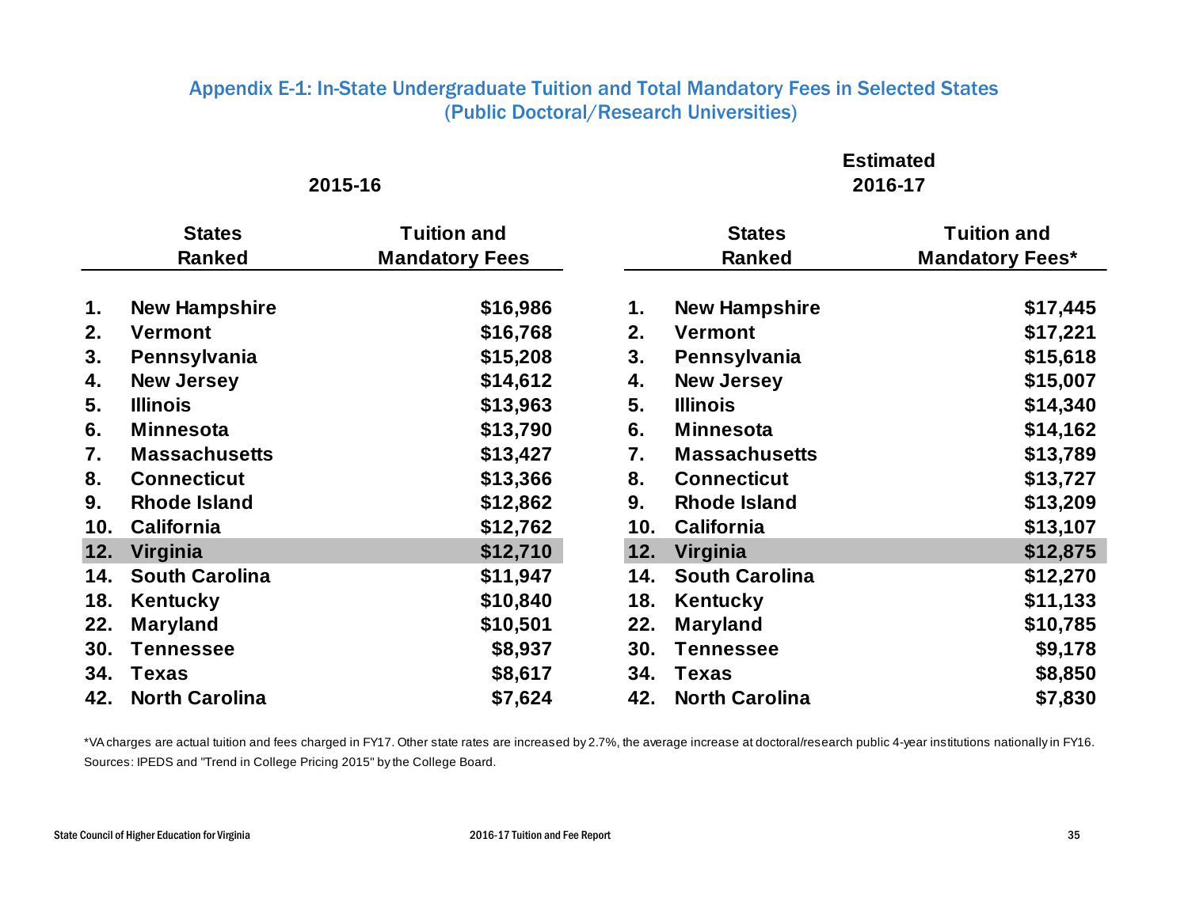## Appendix E-1: In-State Undergraduate Tuition and Total Mandatory Fees in Selected States (Public Doctoral/Research Universities)

| 2015-16 | | | Estimated 2016-17 | | |
|---|---|---|---|---|---|
| | States Ranked | Tuition and Mandatory Fees | | States Ranked | Tuition and Mandatory Fees* |
| 1. | New Hampshire | $16,986 | 1. | New Hampshire | $17,445 |
| 2. | Vermont | $16,768 | 2. | Vermont | $17,221 |
| 3. | Pennsylvania | $15,208 | 3. | Pennsylvania | $15,618 |
| 4. | New Jersey | $14,612 | 4. | New Jersey | $15,007 |
| 5. | Illinois | $13,963 | 5. | Illinois | $14,340 |
| 6. | Minnesota | $13,790 | 6. | Minnesota | $14,162 |
| 7. | Massachusetts | $13,427 | 7. | Massachusetts | $13,789 |
| 8. | Connecticut | $13,366 | 8. | Connecticut | $13,727 |
| 9. | Rhode Island | $12,862 | 9. | Rhode Island | $13,209 |
| 10. | California | $12,762 | 10. | California | $13,107 |
| 12. | Virginia | $12,710 | 12. | Virginia | $12,875 |
| 14. | South Carolina | $11,947 | 14. | South Carolina | $12,270 |
| 18. | Kentucky | $10,840 | 18. | Kentucky | $11,133 |
| 22. | Maryland | $10,501 | 22. | Maryland | $10,785 |
| 30. | Tennessee | $8,937 | 30. | Tennessee | $9,178 |
| 34. | Texas | $8,617 | 34. | Texas | $8,850 |
| 42. | North Carolina | $7,624 | 42. | North Carolina | $7,830 |

*VA charges are actual tuition and fees charged in FY17. Other state rates are increased by 2.7%, the average increase at doctoral/research public 4-year institutions nationally in FY16.

Sources: IPEDS and "Trend in College Pricing 2015" by the College Board.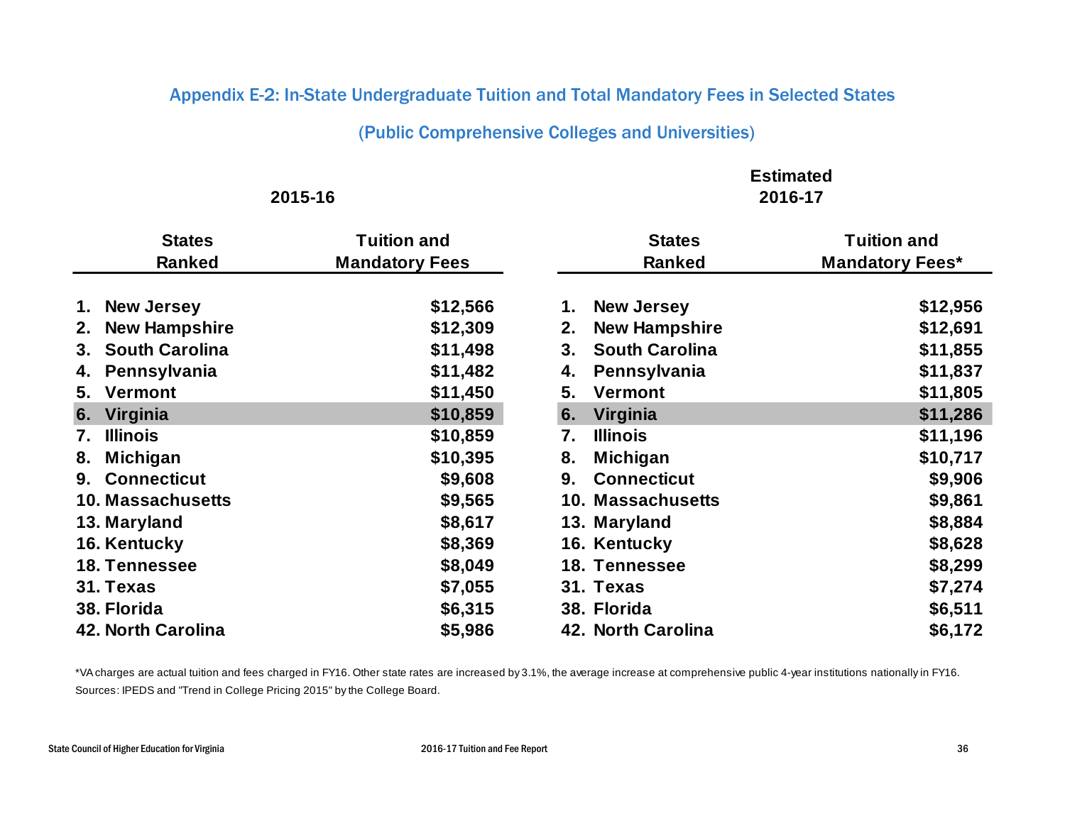## Appendix E-2: In-State Undergraduate Tuition and Total Mandatory Fees in Selected States

### (Public Comprehensive Colleges and Universities)

| 2015-16 States Ranked | 2015-16 Tuition and Mandatory Fees | Estimated 2016-17 States Ranked | Estimated 2016-17 Tuition and Mandatory Fees* |
|---|---|---|---|
| 1. New Jersey | $12,566 | 1. New Jersey | $12,956 |
| 2. New Hampshire | $12,309 | 2. New Hampshire | $12,691 |
| 3. South Carolina | $11,498 | 3. South Carolina | $11,855 |
| 4. Pennsylvania | $11,482 | 4. Pennsylvania | $11,837 |
| 5. Vermont | $11,450 | 5. Vermont | $11,805 |
| 6. Virginia | $10,859 | 6. Virginia | $11,286 |
| 7. Illinois | $10,859 | 7. Illinois | $11,196 |
| 8. Michigan | $10,395 | 8. Michigan | $10,717 |
| 9. Connecticut | $9,608 | 9. Connecticut | $9,906 |
| 10. Massachusetts | $9,565 | 10. Massachusetts | $9,861 |
| 13. Maryland | $8,617 | 13. Maryland | $8,884 |
| 16. Kentucky | $8,369 | 16. Kentucky | $8,628 |
| 18. Tennessee | $8,049 | 18. Tennessee | $8,299 |
| 31. Texas | $7,055 | 31. Texas | $7,274 |
| 38. Florida | $6,315 | 38. Florida | $6,511 |
| 42. North Carolina | $5,986 | 42. North Carolina | $6,172 |

*VA charges are actual tuition and fees charged in FY16. Other state rates are increased by 3.1%, the average increase at comprehensive public 4-year institutions nationally in FY16.

Sources: IPEDS and "Trend in College Pricing 2015" by the College Board.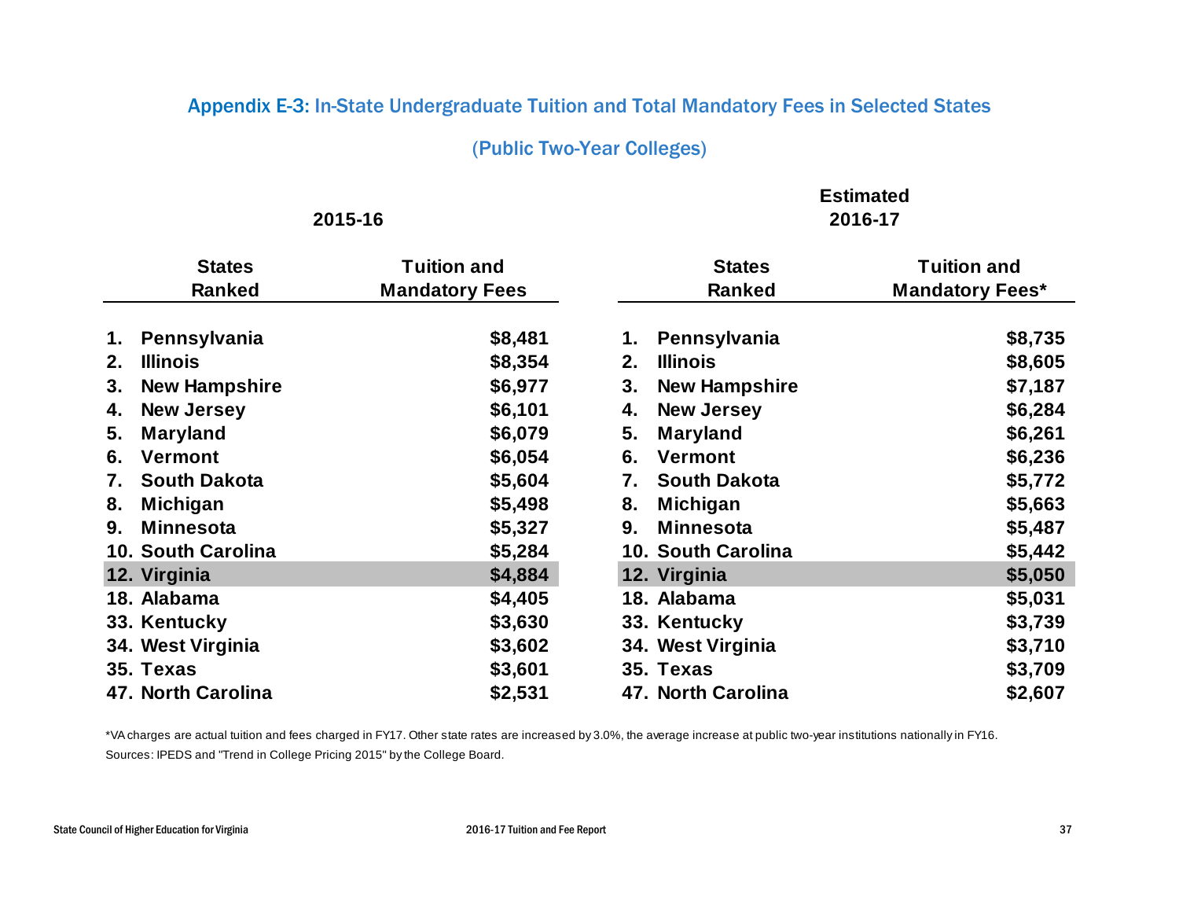## Appendix E-3: In-State Undergraduate Tuition and Total Mandatory Fees in Selected States

### (Public Two-Year Colleges)

| 2015-16 States Ranked | 2015-16 Tuition and Mandatory Fees | Estimated 2016-17 States Ranked | Estimated 2016-17 Tuition and Mandatory Fees* |
|---|---|---|---|
| 1. Pennsylvania | $8,481 | 1. Pennsylvania | $8,735 |
| 2. Illinois | $8,354 | 2. Illinois | $8,605 |
| 3. New Hampshire | $6,977 | 3. New Hampshire | $7,187 |
| 4. New Jersey | $6,101 | 4. New Jersey | $6,284 |
| 5. Maryland | $6,079 | 5. Maryland | $6,261 |
| 6. Vermont | $6,054 | 6. Vermont | $6,236 |
| 7. South Dakota | $5,604 | 7. South Dakota | $5,772 |
| 8. Michigan | $5,498 | 8. Michigan | $5,663 |
| 9. Minnesota | $5,327 | 9. Minnesota | $5,487 |
| 10. South Carolina | $5,284 | 10. South Carolina | $5,442 |
| 12. Virginia | $4,884 | 12. Virginia | $5,050 |
| 18. Alabama | $4,405 | 18. Alabama | $5,031 |
| 33. Kentucky | $3,630 | 33. Kentucky | $3,739 |
| 34. West Virginia | $3,602 | 34. West Virginia | $3,710 |
| 35. Texas | $3,601 | 35. Texas | $3,709 |
| 47. North Carolina | $2,531 | 47. North Carolina | $2,607 |

*VA charges are actual tuition and fees charged in FY17. Other state rates are increased by 3.0%, the average increase at public two-year institutions nationally in FY16.

Sources: IPEDS and "Trend in College Pricing 2015" by the College Board.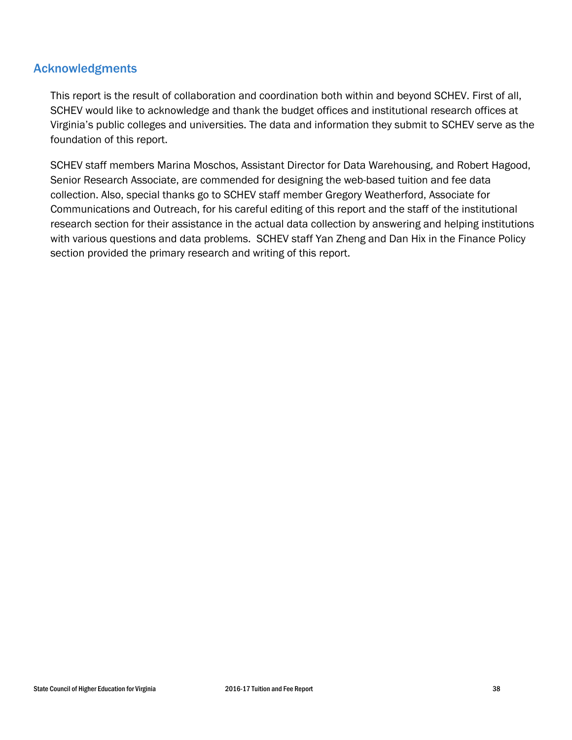## Acknowledgments

This report is the result of collaboration and coordination both within and beyond SCHEV. First of all, SCHEV would like to acknowledge and thank the budget offices and institutional research offices at Virginia's public colleges and universities. The data and information they submit to SCHEV serve as the foundation of this report.

SCHEV staff members Marina Moschos, Assistant Director for Data Warehousing, and Robert Hagood, Senior Research Associate, are commended for designing the web-based tuition and fee data collection. Also, special thanks go to SCHEV staff member Gregory Weatherford, Associate for Communications and Outreach, for his careful editing of this report and the staff of the institutional research section for their assistance in the actual data collection by answering and helping institutions with various questions and data problems. SCHEV staff Yan Zheng and Dan Hix in the Finance Policy section provided the primary research and writing of this report.